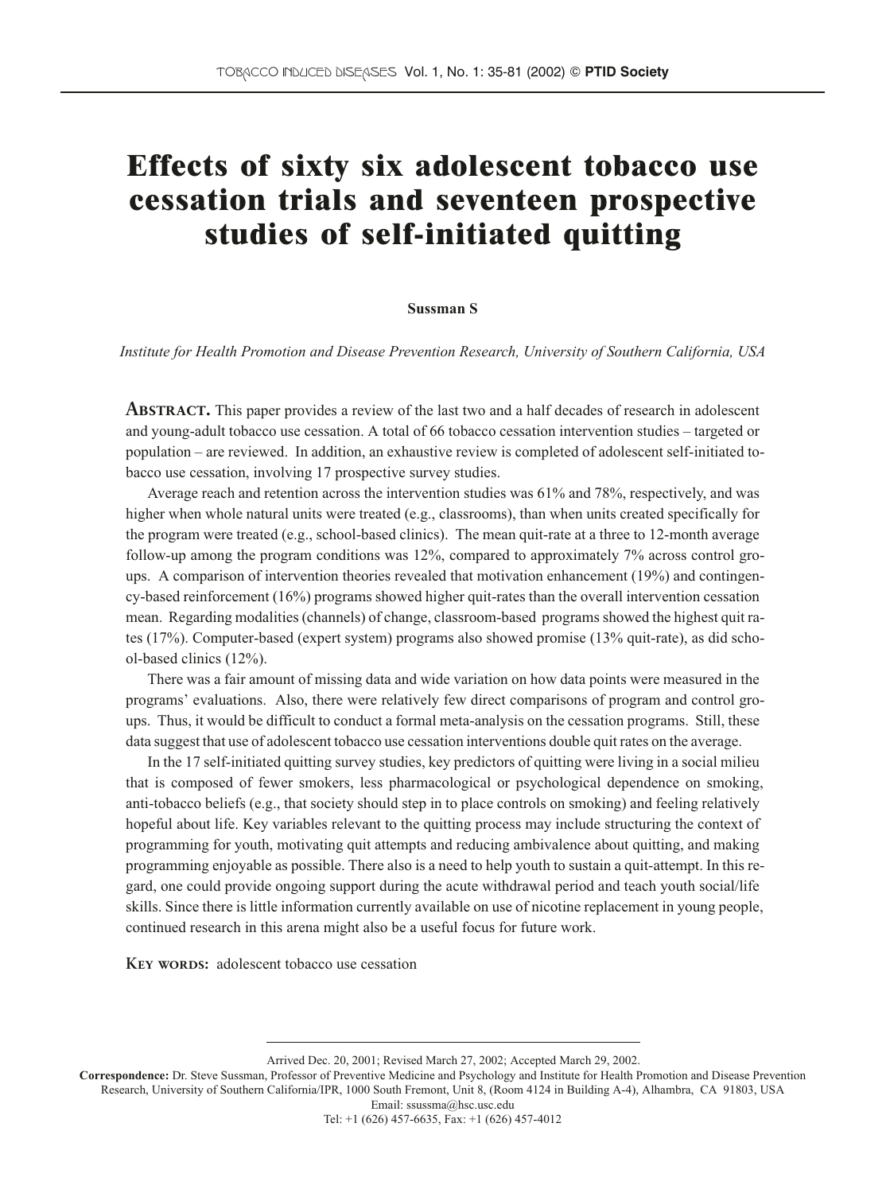# Effects of sixty six adolescent tobacco use cessation trials and seventeen prospective studies of self-initiated quitting

**Sussman S**

*Institute for Health Promotion and Disease Prevention Research, University of Southern California, USA*

**ABSTRACT.** This paper provides a review of the last two and a half decades of research in adolescent and young-adult tobacco use cessation. A total of 66 tobacco cessation intervention studies – targeted or population – are reviewed. In addition, an exhaustive review is completed of adolescent self-initiated tobacco use cessation, involving 17 prospective survey studies.

Average reach and retention across the intervention studies was 61% and 78%, respectively, and was higher when whole natural units were treated (e.g., classrooms), than when units created specifically for the program were treated (e.g., school-based clinics). The mean quit-rate at a three to 12-month average follow-up among the program conditions was 12%, compared to approximately 7% across control groups. A comparison of intervention theories revealed that motivation enhancement (19%) and contingency-based reinforcement (16%) programs showed higher quit-rates than the overall intervention cessation mean. Regarding modalities (channels) of change, classroom-based programs showed the highest quit rates (17%). Computer-based (expert system) programs also showed promise (13% quit-rate), as did school-based clinics (12%).

There was a fair amount of missing data and wide variation on how data points were measured in the programs' evaluations. Also, there were relatively few direct comparisons of program and control groups. Thus, it would be difficult to conduct a formal meta-analysis on the cessation programs. Still, these data suggest that use of adolescent tobacco use cessation interventions double quit rates on the average.

In the 17 self-initiated quitting survey studies, key predictors of quitting were living in a social milieu that is composed of fewer smokers, less pharmacological or psychological dependence on smoking, anti-tobacco beliefs (e.g., that society should step in to place controls on smoking) and feeling relatively hopeful about life. Key variables relevant to the quitting process may include structuring the context of programming for youth, motivating quit attempts and reducing ambivalence about quitting, and making programming enjoyable as possible. There also is a need to help youth to sustain a quit-attempt. In this regard, one could provide ongoing support during the acute withdrawal period and teach youth social/life skills. Since there is little information currently available on use of nicotine replacement in young people, continued research in this arena might also be a useful focus for future work.

**KEY WORDS:** adolescent tobacco use cessation

---

Arrived Dec. 20, 2001; Revised March 27, 2002; Accepted March 29, 2002.

**Correspondence:** Dr. Steve Sussman, Professor of Preventive Medicine and Psychology and Institute for Health Promotion and Disease Prevention Research, University of Southern California/IPR, 1000 South Fremont, Unit 8, (Room 4124 in Building A-4), Alhambra, CA 91803, USA
Email: ssussma@hsc.usc.edu
Tel: +1 (626) 457-6635, Fax: +1 (626) 457-4012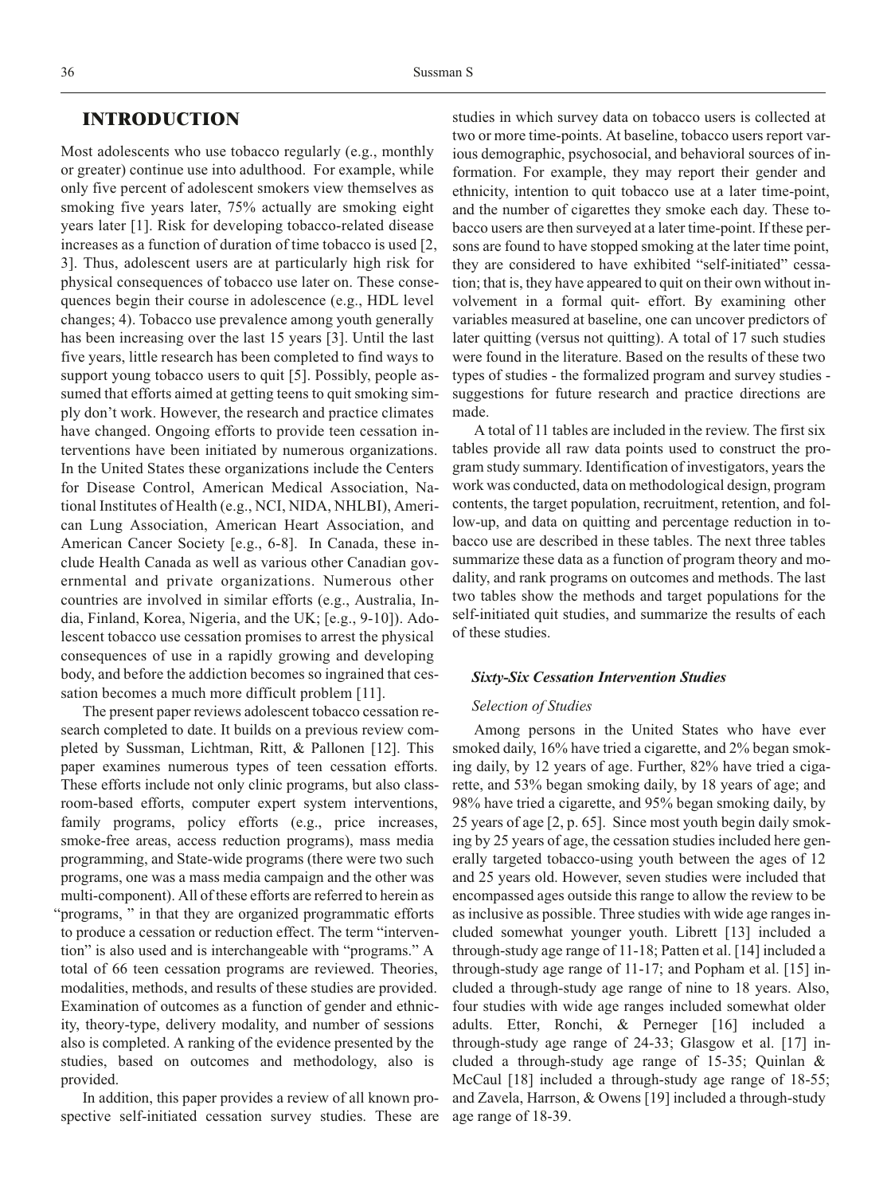## INTRODUCTION

Most adolescents who use tobacco regularly (e.g., monthly or greater) continue use into adulthood. For example, while only five percent of adolescent smokers view themselves as smoking five years later, 75% actually are smoking eight years later [1]. Risk for developing tobacco-related disease increases as a function of duration of time tobacco is used [2, 3]. Thus, adolescent users are at particularly high risk for physical consequences of tobacco use later on. These consequences begin their course in adolescence (e.g., HDL level changes; 4). Tobacco use prevalence among youth generally has been increasing over the last 15 years [3]. Until the last five years, little research has been completed to find ways to support young tobacco users to quit [5]. Possibly, people assumed that efforts aimed at getting teens to quit smoking simply don't work. However, the research and practice climates have changed. Ongoing efforts to provide teen cessation interventions have been initiated by numerous organizations. In the United States these organizations include the Centers for Disease Control, American Medical Association, National Institutes of Health (e.g., NCI, NIDA, NHLBI), American Lung Association, American Heart Association, and American Cancer Society [e.g., 6-8]. In Canada, these include Health Canada as well as various other Canadian governmental and private organizations. Numerous other countries are involved in similar efforts (e.g., Australia, India, Finland, Korea, Nigeria, and the UK; [e.g., 9-10]). Adolescent tobacco use cessation promises to arrest the physical consequences of use in a rapidly growing and developing body, and before the addiction becomes so ingrained that cessation becomes a much more difficult problem [11].

The present paper reviews adolescent tobacco cessation research completed to date. It builds on a previous review completed by Sussman, Lichtman, Ritt, & Pallonen [12]. This paper examines numerous types of teen cessation efforts. These efforts include not only clinic programs, but also classroom-based efforts, computer expert system interventions, family programs, policy efforts (e.g., price increases, smoke-free areas, access reduction programs), mass media programming, and State-wide programs (there were two such programs, one was a mass media campaign and the other was multi-component). All of these efforts are referred to herein as "programs, " in that they are organized programmatic efforts to produce a cessation or reduction effect. The term "intervention" is also used and is interchangeable with "programs." A total of 66 teen cessation programs are reviewed. Theories, modalities, methods, and results of these studies are provided. Examination of outcomes as a function of gender and ethnicity, theory-type, delivery modality, and number of sessions also is completed. A ranking of the evidence presented by the studies, based on outcomes and methodology, also is provided.

In addition, this paper provides a review of all known prospective self-initiated cessation survey studies. These are studies in which survey data on tobacco users is collected at two or more time-points. At baseline, tobacco users report various demographic, psychosocial, and behavioral sources of information. For example, they may report their gender and ethnicity, intention to quit tobacco use at a later time-point, and the number of cigarettes they smoke each day. These tobacco users are then surveyed at a later time-point. If these persons are found to have stopped smoking at the later time point, they are considered to have exhibited "self-initiated" cessation; that is, they have appeared to quit on their own without involvement in a formal quit- effort. By examining other variables measured at baseline, one can uncover predictors of later quitting (versus not quitting). A total of 17 such studies were found in the literature. Based on the results of these two types of studies - the formalized program and survey studies - suggestions for future research and practice directions are made.

A total of 11 tables are included in the review. The first six tables provide all raw data points used to construct the program study summary. Identification of investigators, years the work was conducted, data on methodological design, program contents, the target population, recruitment, retention, and follow-up, and data on quitting and percentage reduction in tobacco use are described in these tables. The next three tables summarize these data as a function of program theory and modality, and rank programs on outcomes and methods. The last two tables show the methods and target populations for the self-initiated quit studies, and summarize the results of each of these studies.

### *Sixty-Six Cessation Intervention Studies*

#### *Selection of Studies*

Among persons in the United States who have ever smoked daily, 16% have tried a cigarette, and 2% began smoking daily, by 12 years of age. Further, 82% have tried a cigarette, and 53% began smoking daily, by 18 years of age; and 98% have tried a cigarette, and 95% began smoking daily, by 25 years of age [2, p. 65]. Since most youth begin daily smoking by 25 years of age, the cessation studies included here generally targeted tobacco-using youth between the ages of 12 and 25 years old. However, seven studies were included that encompassed ages outside this range to allow the review to be as inclusive as possible. Three studies with wide age ranges included somewhat younger youth. Librett [13] included a through-study age range of 11-18; Patten et al. [14] included a through-study age range of 11-17; and Popham et al. [15] included a through-study age range of nine to 18 years. Also, four studies with wide age ranges included somewhat older adults. Etter, Ronchi, & Perneger [16] included a through-study age range of 24-33; Glasgow et al. [17] included a through-study age range of 15-35; Quinlan & McCaul [18] included a through-study age range of 18-55; and Zavela, Harrson, & Owens [19] included a through-study age range of 18-39.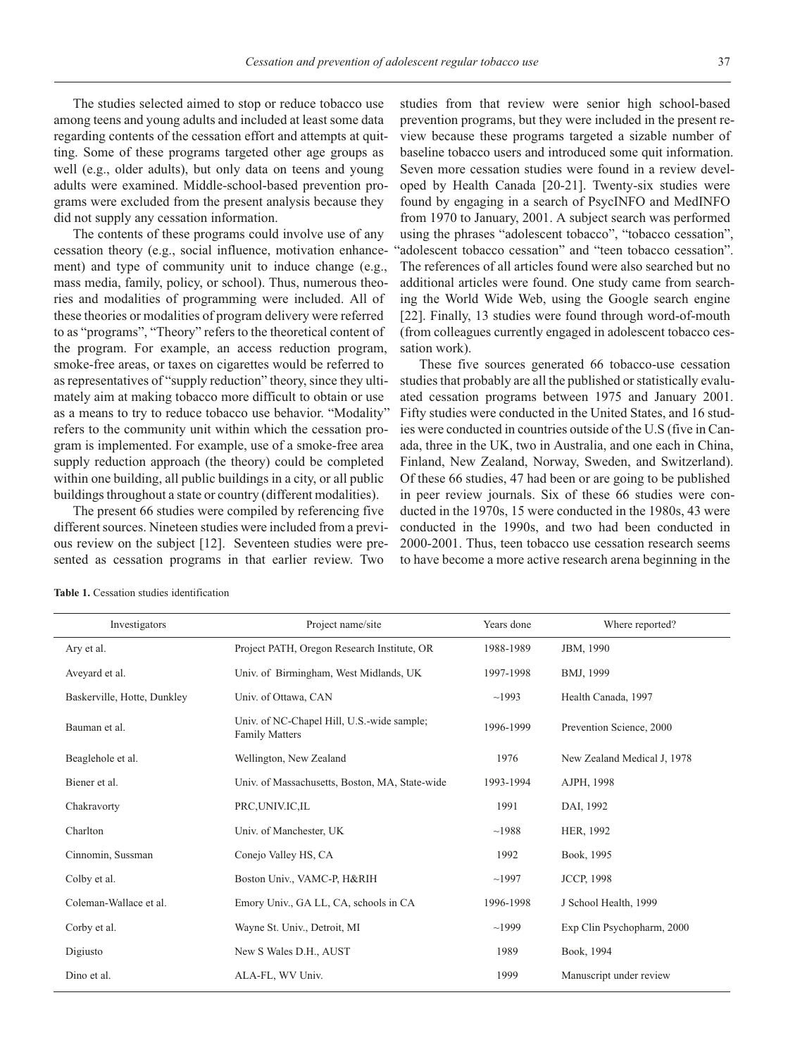The studies selected aimed to stop or reduce tobacco use among teens and young adults and included at least some data regarding contents of the cessation effort and attempts at quitting. Some of these programs targeted other age groups as well (e.g., older adults), but only data on teens and young adults were examined. Middle-school-based prevention programs were excluded from the present analysis because they did not supply any cessation information.

The contents of these programs could involve use of any cessation theory (e.g., social influence, motivation enhancement) and type of community unit to induce change (e.g., mass media, family, policy, or school). Thus, numerous theories and modalities of programming were included. All of these theories or modalities of program delivery were referred to as "programs", "Theory" refers to the theoretical content of the program. For example, an access reduction program, smoke-free areas, or taxes on cigarettes would be referred to as representatives of "supply reduction" theory, since they ultimately aim at making tobacco more difficult to obtain or use as a means to try to reduce tobacco use behavior. "Modality" refers to the community unit within which the cessation program is implemented. For example, use of a smoke-free area supply reduction approach (the theory) could be completed within one building, all public buildings in a city, or all public buildings throughout a state or country (different modalities).

The present 66 studies were compiled by referencing five different sources. Nineteen studies were included from a previous review on the subject [12]. Seventeen studies were presented as cessation programs in that earlier review. Two studies from that review were senior high school-based prevention programs, but they were included in the present review because these programs targeted a sizable number of baseline tobacco users and introduced some quit information. Seven more cessation studies were found in a review developed by Health Canada [20-21]. Twenty-six studies were found by engaging in a search of PsycINFO and MedINFO from 1970 to January, 2001. A subject search was performed using the phrases "adolescent tobacco", "tobacco cessation", "adolescent tobacco cessation" and "teen tobacco cessation". The references of all articles found were also searched but no additional articles were found. One study came from searching the World Wide Web, using the Google search engine [22]. Finally, 13 studies were found through word-of-mouth (from colleagues currently engaged in adolescent tobacco cessation work).

These five sources generated 66 tobacco-use cessation studies that probably are all the published or statistically evaluated cessation programs between 1975 and January 2001. Fifty studies were conducted in the United States, and 16 studies were conducted in countries outside of the U.S (five in Canada, three in the UK, two in Australia, and one each in China, Finland, New Zealand, Norway, Sweden, and Switzerland). Of these 66 studies, 47 had been or are going to be published in peer review journals. Six of these 66 studies were conducted in the 1970s, 15 were conducted in the 1980s, 43 were conducted in the 1990s, and two had been conducted in 2000-2001. Thus, teen tobacco use cessation research seems to have become a more active research arena beginning in the

**Table 1.** Cessation studies identification

| Investigators | Project name/site | Years done | Where reported? |
|---|---|---|---|
| Ary et al. | Project PATH, Oregon Research Institute, OR | 1988-1989 | JBM, 1990 |
| Aveyard et al. | Univ. of Birmingham, West Midlands, UK | 1997-1998 | BMJ, 1999 |
| Baskerville, Hotte, Dunkley | Univ. of Ottawa, CAN | ~1993 | Health Canada, 1997 |
| Bauman et al. | Univ. of NC-Chapel Hill, U.S.-wide sample; Family Matters | 1996-1999 | Prevention Science, 2000 |
| Beaglehole et al. | Wellington, New Zealand | 1976 | New Zealand Medical J, 1978 |
| Biener et al. | Univ. of Massachusetts, Boston, MA, State-wide | 1993-1994 | AJPH, 1998 |
| Chakravorty | PRC,UNIV.IC,IL | 1991 | DAI, 1992 |
| Charlton | Univ. of Manchester, UK | ~1988 | HER, 1992 |
| Cinnomin, Sussman | Conejo Valley HS, CA | 1992 | Book, 1995 |
| Colby et al. | Boston Univ., VAMC-P, H&RIH | ~1997 | JCCP, 1998 |
| Coleman-Wallace et al. | Emory Univ., GA LL, CA, schools in CA | 1996-1998 | J School Health, 1999 |
| Corby et al. | Wayne St. Univ., Detroit, MI | ~1999 | Exp Clin Psychopharm, 2000 |
| Digiusto | New S Wales D.H., AUST | 1989 | Book, 1994 |
| Dino et al. | ALA-FL, WV Univ. | 1999 | Manuscript under review |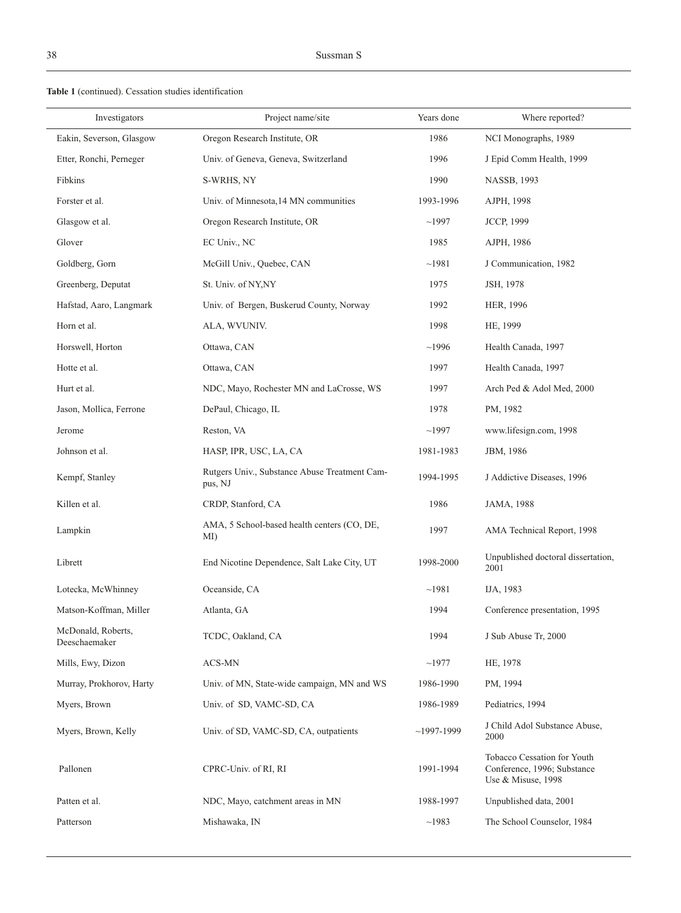**Table 1** (continued). Cessation studies identification

| Investigators | Project name/site | Years done | Where reported? |
|---|---|---|---|
| Eakin, Severson, Glasgow | Oregon Research Institute, OR | 1986 | NCI Monographs, 1989 |
| Etter, Ronchi, Perneger | Univ. of Geneva, Geneva, Switzerland | 1996 | J Epid Comm Health, 1999 |
| Fibkins | S-WRHS, NY | 1990 | NASSB, 1993 |
| Forster et al. | Univ. of Minnesota,14 MN communities | 1993-1996 | AJPH, 1998 |
| Glasgow et al. | Oregon Research Institute, OR | ~1997 | JCCP, 1999 |
| Glover | EC Univ., NC | 1985 | AJPH, 1986 |
| Goldberg, Gorn | McGill Univ., Quebec, CAN | ~1981 | J Communication, 1982 |
| Greenberg, Deputat | St. Univ. of NY,NY | 1975 | JSH, 1978 |
| Hafstad, Aaro, Langmark | Univ. of Bergen, Buskerud County, Norway | 1992 | HER, 1996 |
| Horn et al. | ALA, WVUNIV. | 1998 | HE, 1999 |
| Horswell, Horton | Ottawa, CAN | ~1996 | Health Canada, 1997 |
| Hotte et al. | Ottawa, CAN | 1997 | Health Canada, 1997 |
| Hurt et al. | NDC, Mayo, Rochester MN and LaCrosse, WS | 1997 | Arch Ped & Adol Med, 2000 |
| Jason, Mollica, Ferrone | DePaul, Chicago, IL | 1978 | PM, 1982 |
| Jerome | Reston, VA | ~1997 | www.lifesign.com, 1998 |
| Johnson et al. | HASP, IPR, USC, LA, CA | 1981-1983 | JBM, 1986 |
| Kempf, Stanley | Rutgers Univ., Substance Abuse Treatment Campus, NJ | 1994-1995 | J Addictive Diseases, 1996 |
| Killen et al. | CRDP, Stanford, CA | 1986 | JAMA, 1988 |
| Lampkin | AMA, 5 School-based health centers (CO, DE, MI) | 1997 | AMA Technical Report, 1998 |
| Librett | End Nicotine Dependence, Salt Lake City, UT | 1998-2000 | Unpublished doctoral dissertation, 2001 |
| Lotecka, McWhinney | Oceanside, CA | ~1981 | IJA, 1983 |
| Matson-Koffman, Miller | Atlanta, GA | 1994 | Conference presentation, 1995 |
| McDonald, Roberts, Deeschaemaker | TCDC, Oakland, CA | 1994 | J Sub Abuse Tr, 2000 |
| Mills, Ewy, Dizon | ACS-MN | ~1977 | HE, 1978 |
| Murray, Prokhorov, Harty | Univ. of MN, State-wide campaign, MN and WS | 1986-1990 | PM, 1994 |
| Myers, Brown | Univ. of SD, VAMC-SD, CA | 1986-1989 | Pediatrics, 1994 |
| Myers, Brown, Kelly | Univ. of SD, VAMC-SD, CA, outpatients | ~1997-1999 | J Child Adol Substance Abuse, 2000 |
| Pallonen | CPRC-Univ. of RI, RI | 1991-1994 | Tobacco Cessation for Youth Conference, 1996; Substance Use & Misuse, 1998 |
| Patten et al. | NDC, Mayo, catchment areas in MN | 1988-1997 | Unpublished data, 2001 |
| Patterson | Mishawaka, IN | ~1983 | The School Counselor, 1984 |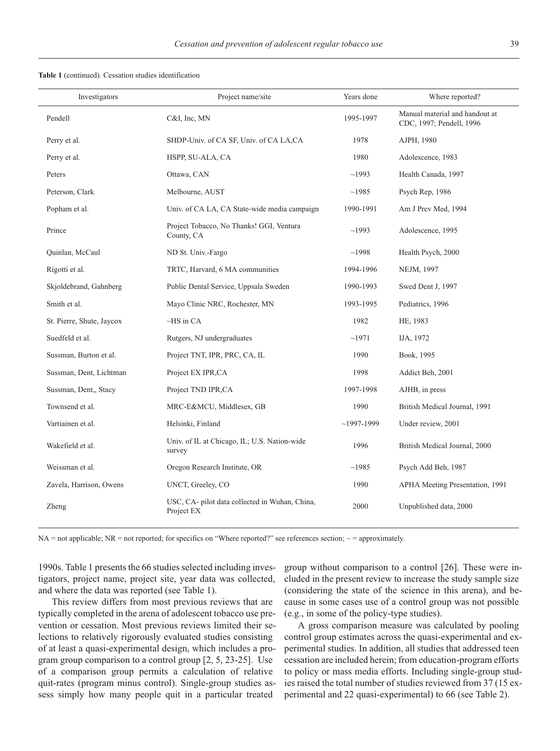**Table 1** (continued). Cessation studies identification

| Investigators | Project name/site | Years done | Where reported? |
|---|---|---|---|
| Pendell | C&I, Inc, MN | 1995-1997 | Manual material and handout at CDC, 1997; Pendell, 1996 |
| Perry et al. | SHDP-Univ. of CA SF, Univ. of CA LA,CA | 1978 | AJPH, 1980 |
| Perry et al. | HSPP, SU-ALA, CA | 1980 | Adolescence, 1983 |
| Peters | Ottawa, CAN | ~1993 | Health Canada, 1997 |
| Peterson, Clark | Melbourne, AUST | ~1985 | Psych Rep, 1986 |
| Popham et al. | Univ. of CA LA, CA State-wide media campaign | 1990-1991 | Am J Prev Med, 1994 |
| Prince | Project Tobacco, No Thanks! GGI, Ventura County, CA | ~1993 | Adolescence, 1995 |
| Quinlan, McCaul | ND St. Univ.-Fargo | ~1998 | Health Psych, 2000 |
| Rigotti et al. | TRTC, Harvard, 6 MA communities | 1994-1996 | NEJM, 1997 |
| Skjoldebrand, Gahnberg | Public Dental Service, Uppsala Sweden | 1990-1993 | Swed Dent J, 1997 |
| Smith et al. | Mayo Clinic NRC, Rochester, MN | 1993-1995 | Pediatrics, 1996 |
| St. Pierre, Shute, Jaycox | ~HS in CA | 1982 | HE, 1983 |
| Suedfeld et al. | Rutgers, NJ undergraduates | ~1971 | IJA, 1972 |
| Sussman, Burton et al. | Project TNT, IPR, PRC, CA, IL | 1990 | Book, 1995 |
| Sussman, Dent, Lichtman | Project EX IPR,CA | 1998 | Addict Beh, 2001 |
| Sussman, Dent,, Stacy | Project TND IPR,CA | 1997-1998 | AJHB, in press |
| Townsend et al. | MRC-E&MCU, Middlesex, GB | 1990 | British Medical Journal, 1991 |
| Vartiainen et al. | Helsinki, Finland | ~1997-1999 | Under review, 2001 |
| Wakefield et al. | Univ. of IL at Chicago, IL; U.S. Nation-wide survey | 1996 | British Medical Journal, 2000 |
| Weissman et al. | Oregon Research Institute, OR | ~1985 | Psych Add Beh, 1987 |
| Zavela, Harrison, Owens | UNCT, Greeley, CO | 1990 | APHA Meeting Presentation, 1991 |
| Zheng | USC, CA- pilot data collected in Wuhan, China, Project EX | 2000 | Unpublished data, 2000 |

NA = not applicable; NR = not reported; for specifics on "Where reported?" see references section; ~ = approximately.

1990s. Table 1 presents the 66 studies selected including investigators, project name, project site, year data was collected, and where the data was reported (see Table 1).

This review differs from most previous reviews that are typically completed in the arena of adolescent tobacco use prevention or cessation. Most previous reviews limited their selections to relatively rigorously evaluated studies consisting of at least a quasi-experimental design, which includes a program group comparison to a control group [2, 5, 23-25]. Use of a comparison group permits a calculation of relative quit-rates (program minus control). Single-group studies assess simply how many people quit in a particular treated group without comparison to a control [26]. These were included in the present review to increase the study sample size (considering the state of the science in this arena), and because in some cases use of a control group was not possible (e.g., in some of the policy-type studies).

A gross comparison measure was calculated by pooling control group estimates across the quasi-experimental and experimental studies. In addition, all studies that addressed teen cessation are included herein; from education-program efforts to policy or mass media efforts. Including single-group studies raised the total number of studies reviewed from 37 (15 experimental and 22 quasi-experimental) to 66 (see Table 2).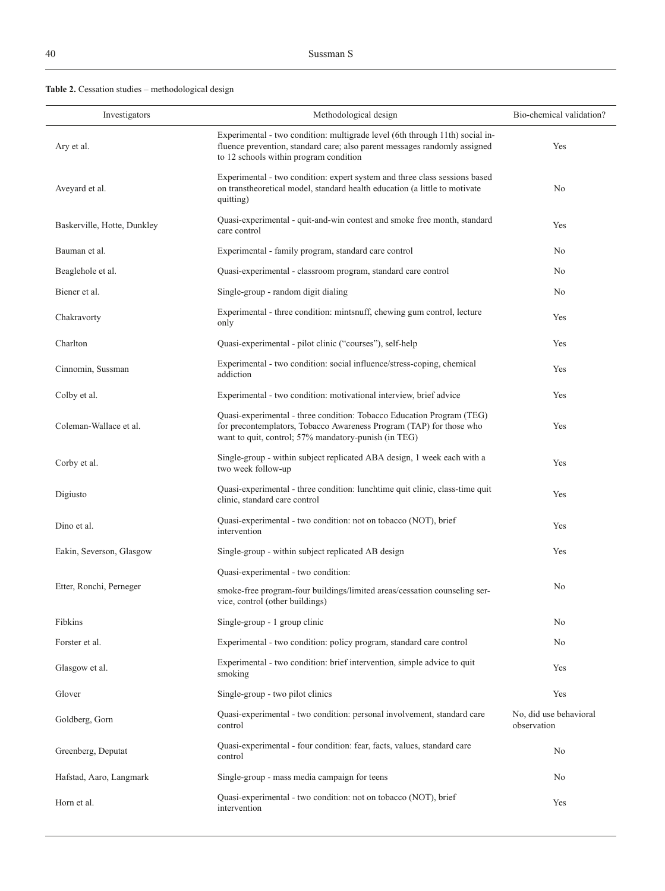**Table 2.** Cessation studies – methodological design

| Investigators | Methodological design | Bio-chemical validation? |
|---|---|---|
| Ary et al. | Experimental - two condition: multigrade level (6th through 11th) social influence prevention, standard care; also parent messages randomly assigned to 12 schools within program condition | Yes |
| Aveyard et al. | Experimental - two condition: expert system and three class sessions based on transtheoretical model, standard health education (a little to motivate quitting) | No |
| Baskerville, Hotte, Dunkley | Quasi-experimental - quit-and-win contest and smoke free month, standard care control | Yes |
| Bauman et al. | Experimental - family program, standard care control | No |
| Beaglehole et al. | Quasi-experimental - classroom program, standard care control | No |
| Biener et al. | Single-group - random digit dialing | No |
| Chakravorty | Experimental - three condition: mintsnuff, chewing gum control, lecture only | Yes |
| Charlton | Quasi-experimental - pilot clinic ("courses"), self-help | Yes |
| Cinnomin, Sussman | Experimental - two condition: social influence/stress-coping, chemical addiction | Yes |
| Colby et al. | Experimental - two condition: motivational interview, brief advice | Yes |
| Coleman-Wallace et al. | Quasi-experimental - three condition: Tobacco Education Program (TEG) for precontemplators, Tobacco Awareness Program (TAP) for those who want to quit, control; 57% mandatory-punish (in TEG) | Yes |
| Corby et al. | Single-group - within subject replicated ABA design, 1 week each with a two week follow-up | Yes |
| Digiusto | Quasi-experimental - three condition: lunchtime quit clinic, class-time quit clinic, standard care control | Yes |
| Dino et al. | Quasi-experimental - two condition: not on tobacco (NOT), brief intervention | Yes |
| Eakin, Severson, Glasgow | Single-group - within subject replicated AB design | Yes |
| Etter, Ronchi, Perneger | Quasi-experimental - two condition: smoke-free program-four buildings/limited areas/cessation counseling service, control (other buildings) | No |
| Fibkins | Single-group - 1 group clinic | No |
| Forster et al. | Experimental - two condition: policy program, standard care control | No |
| Glasgow et al. | Experimental - two condition: brief intervention, simple advice to quit smoking | Yes |
| Glover | Single-group - two pilot clinics | Yes |
| Goldberg, Gorn | Quasi-experimental - two condition: personal involvement, standard care control | No, did use behavioral observation |
| Greenberg, Deputat | Quasi-experimental - four condition: fear, facts, values, standard care control | No |
| Hafstad, Aaro, Langmark | Single-group - mass media campaign for teens | No |
| Horn et al. | Quasi-experimental - two condition: not on tobacco (NOT), brief intervention | Yes |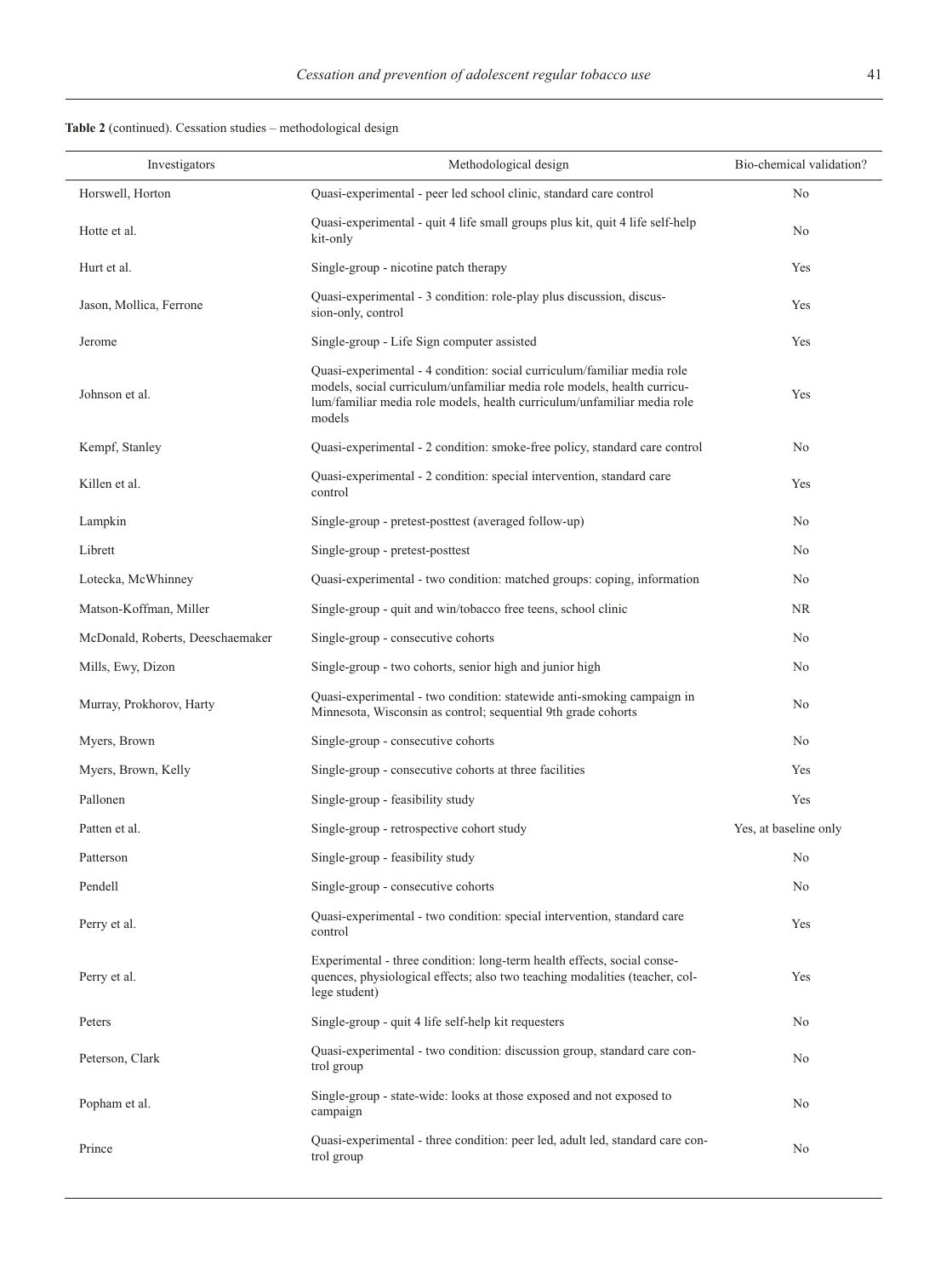**Table 2** (continued). Cessation studies – methodological design

| Investigators | Methodological design | Bio-chemical validation? |
|---|---|---|
| Horswell, Horton | Quasi-experimental - peer led school clinic, standard care control | No |
| Hotte et al. | Quasi-experimental - quit 4 life small groups plus kit, quit 4 life self-help kit-only | No |
| Hurt et al. | Single-group - nicotine patch therapy | Yes |
| Jason, Mollica, Ferrone | Quasi-experimental - 3 condition: role-play plus discussion, discussion-only, control | Yes |
| Jerome | Single-group - Life Sign computer assisted | Yes |
| Johnson et al. | Quasi-experimental - 4 condition: social curriculum/familiar media role models, social curriculum/unfamiliar media role models, health curriculum/familiar media role models, health curriculum/unfamiliar media role models | Yes |
| Kempf, Stanley | Quasi-experimental - 2 condition: smoke-free policy, standard care control | No |
| Killen et al. | Quasi-experimental - 2 condition: special intervention, standard care control | Yes |
| Lampkin | Single-group - pretest-posttest (averaged follow-up) | No |
| Librett | Single-group - pretest-posttest | No |
| Lotecka, McWhinney | Quasi-experimental - two condition: matched groups: coping, information | No |
| Matson-Koffman, Miller | Single-group - quit and win/tobacco free teens, school clinic | NR |
| McDonald, Roberts, Deeschaemaker | Single-group - consecutive cohorts | No |
| Mills, Ewy, Dizon | Single-group - two cohorts, senior high and junior high | No |
| Murray, Prokhorov, Harty | Quasi-experimental - two condition: statewide anti-smoking campaign in Minnesota, Wisconsin as control; sequential 9th grade cohorts | No |
| Myers, Brown | Single-group - consecutive cohorts | No |
| Myers, Brown, Kelly | Single-group - consecutive cohorts at three facilities | Yes |
| Pallonen | Single-group - feasibility study | Yes |
| Patten et al. | Single-group - retrospective cohort study | Yes, at baseline only |
| Patterson | Single-group - feasibility study | No |
| Pendell | Single-group - consecutive cohorts | No |
| Perry et al. | Quasi-experimental - two condition: special intervention, standard care control | Yes |
| Perry et al. | Experimental - three condition: long-term health effects, social consequences, physiological effects; also two teaching modalities (teacher, college student) | Yes |
| Peters | Single-group - quit 4 life self-help kit requesters | No |
| Peterson, Clark | Quasi-experimental - two condition: discussion group, standard care control group | No |
| Popham et al. | Single-group - state-wide: looks at those exposed and not exposed to campaign | No |
| Prince | Quasi-experimental - three condition: peer led, adult led, standard care control group | No |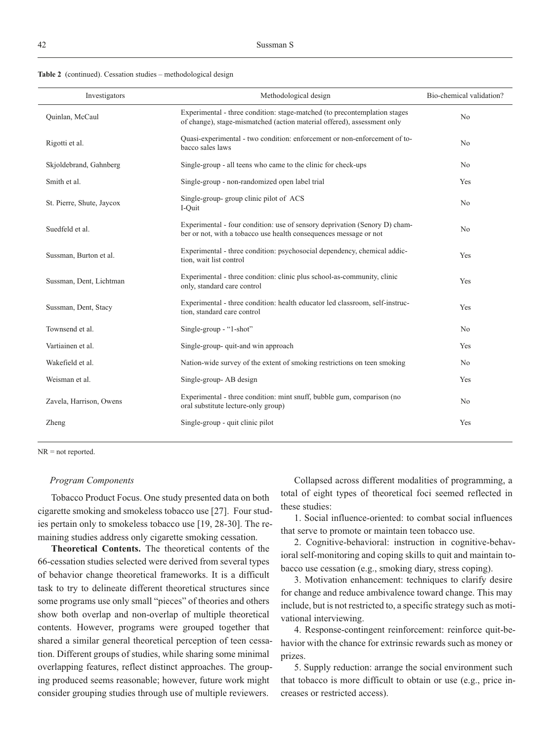**Table 2** (continued). Cessation studies – methodological design

| Investigators | Methodological design | Bio-chemical validation? |
|---|---|---|
| Quinlan, McCaul | Experimental - three condition: stage-matched (to precontemplation stages of change), stage-mismatched (action material offered), assessment only | No |
| Rigotti et al. | Quasi-experimental - two condition: enforcement or non-enforcement of tobacco sales laws | No |
| Skjoldebrand, Gahnberg | Single-group - all teens who came to the clinic for check-ups | No |
| Smith et al. | Single-group - non-randomized open label trial | Yes |
| St. Pierre, Shute, Jaycox | Single-group- group clinic pilot of ACS I-Quit | No |
| Suedfeld et al. | Experimental - four condition: use of sensory deprivation (Senory D) chamber or not, with a tobacco use health consequences message or not | No |
| Sussman, Burton et al. | Experimental - three condition: psychosocial dependency, chemical addiction, wait list control | Yes |
| Sussman, Dent, Lichtman | Experimental - three condition: clinic plus school-as-community, clinic only, standard care control | Yes |
| Sussman, Dent, Stacy | Experimental - three condition: health educator led classroom, self-instruction, standard care control | Yes |
| Townsend et al. | Single-group - "1-shot" | No |
| Vartiainen et al. | Single-group- quit-and win approach | Yes |
| Wakefield et al. | Nation-wide survey of the extent of smoking restrictions on teen smoking | No |
| Weisman et al. | Single-group- AB design | Yes |
| Zavela, Harrison, Owens | Experimental - three condition: mint snuff, bubble gum, comparison (no oral substitute lecture-only group) | No |
| Zheng | Single-group - quit clinic pilot | Yes |

NR = not reported.

### *Program Components*

Tobacco Product Focus. One study presented data on both cigarette smoking and smokeless tobacco use [27]. Four studies pertain only to smokeless tobacco use [19, 28-30]. The remaining studies address only cigarette smoking cessation.

**Theoretical Contents.** The theoretical contents of the 66-cessation studies selected were derived from several types of behavior change theoretical frameworks. It is a difficult task to try to delineate different theoretical structures since some programs use only small "pieces" of theories and others show both overlap and non-overlap of multiple theoretical contents. However, programs were grouped together that shared a similar general theoretical perception of teen cessation. Different groups of studies, while sharing some minimal overlapping features, reflect distinct approaches. The grouping produced seems reasonable; however, future work might consider grouping studies through use of multiple reviewers.

Collapsed across different modalities of programming, a total of eight types of theoretical foci seemed reflected in these studies:

1. Social influence-oriented: to combat social influences that serve to promote or maintain teen tobacco use.

2. Cognitive-behavioral: instruction in cognitive-behavioral self-monitoring and coping skills to quit and maintain tobacco use cessation (e.g., smoking diary, stress coping).

3. Motivation enhancement: techniques to clarify desire for change and reduce ambivalence toward change. This may include, but is not restricted to, a specific strategy such as motivational interviewing.

4. Response-contingent reinforcement: reinforce quit-behavior with the chance for extrinsic rewards such as money or prizes.

5. Supply reduction: arrange the social environment such that tobacco is more difficult to obtain or use (e.g., price increases or restricted access).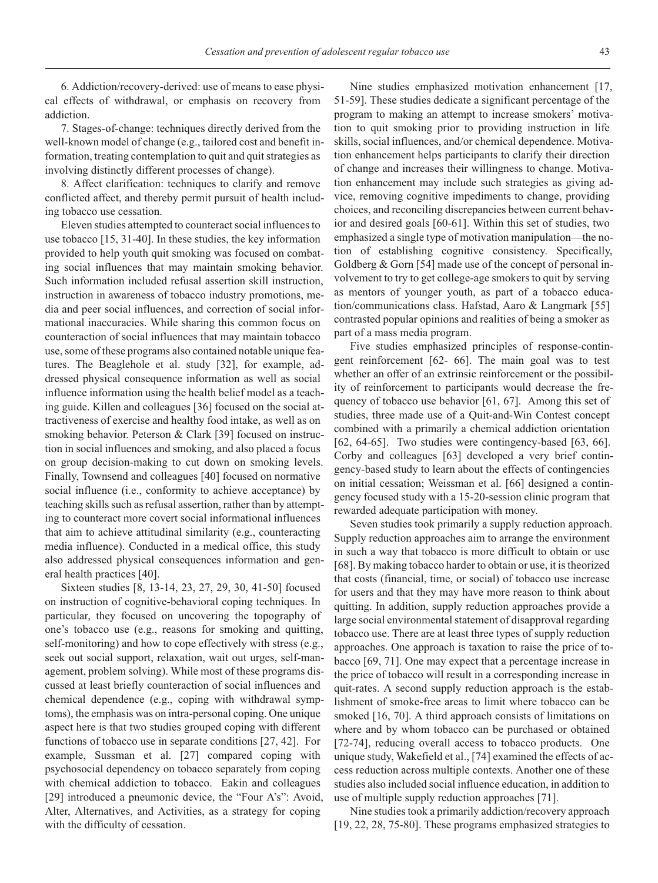6. Addiction/recovery-derived: use of means to ease physical effects of withdrawal, or emphasis on recovery from addiction.

7. Stages-of-change: techniques directly derived from the well-known model of change (e.g., tailored cost and benefit information, treating contemplation to quit and quit strategies as involving distinctly different processes of change).

8. Affect clarification: techniques to clarify and remove conflicted affect, and thereby permit pursuit of health including tobacco use cessation.

Eleven studies attempted to counteract social influences to use tobacco [15, 31-40]. In these studies, the key information provided to help youth quit smoking was focused on combating social influences that may maintain smoking behavior. Such information included refusal assertion skill instruction, instruction in awareness of tobacco industry promotions, media and peer social influences, and correction of social informational inaccuracies. While sharing this common focus on counteraction of social influences that may maintain tobacco use, some of these programs also contained notable unique features. The Beaglehole et al. study [32], for example, addressed physical consequence information as well as social influence information using the health belief model as a teaching guide. Killen and colleagues [36] focused on the social attractiveness of exercise and healthy food intake, as well as on smoking behavior. Peterson & Clark [39] focused on instruction in social influences and smoking, and also placed a focus on group decision-making to cut down on smoking levels. Finally, Townsend and colleagues [40] focused on normative social influence (i.e., conformity to achieve acceptance) by teaching skills such as refusal assertion, rather than by attempting to counteract more covert social informational influences that aim to achieve attitudinal similarity (e.g., counteracting media influence). Conducted in a medical office, this study also addressed physical consequences information and general health practices [40].

Sixteen studies [8, 13-14, 23, 27, 29, 30, 41-50] focused on instruction of cognitive-behavioral coping techniques. In particular, they focused on uncovering the topography of one's tobacco use (e.g., reasons for smoking and quitting, self-monitoring) and how to cope effectively with stress (e.g., seek out social support, relaxation, wait out urges, self-management, problem solving). While most of these programs discussed at least briefly counteraction of social influences and chemical dependence (e.g., coping with withdrawal symptoms), the emphasis was on intra-personal coping. One unique aspect here is that two studies grouped coping with different functions of tobacco use in separate conditions [27, 42]. For example, Sussman et al. [27] compared coping with psychosocial dependency on tobacco separately from coping with chemical addiction to tobacco. Eakin and colleagues [29] introduced a pneumonic device, the "Four A's": Avoid, Alter, Alternatives, and Activities, as a strategy for coping with the difficulty of cessation.

Nine studies emphasized motivation enhancement [17, 51-59]. These studies dedicate a significant percentage of the program to making an attempt to increase smokers' motivation to quit smoking prior to providing instruction in life skills, social influences, and/or chemical dependence. Motivation enhancement helps participants to clarify their direction of change and increases their willingness to change. Motivation enhancement may include such strategies as giving advice, removing cognitive impediments to change, providing choices, and reconciling discrepancies between current behavior and desired goals [60-61]. Within this set of studies, two emphasized a single type of motivation manipulation—the notion of establishing cognitive consistency. Specifically, Goldberg & Gorn [54] made use of the concept of personal involvement to try to get college-age smokers to quit by serving as mentors of younger youth, as part of a tobacco education/communications class. Hafstad, Aaro & Langmark [55] contrasted popular opinions and realities of being a smoker as part of a mass media program.

Five studies emphasized principles of response-contingent reinforcement [62- 66]. The main goal was to test whether an offer of an extrinsic reinforcement or the possibility of reinforcement to participants would decrease the frequency of tobacco use behavior [61, 67]. Among this set of studies, three made use of a Quit-and-Win Contest concept combined with a primarily a chemical addiction orientation [62, 64-65]. Two studies were contingency-based [63, 66]. Corby and colleagues [63] developed a very brief contingency-based study to learn about the effects of contingencies on initial cessation; Weissman et al. [66] designed a contingency focused study with a 15-20-session clinic program that rewarded adequate participation with money.

Seven studies took primarily a supply reduction approach. Supply reduction approaches aim to arrange the environment in such a way that tobacco is more difficult to obtain or use [68]. By making tobacco harder to obtain or use, it is theorized that costs (financial, time, or social) of tobacco use increase for users and that they may have more reason to think about quitting. In addition, supply reduction approaches provide a large social environmental statement of disapproval regarding tobacco use. There are at least three types of supply reduction approaches. One approach is taxation to raise the price of tobacco [69, 71]. One may expect that a percentage increase in the price of tobacco will result in a corresponding increase in quit-rates. A second supply reduction approach is the establishment of smoke-free areas to limit where tobacco can be smoked [16, 70]. A third approach consists of limitations on where and by whom tobacco can be purchased or obtained [72-74], reducing overall access to tobacco products. One unique study, Wakefield et al., [74] examined the effects of access reduction across multiple contexts. Another one of these studies also included social influence education, in addition to use of multiple supply reduction approaches [71].

Nine studies took a primarily addiction/recovery approach [19, 22, 28, 75-80]. These programs emphasized strategies to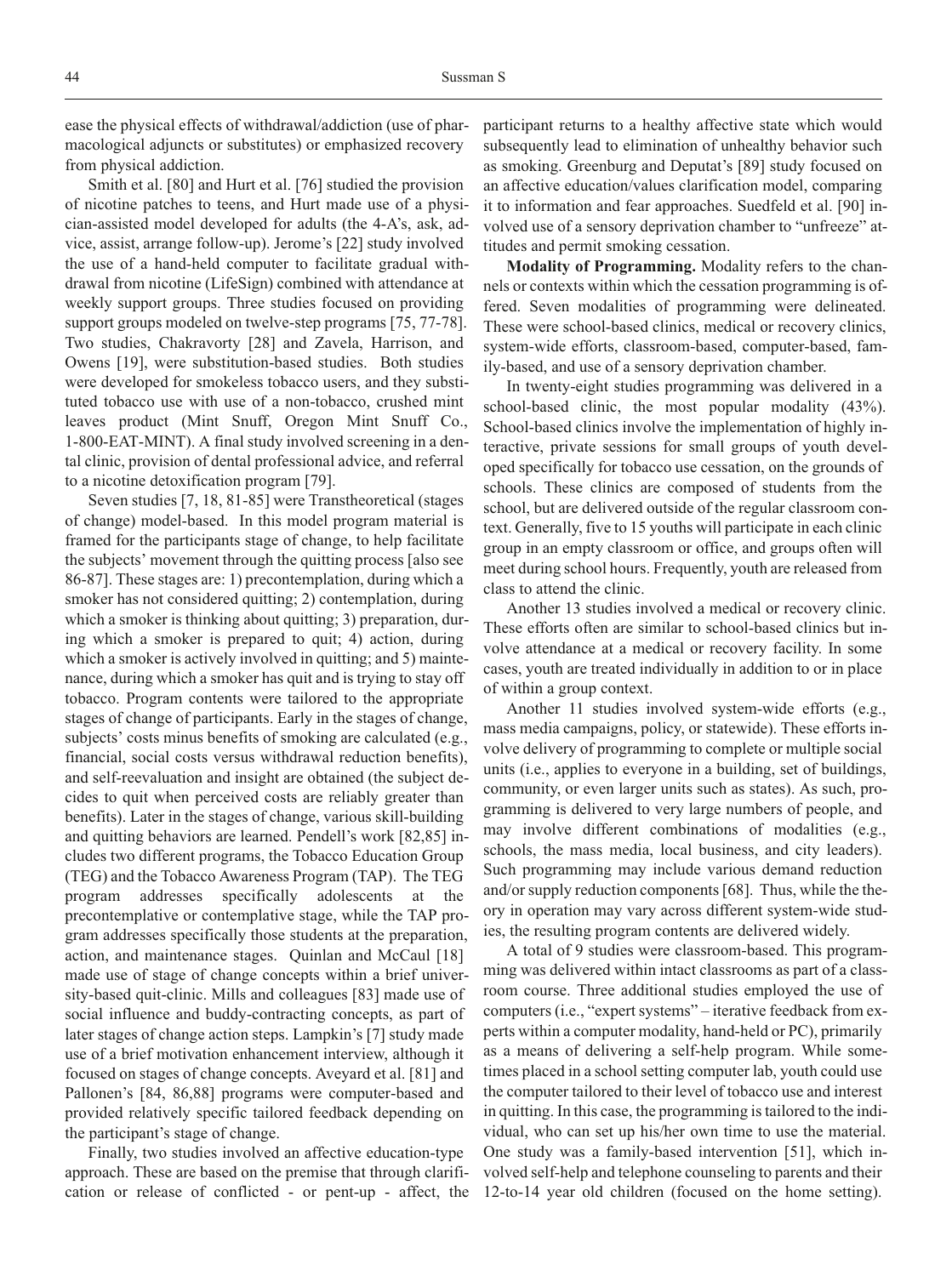ease the physical effects of withdrawal/addiction (use of pharmacological adjuncts or substitutes) or emphasized recovery from physical addiction.

Smith et al. [80] and Hurt et al. [76] studied the provision of nicotine patches to teens, and Hurt made use of a physician-assisted model developed for adults (the 4-A's, ask, advice, assist, arrange follow-up). Jerome's [22] study involved the use of a hand-held computer to facilitate gradual withdrawal from nicotine (LifeSign) combined with attendance at weekly support groups. Three studies focused on providing support groups modeled on twelve-step programs [75, 77-78]. Two studies, Chakravorty [28] and Zavela, Harrison, and Owens [19], were substitution-based studies. Both studies were developed for smokeless tobacco users, and they substituted tobacco use with use of a non-tobacco, crushed mint leaves product (Mint Snuff, Oregon Mint Snuff Co., 1-800-EAT-MINT). A final study involved screening in a dental clinic, provision of dental professional advice, and referral to a nicotine detoxification program [79].

Seven studies [7, 18, 81-85] were Transtheoretical (stages of change) model-based. In this model program material is framed for the participants stage of change, to help facilitate the subjects' movement through the quitting process [also see 86-87]. These stages are: 1) precontemplation, during which a smoker has not considered quitting; 2) contemplation, during which a smoker is thinking about quitting; 3) preparation, during which a smoker is prepared to quit; 4) action, during which a smoker is actively involved in quitting; and 5) maintenance, during which a smoker has quit and is trying to stay off tobacco. Program contents were tailored to the appropriate stages of change of participants. Early in the stages of change, subjects' costs minus benefits of smoking are calculated (e.g., financial, social costs versus withdrawal reduction benefits), and self-reevaluation and insight are obtained (the subject decides to quit when perceived costs are reliably greater than benefits). Later in the stages of change, various skill-building and quitting behaviors are learned. Pendell's work [82,85] includes two different programs, the Tobacco Education Group (TEG) and the Tobacco Awareness Program (TAP). The TEG program addresses specifically adolescents at the precontemplative or contemplative stage, while the TAP program addresses specifically those students at the preparation, action, and maintenance stages. Quinlan and McCaul [18] made use of stage of change concepts within a brief university-based quit-clinic. Mills and colleagues [83] made use of social influence and buddy-contracting concepts, as part of later stages of change action steps. Lampkin's [7] study made use of a brief motivation enhancement interview, although it focused on stages of change concepts. Aveyard et al. [81] and Pallonen's [84, 86,88] programs were computer-based and provided relatively specific tailored feedback depending on the participant's stage of change.

Finally, two studies involved an affective education-type approach. These are based on the premise that through clarification or release of conflicted - or pent-up - affect, the participant returns to a healthy affective state which would subsequently lead to elimination of unhealthy behavior such as smoking. Greenburg and Deputat's [89] study focused on an affective education/values clarification model, comparing it to information and fear approaches. Suedfeld et al. [90] involved use of a sensory deprivation chamber to "unfreeze" attitudes and permit smoking cessation.

**Modality of Programming.** Modality refers to the channels or contexts within which the cessation programming is offered. Seven modalities of programming were delineated. These were school-based clinics, medical or recovery clinics, system-wide efforts, classroom-based, computer-based, family-based, and use of a sensory deprivation chamber.

In twenty-eight studies programming was delivered in a school-based clinic, the most popular modality (43%). School-based clinics involve the implementation of highly interactive, private sessions for small groups of youth developed specifically for tobacco use cessation, on the grounds of schools. These clinics are composed of students from the school, but are delivered outside of the regular classroom context. Generally, five to 15 youths will participate in each clinic group in an empty classroom or office, and groups often will meet during school hours. Frequently, youth are released from class to attend the clinic.

Another 13 studies involved a medical or recovery clinic. These efforts often are similar to school-based clinics but involve attendance at a medical or recovery facility. In some cases, youth are treated individually in addition to or in place of within a group context.

Another 11 studies involved system-wide efforts (e.g., mass media campaigns, policy, or statewide). These efforts involve delivery of programming to complete or multiple social units (i.e., applies to everyone in a building, set of buildings, community, or even larger units such as states). As such, programming is delivered to very large numbers of people, and may involve different combinations of modalities (e.g., schools, the mass media, local business, and city leaders). Such programming may include various demand reduction and/or supply reduction components [68]. Thus, while the theory in operation may vary across different system-wide studies, the resulting program contents are delivered widely.

A total of 9 studies were classroom-based. This programming was delivered within intact classrooms as part of a classroom course. Three additional studies employed the use of computers (i.e., "expert systems" – iterative feedback from experts within a computer modality, hand-held or PC), primarily as a means of delivering a self-help program. While sometimes placed in a school setting computer lab, youth could use the computer tailored to their level of tobacco use and interest in quitting. In this case, the programming is tailored to the individual, who can set up his/her own time to use the material. One study was a family-based intervention [51], which involved self-help and telephone counseling to parents and their 12-to-14 year old children (focused on the home setting).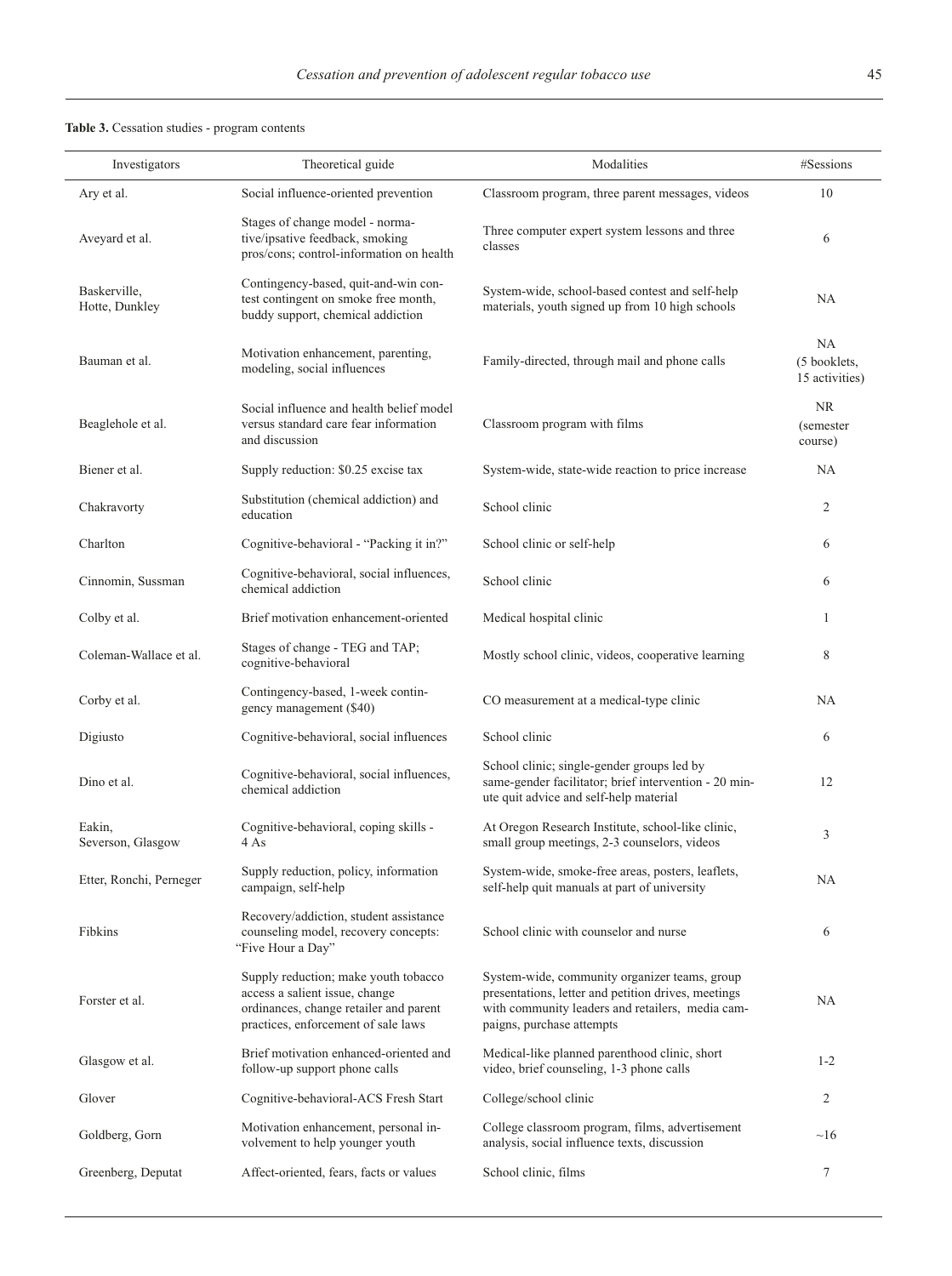**Table 3.** Cessation studies - program contents

| Investigators | Theoretical guide | Modalities | #Sessions |
|---|---|---|---|
| Ary et al. | Social influence-oriented prevention | Classroom program, three parent messages, videos | 10 |
| Aveyard et al. | Stages of change model - normative/ipsative feedback, smoking pros/cons; control-information on health | Three computer expert system lessons and three classes | 6 |
| Baskerville, Hotte, Dunkley | Contingency-based, quit-and-win contest contingent on smoke free month, buddy support, chemical addiction | System-wide, school-based contest and self-help materials, youth signed up from 10 high schools | NA |
| Bauman et al. | Motivation enhancement, parenting, modeling, social influences | Family-directed, through mail and phone calls | NA (5 booklets, 15 activities) |
| Beaglehole et al. | Social influence and health belief model versus standard care fear information and discussion | Classroom program with films | NR (semester course) |
| Biener et al. | Supply reduction: $0.25 excise tax | System-wide, state-wide reaction to price increase | NA |
| Chakravorty | Substitution (chemical addiction) and education | School clinic | 2 |
| Charlton | Cognitive-behavioral - “Packing it in?” | School clinic or self-help | 6 |
| Cinnomin, Sussman | Cognitive-behavioral, social influences, chemical addiction | School clinic | 6 |
| Colby et al. | Brief motivation enhancement-oriented | Medical hospital clinic | 1 |
| Coleman-Wallace et al. | Stages of change - TEG and TAP; cognitive-behavioral | Mostly school clinic, videos, cooperative learning | 8 |
| Corby et al. | Contingency-based, 1-week contingency management ($40) | CO measurement at a medical-type clinic | NA |
| Digiusto | Cognitive-behavioral, social influences | School clinic | 6 |
| Dino et al. | Cognitive-behavioral, social influences, chemical addiction | School clinic; single-gender groups led by same-gender facilitator; brief intervention - 20 minute quit advice and self-help material | 12 |
| Eakin, Severson, Glasgow | Cognitive-behavioral, coping skills - 4 As | At Oregon Research Institute, school-like clinic, small group meetings, 2-3 counselors, videos | 3 |
| Etter, Ronchi, Perneger | Supply reduction, policy, information campaign, self-help | System-wide, smoke-free areas, posters, leaflets, self-help quit manuals at part of university | NA |
| Fibkins | Recovery/addiction, student assistance counseling model, recovery concepts: “Five Hour a Day” | School clinic with counselor and nurse | 6 |
| Forster et al. | Supply reduction; make youth tobacco access a salient issue, change ordinances, change retailer and parent practices, enforcement of sale laws | System-wide, community organizer teams, group presentations, letter and petition drives, meetings with community leaders and retailers, media campaigns, purchase attempts | NA |
| Glasgow et al. | Brief motivation enhanced-oriented and follow-up support phone calls | Medical-like planned parenthood clinic, short video, brief counseling, 1-3 phone calls | 1-2 |
| Glover | Cognitive-behavioral-ACS Fresh Start | College/school clinic | 2 |
| Goldberg, Gorn | Motivation enhancement, personal involvement to help younger youth | College classroom program, films, advertisement analysis, social influence texts, discussion | ~16 |
| Greenberg, Deputat | Affect-oriented, fears, facts or values | School clinic, films | 7 |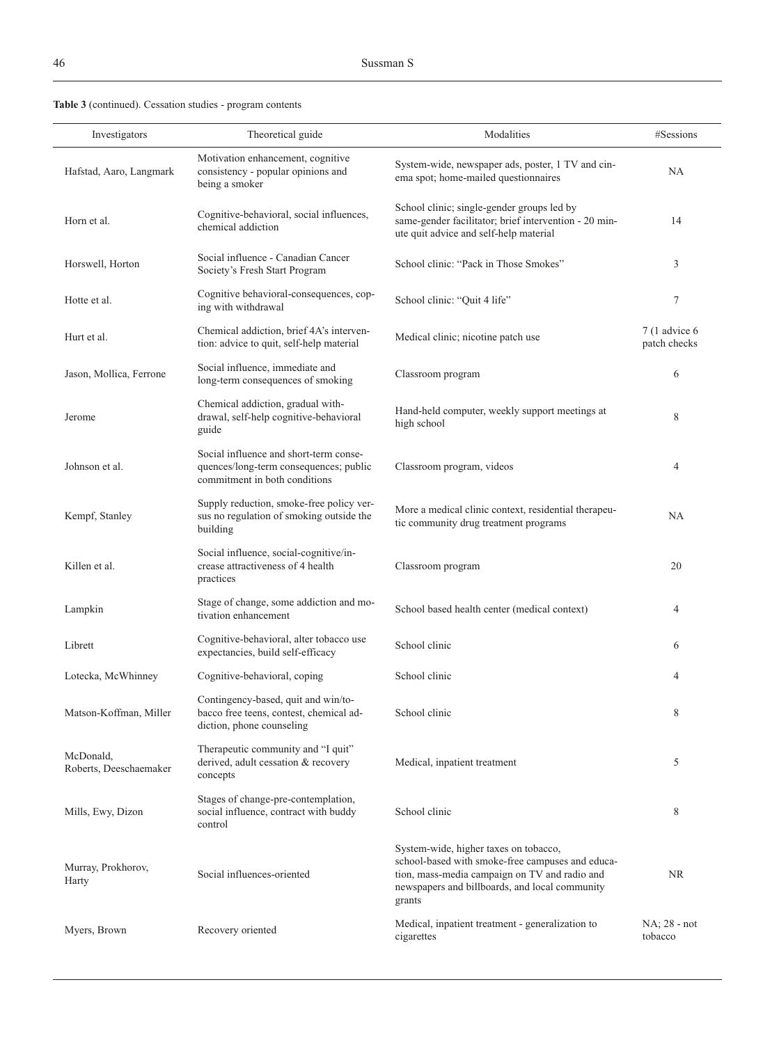**Table 3** (continued). Cessation studies - program contents

| Investigators | Theoretical guide | Modalities | #Sessions |
|---|---|---|---|
| Hafstad, Aaro, Langmark | Motivation enhancement, cognitive consistency - popular opinions and being a smoker | System-wide, newspaper ads, poster, 1 TV and cinema spot; home-mailed questionnaires | NA |
| Horn et al. | Cognitive-behavioral, social influences, chemical addiction | School clinic; single-gender groups led by same-gender facilitator; brief intervention - 20 minute quit advice and self-help material | 14 |
| Horswell, Horton | Social influence - Canadian Cancer Society's Fresh Start Program | School clinic: "Pack in Those Smokes" | 3 |
| Hotte et al. | Cognitive behavioral-consequences, coping with withdrawal | School clinic: "Quit 4 life" | 7 |
| Hurt et al. | Chemical addiction, brief 4A's intervention: advice to quit, self-help material | Medical clinic; nicotine patch use | 7 (1 advice 6 patch checks |
| Jason, Mollica, Ferrone | Social influence, immediate and long-term consequences of smoking | Classroom program | 6 |
| Jerome | Chemical addiction, gradual withdrawal, self-help cognitive-behavioral guide | Hand-held computer, weekly support meetings at high school | 8 |
| Johnson et al. | Social influence and short-term consequences/long-term consequences; public commitment in both conditions | Classroom program, videos | 4 |
| Kempf, Stanley | Supply reduction, smoke-free policy versus no regulation of smoking outside the building | More a medical clinic context, residential therapeutic community drug treatment programs | NA |
| Killen et al. | Social influence, social-cognitive/increase attractiveness of 4 health practices | Classroom program | 20 |
| Lampkin | Stage of change, some addiction and motivation enhancement | School based health center (medical context) | 4 |
| Librett | Cognitive-behavioral, alter tobacco use expectancies, build self-efficacy | School clinic | 6 |
| Lotecka, McWhinney | Cognitive-behavioral, coping | School clinic | 4 |
| Matson-Koffman, Miller | Contingency-based, quit and win/tobacco free teens, contest, chemical addiction, phone counseling | School clinic | 8 |
| McDonald, Roberts, Deeschaemaker | Therapeutic community and "I quit" derived, adult cessation & recovery concepts | Medical, inpatient treatment | 5 |
| Mills, Ewy, Dizon | Stages of change-pre-contemplation, social influence, contract with buddy control | School clinic | 8 |
| Murray, Prokhorov, Harty | Social influences-oriented | System-wide, higher taxes on tobacco, school-based with smoke-free campuses and education, mass-media campaign on TV and radio and newspapers and billboards, and local community grants | NR |
| Myers, Brown | Recovery oriented | Medical, inpatient treatment - generalization to cigarettes | NA; 28 - not tobacco |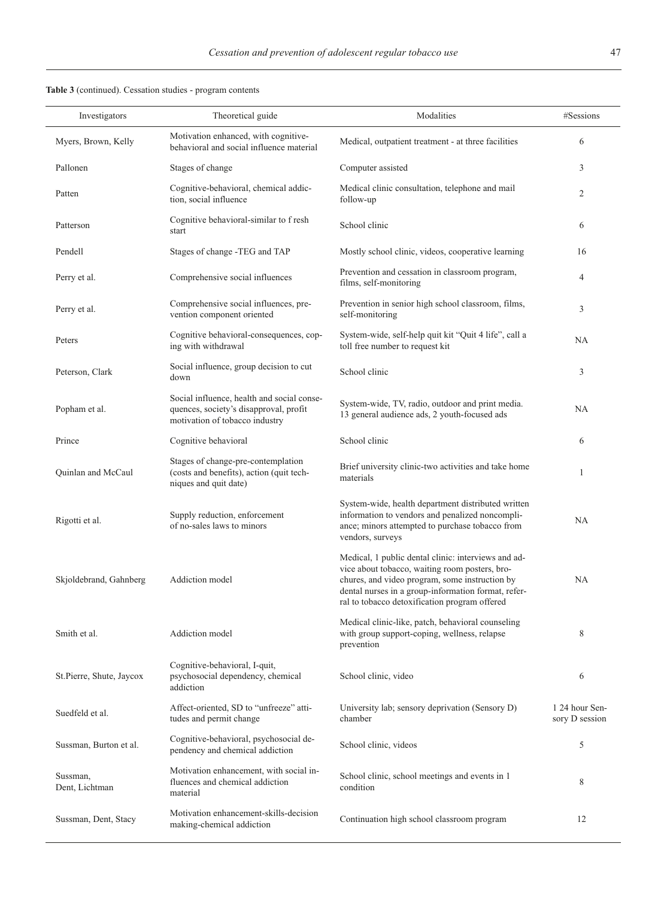**Table 3** (continued). Cessation studies - program contents

| Investigators | Theoretical guide | Modalities | #Sessions |
|---|---|---|---|
| Myers, Brown, Kelly | Motivation enhanced, with cognitive-behavioral and social influence material | Medical, outpatient treatment - at three facilities | 6 |
| Pallonen | Stages of change | Computer assisted | 3 |
| Patten | Cognitive-behavioral, chemical addiction, social influence | Medical clinic consultation, telephone and mail follow-up | 2 |
| Patterson | Cognitive behavioral-similar to f resh start | School clinic | 6 |
| Pendell | Stages of change -TEG and TAP | Mostly school clinic, videos, cooperative learning | 16 |
| Perry et al. | Comprehensive social influences | Prevention and cessation in classroom program, films, self-monitoring | 4 |
| Perry et al. | Comprehensive social influences, prevention component oriented | Prevention in senior high school classroom, films, self-monitoring | 3 |
| Peters | Cognitive behavioral-consequences, coping with withdrawal | System-wide, self-help quit kit "Quit 4 life", call a toll free number to request kit | NA |
| Peterson, Clark | Social influence, group decision to cut down | School clinic | 3 |
| Popham et al. | Social influence, health and social consequences, society's disapproval, profit motivation of tobacco industry | System-wide, TV, radio, outdoor and print media. 13 general audience ads, 2 youth-focused ads | NA |
| Prince | Cognitive behavioral | School clinic | 6 |
| Quinlan and McCaul | Stages of change-pre-contemplation (costs and benefits), action (quit techniques and quit date) | Brief university clinic-two activities and take home materials | 1 |
| Rigotti et al. | Supply reduction, enforcement of no-sales laws to minors | System-wide, health department distributed written information to vendors and penalized noncompliance; minors attempted to purchase tobacco from vendors, surveys | NA |
| Skjoldebrand, Gahnberg | Addiction model | Medical, 1 public dental clinic: interviews and advice about tobacco, waiting room posters, brochures, and video program, some instruction by dental nurses in a group-information format, referral to tobacco detoxification program offered | NA |
| Smith et al. | Addiction model | Medical clinic-like, patch, behavioral counseling with group support-coping, wellness, relapse prevention | 8 |
| St.Pierre, Shute, Jaycox | Cognitive-behavioral, I-quit, psychosocial dependency, chemical addiction | School clinic, video | 6 |
| Suedfeld et al. | Affect-oriented, SD to "unfreeze" attitudes and permit change | University lab; sensory deprivation (Sensory D) chamber | 1 24 hour Sensory D session |
| Sussman, Burton et al. | Cognitive-behavioral, psychosocial dependency and chemical addiction | School clinic, videos | 5 |
| Sussman, Dent, Lichtman | Motivation enhancement, with social influences and chemical addiction material | School clinic, school meetings and events in 1 condition | 8 |
| Sussman, Dent, Stacy | Motivation enhancement-skills-decision making-chemical addiction | Continuation high school classroom program | 12 |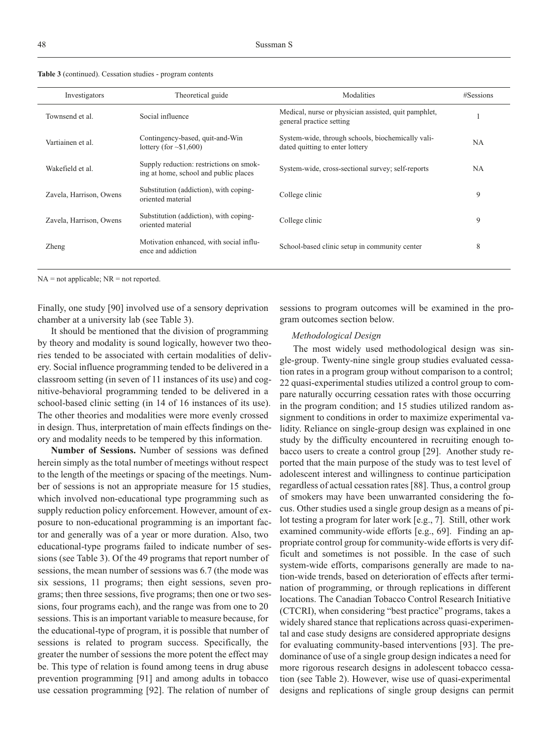**Table 3** (continued). Cessation studies - program contents

| Investigators | Theoretical guide | Modalities | #Sessions |
|---|---|---|---|
| Townsend et al. | Social influence | Medical, nurse or physician assisted, quit pamphlet, general practice setting | 1 |
| Vartiainen et al. | Contingency-based, quit-and-Win lottery (for ~$1,600) | System-wide, through schools, biochemically validated quitting to enter lottery | NA |
| Wakefield et al. | Supply reduction: restrictions on smoking at home, school and public places | System-wide, cross-sectional survey; self-reports | NA |
| Zavela, Harrison, Owens | Substitution (addiction), with coping-oriented material | College clinic | 9 |
| Zavela, Harrison, Owens | Substitution (addiction), with coping-oriented material | College clinic | 9 |
| Zheng | Motivation enhanced, with social influence and addiction | School-based clinic setup in community center | 8 |

NA = not applicable; NR = not reported.

Finally, one study [90] involved use of a sensory deprivation chamber at a university lab (see Table 3).

It should be mentioned that the division of programming by theory and modality is sound logically, however two theories tended to be associated with certain modalities of delivery. Social influence programming tended to be delivered in a classroom setting (in seven of 11 instances of its use) and cognitive-behavioral programming tended to be delivered in a school-based clinic setting (in 14 of 16 instances of its use). The other theories and modalities were more evenly crossed in design. Thus, interpretation of main effects findings on theory and modality needs to be tempered by this information.

**Number of Sessions.** Number of sessions was defined herein simply as the total number of meetings without respect to the length of the meetings or spacing of the meetings. Number of sessions is not an appropriate measure for 15 studies, which involved non-educational type programming such as supply reduction policy enforcement. However, amount of exposure to non-educational programming is an important factor and generally was of a year or more duration. Also, two educational-type programs failed to indicate number of sessions (see Table 3). Of the 49 programs that report number of sessions, the mean number of sessions was 6.7 (the mode was six sessions, 11 programs; then eight sessions, seven programs; then three sessions, five programs; then one or two sessions, four programs each), and the range was from one to 20 sessions. This is an important variable to measure because, for the educational-type of program, it is possible that number of sessions is related to program success. Specifically, the greater the number of sessions the more potent the effect may be. This type of relation is found among teens in drug abuse prevention programming [91] and among adults in tobacco use cessation programming [92]. The relation of number of sessions to program outcomes will be examined in the program outcomes section below.

*Methodological Design*

The most widely used methodological design was single-group. Twenty-nine single group studies evaluated cessation rates in a program group without comparison to a control; 22 quasi-experimental studies utilized a control group to compare naturally occurring cessation rates with those occurring in the program condition; and 15 studies utilized random assignment to conditions in order to maximize experimental validity. Reliance on single-group design was explained in one study by the difficulty encountered in recruiting enough tobacco users to create a control group [29]. Another study reported that the main purpose of the study was to test level of adolescent interest and willingness to continue participation regardless of actual cessation rates [88]. Thus, a control group of smokers may have been unwarranted considering the focus. Other studies used a single group design as a means of pilot testing a program for later work [e.g., 7]. Still, other work examined community-wide efforts [e.g., 69]. Finding an appropriate control group for community-wide efforts is very difficult and sometimes is not possible. In the case of such system-wide efforts, comparisons generally are made to nation-wide trends, based on deterioration of effects after termination of programming, or through replications in different locations. The Canadian Tobacco Control Research Initiative (CTCRI), when considering "best practice" programs, takes a widely shared stance that replications across quasi-experimental and case study designs are considered appropriate designs for evaluating community-based interventions [93]. The predominance of use of a single group design indicates a need for more rigorous research designs in adolescent tobacco cessation (see Table 2). However, wise use of quasi-experimental designs and replications of single group designs can permit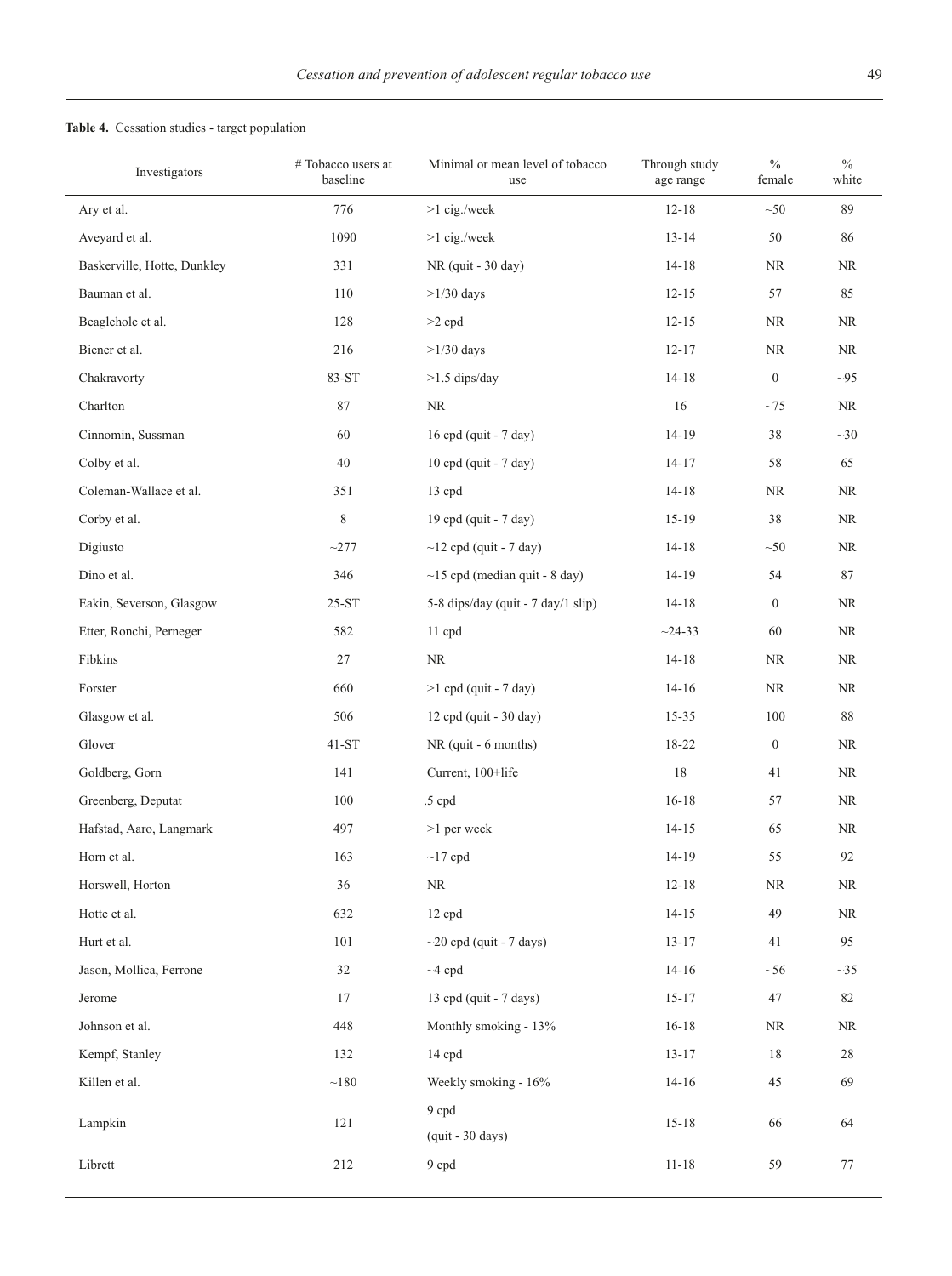**Table 4.** Cessation studies - target population

| Investigators | # Tobacco users at baseline | Minimal or mean level of tobacco use | Through study age range | % female | % white |
|---|---|---|---|---|---|
| Ary et al. | 776 | >1 cig./week | 12-18 | ~50 | 89 |
| Aveyard et al. | 1090 | >1 cig./week | 13-14 | 50 | 86 |
| Baskerville, Hotte, Dunkley | 331 | NR (quit - 30 day) | 14-18 | NR | NR |
| Bauman et al. | 110 | >1/30 days | 12-15 | 57 | 85 |
| Beaglehole et al. | 128 | >2 cpd | 12-15 | NR | NR |
| Biener et al. | 216 | >1/30 days | 12-17 | NR | NR |
| Chakravorty | 83-ST | >1.5 dips/day | 14-18 | 0 | ~95 |
| Charlton | 87 | NR | 16 | ~75 | NR |
| Cinnomin, Sussman | 60 | 16 cpd (quit - 7 day) | 14-19 | 38 | ~30 |
| Colby et al. | 40 | 10 cpd (quit - 7 day) | 14-17 | 58 | 65 |
| Coleman-Wallace et al. | 351 | 13 cpd | 14-18 | NR | NR |
| Corby et al. | 8 | 19 cpd (quit - 7 day) | 15-19 | 38 | NR |
| Digiusto | ~277 | ~12 cpd (quit - 7 day) | 14-18 | ~50 | NR |
| Dino et al. | 346 | ~15 cpd (median quit - 8 day) | 14-19 | 54 | 87 |
| Eakin, Severson, Glasgow | 25-ST | 5-8 dips/day (quit - 7 day/1 slip) | 14-18 | 0 | NR |
| Etter, Ronchi, Perneger | 582 | 11 cpd | ~24-33 | 60 | NR |
| Fibkins | 27 | NR | 14-18 | NR | NR |
| Forster | 660 | >1 cpd (quit - 7 day) | 14-16 | NR | NR |
| Glasgow et al. | 506 | 12 cpd (quit - 30 day) | 15-35 | 100 | 88 |
| Glover | 41-ST | NR (quit - 6 months) | 18-22 | 0 | NR |
| Goldberg, Gorn | 141 | Current, 100+life | 18 | 41 | NR |
| Greenberg, Deputat | 100 | .5 cpd | 16-18 | 57 | NR |
| Hafstad, Aaro, Langmark | 497 | >1 per week | 14-15 | 65 | NR |
| Horn et al. | 163 | ~17 cpd | 14-19 | 55 | 92 |
| Horswell, Horton | 36 | NR | 12-18 | NR | NR |
| Hotte et al. | 632 | 12 cpd | 14-15 | 49 | NR |
| Hurt et al. | 101 | ~20 cpd (quit - 7 days) | 13-17 | 41 | 95 |
| Jason, Mollica, Ferrone | 32 | ~4 cpd | 14-16 | ~56 | ~35 |
| Jerome | 17 | 13 cpd (quit - 7 days) | 15-17 | 47 | 82 |
| Johnson et al. | 448 | Monthly smoking - 13% | 16-18 | NR | NR |
| Kempf, Stanley | 132 | 14 cpd | 13-17 | 18 | 28 |
| Killen et al. | ~180 | Weekly smoking - 16% | 14-16 | 45 | 69 |
| Lampkin | 121 | 9 cpd (quit - 30 days) | 15-18 | 66 | 64 |
| Librett | 212 | 9 cpd | 11-18 | 59 | 77 |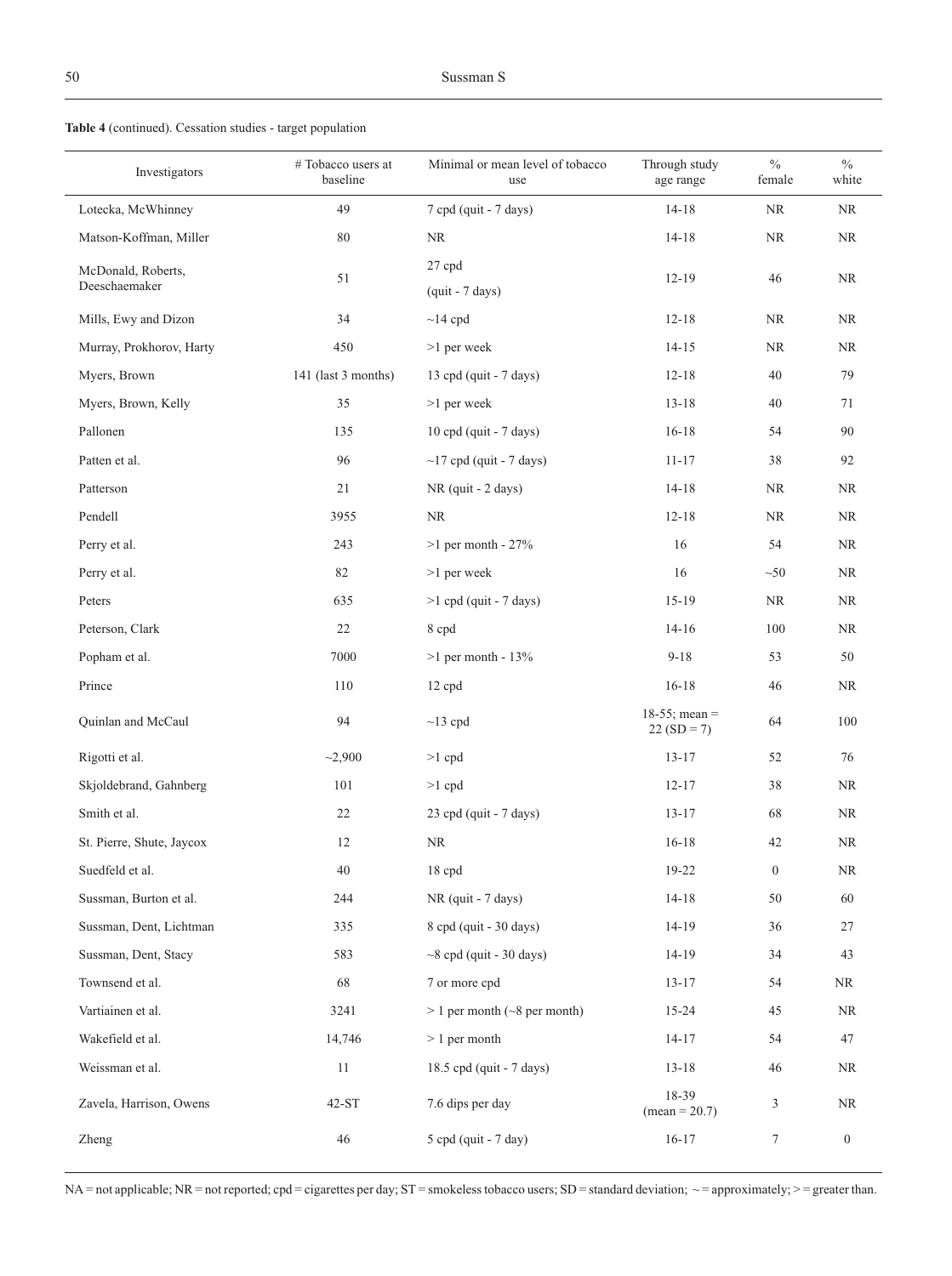**Table 4** (continued). Cessation studies - target population

| Investigators | # Tobacco users at baseline | Minimal or mean level of tobacco use | Through study age range | % female | % white |
|---|---|---|---|---|---|
| Lotecka, McWhinney | 49 | 7 cpd (quit - 7 days) | 14-18 | NR | NR |
| Matson-Koffman, Miller | 80 | NR | 14-18 | NR | NR |
| McDonald, Roberts, Deeschaemaker | 51 | 27 cpd (quit - 7 days) | 12-19 | 46 | NR |
| Mills, Ewy and Dizon | 34 | ~14 cpd | 12-18 | NR | NR |
| Murray, Prokhorov, Harty | 450 | >1 per week | 14-15 | NR | NR |
| Myers, Brown | 141 (last 3 months) | 13 cpd (quit - 7 days) | 12-18 | 40 | 79 |
| Myers, Brown, Kelly | 35 | >1 per week | 13-18 | 40 | 71 |
| Pallonen | 135 | 10 cpd (quit - 7 days) | 16-18 | 54 | 90 |
| Patten et al. | 96 | ~17 cpd (quit - 7 days) | 11-17 | 38 | 92 |
| Patterson | 21 | NR (quit - 2 days) | 14-18 | NR | NR |
| Pendell | 3955 | NR | 12-18 | NR | NR |
| Perry et al. | 243 | >1 per month - 27% | 16 | 54 | NR |
| Perry et al. | 82 | >1 per week | 16 | ~50 | NR |
| Peters | 635 | >1 cpd (quit - 7 days) | 15-19 | NR | NR |
| Peterson, Clark | 22 | 8 cpd | 14-16 | 100 | NR |
| Popham et al. | 7000 | >1 per month - 13% | 9-18 | 53 | 50 |
| Prince | 110 | 12 cpd | 16-18 | 46 | NR |
| Quinlan and McCaul | 94 | ~13 cpd | 18-55; mean = 22 (SD = 7) | 64 | 100 |
| Rigotti et al. | ~2,900 | >1 cpd | 13-17 | 52 | 76 |
| Skjoldebrand, Gahnberg | 101 | >1 cpd | 12-17 | 38 | NR |
| Smith et al. | 22 | 23 cpd (quit - 7 days) | 13-17 | 68 | NR |
| St. Pierre, Shute, Jaycox | 12 | NR | 16-18 | 42 | NR |
| Suedfeld et al. | 40 | 18 cpd | 19-22 | 0 | NR |
| Sussman, Burton et al. | 244 | NR (quit - 7 days) | 14-18 | 50 | 60 |
| Sussman, Dent, Lichtman | 335 | 8 cpd (quit - 30 days) | 14-19 | 36 | 27 |
| Sussman, Dent, Stacy | 583 | ~8 cpd (quit - 30 days) | 14-19 | 34 | 43 |
| Townsend et al. | 68 | 7 or more cpd | 13-17 | 54 | NR |
| Vartiainen et al. | 3241 | > 1 per month (~8 per month) | 15-24 | 45 | NR |
| Wakefield et al. | 14,746 | > 1 per month | 14-17 | 54 | 47 |
| Weissman et al. | 11 | 18.5 cpd (quit - 7 days) | 13-18 | 46 | NR |
| Zavela, Harrison, Owens | 42-ST | 7.6 dips per day | 18-39 (mean = 20.7) | 3 | NR |
| Zheng | 46 | 5 cpd (quit - 7 day) | 16-17 | 7 | 0 |

NA = not applicable; NR = not reported; cpd = cigarettes per day; ST = smokeless tobacco users; SD = standard deviation; ~ = approximately; > = greater than.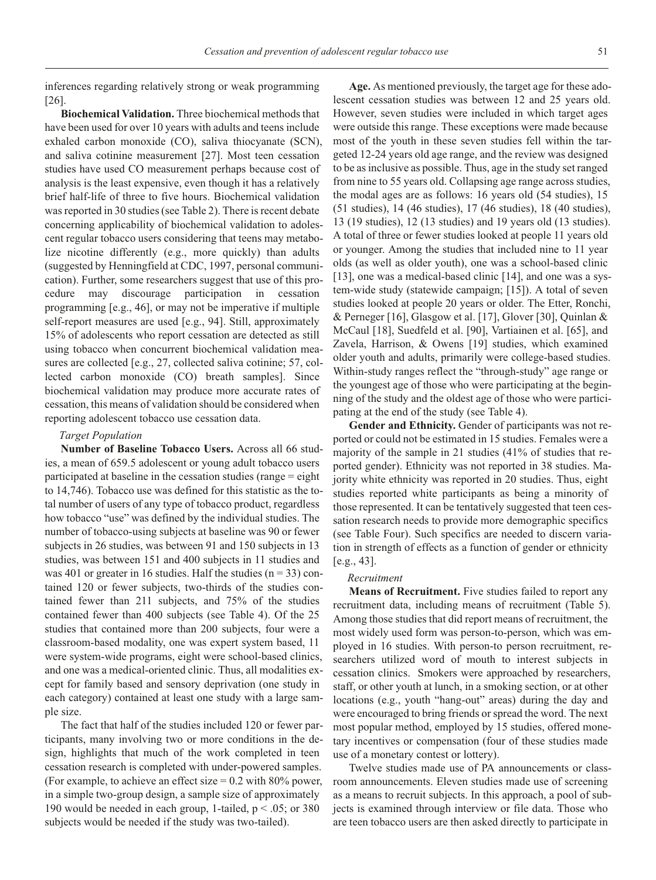inferences regarding relatively strong or weak programming [26].

**Biochemical Validation.** Three biochemical methods that have been used for over 10 years with adults and teens include exhaled carbon monoxide (CO), saliva thiocyanate (SCN), and saliva cotinine measurement [27]. Most teen cessation studies have used CO measurement perhaps because cost of analysis is the least expensive, even though it has a relatively brief half-life of three to five hours. Biochemical validation was reported in 30 studies (see Table 2). There is recent debate concerning applicability of biochemical validation to adolescent regular tobacco users considering that teens may metabolize nicotine differently (e.g., more quickly) than adults (suggested by Henningfield at CDC, 1997, personal communication). Further, some researchers suggest that use of this procedure may discourage participation in cessation programming [e.g., 46], or may not be imperative if multiple self-report measures are used [e.g., 94]. Still, approximately 15% of adolescents who report cessation are detected as still using tobacco when concurrent biochemical validation measures are collected [e.g., 27, collected saliva cotinine; 57, collected carbon monoxide (CO) breath samples]. Since biochemical validation may produce more accurate rates of cessation, this means of validation should be considered when reporting adolescent tobacco use cessation data.

*Target Population*

**Number of Baseline Tobacco Users.** Across all 66 studies, a mean of 659.5 adolescent or young adult tobacco users participated at baseline in the cessation studies (range = eight to 14,746). Tobacco use was defined for this statistic as the total number of users of any type of tobacco product, regardless how tobacco "use" was defined by the individual studies. The number of tobacco-using subjects at baseline was 90 or fewer subjects in 26 studies, was between 91 and 150 subjects in 13 studies, was between 151 and 400 subjects in 11 studies and was 401 or greater in 16 studies. Half the studies (n = 33) contained 120 or fewer subjects, two-thirds of the studies contained fewer than 211 subjects, and 75% of the studies contained fewer than 400 subjects (see Table 4). Of the 25 studies that contained more than 200 subjects, four were a classroom-based modality, one was expert system based, 11 were system-wide programs, eight were school-based clinics, and one was a medical-oriented clinic. Thus, all modalities except for family based and sensory deprivation (one study in each category) contained at least one study with a large sample size.

The fact that half of the studies included 120 or fewer participants, many involving two or more conditions in the design, highlights that much of the work completed in teen cessation research is completed with under-powered samples. (For example, to achieve an effect size = 0.2 with 80% power, in a simple two-group design, a sample size of approximately 190 would be needed in each group, 1-tailed, $p < .05$; or 380 subjects would be needed if the study was two-tailed).

**Age.** As mentioned previously, the target age for these adolescent cessation studies was between 12 and 25 years old. However, seven studies were included in which target ages were outside this range. These exceptions were made because most of the youth in these seven studies fell within the targeted 12-24 years old age range, and the review was designed to be as inclusive as possible. Thus, age in the study set ranged from nine to 55 years old. Collapsing age range across studies, the modal ages are as follows: 16 years old (54 studies), 15 (51 studies), 14 (46 studies), 17 (46 studies), 18 (40 studies), 13 (19 studies), 12 (13 studies) and 19 years old (13 studies). A total of three or fewer studies looked at people 11 years old or younger. Among the studies that included nine to 11 year olds (as well as older youth), one was a school-based clinic [13], one was a medical-based clinic [14], and one was a system-wide study (statewide campaign; [15]). A total of seven studies looked at people 20 years or older. The Etter, Ronchi, & Perneger [16], Glasgow et al. [17], Glover [30], Quinlan & McCaul [18], Suedfeld et al. [90], Vartiainen et al. [65], and Zavela, Harrison, & Owens [19] studies, which examined older youth and adults, primarily were college-based studies. Within-study ranges reflect the "through-study" age range or the youngest age of those who were participating at the beginning of the study and the oldest age of those who were participating at the end of the study (see Table 4).

**Gender and Ethnicity.** Gender of participants was not reported or could not be estimated in 15 studies. Females were a majority of the sample in 21 studies (41% of studies that reported gender). Ethnicity was not reported in 38 studies. Majority white ethnicity was reported in 20 studies. Thus, eight studies reported white participants as being a minority of those represented. It can be tentatively suggested that teen cessation research needs to provide more demographic specifics (see Table Four). Such specifics are needed to discern variation in strength of effects as a function of gender or ethnicity [e.g., 43].

*Recruitment*

**Means of Recruitment.** Five studies failed to report any recruitment data, including means of recruitment (Table 5). Among those studies that did report means of recruitment, the most widely used form was person-to-person, which was employed in 16 studies. With person-to person recruitment, researchers utilized word of mouth to interest subjects in cessation clinics. Smokers were approached by researchers, staff, or other youth at lunch, in a smoking section, or at other locations (e.g., youth "hang-out" areas) during the day and were encouraged to bring friends or spread the word. The next most popular method, employed by 15 studies, offered monetary incentives or compensation (four of these studies made use of a monetary contest or lottery).

Twelve studies made use of PA announcements or classroom announcements. Eleven studies made use of screening as a means to recruit subjects. In this approach, a pool of subjects is examined through interview or file data. Those who are teen tobacco users are then asked directly to participate in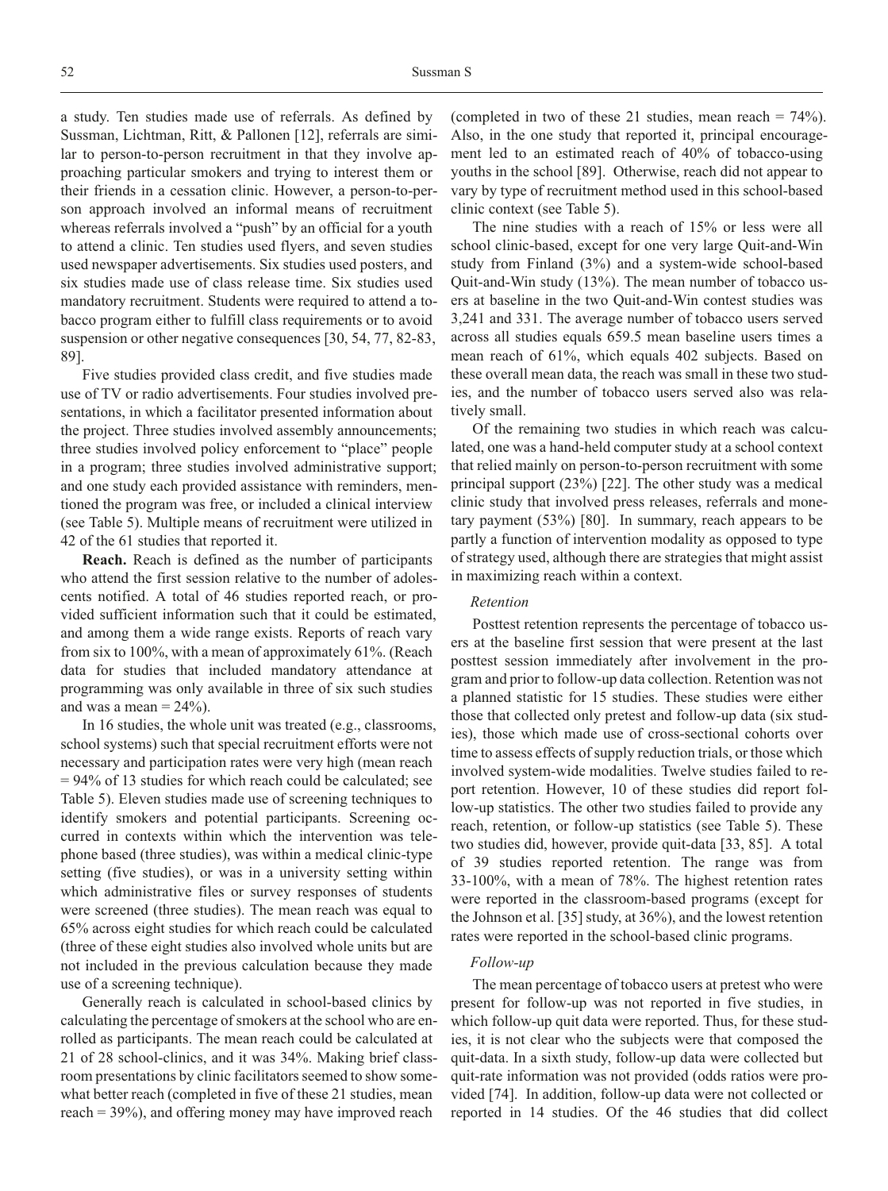a study. Ten studies made use of referrals. As defined by Sussman, Lichtman, Ritt, & Pallonen [12], referrals are similar to person-to-person recruitment in that they involve approaching particular smokers and trying to interest them or their friends in a cessation clinic. However, a person-to-person approach involved an informal means of recruitment whereas referrals involved a "push" by an official for a youth to attend a clinic. Ten studies used flyers, and seven studies used newspaper advertisements. Six studies used posters, and six studies made use of class release time. Six studies used mandatory recruitment. Students were required to attend a tobacco program either to fulfill class requirements or to avoid suspension or other negative consequences [30, 54, 77, 82-83, 89].

Five studies provided class credit, and five studies made use of TV or radio advertisements. Four studies involved presentations, in which a facilitator presented information about the project. Three studies involved assembly announcements; three studies involved policy enforcement to "place" people in a program; three studies involved administrative support; and one study each provided assistance with reminders, mentioned the program was free, or included a clinical interview (see Table 5). Multiple means of recruitment were utilized in 42 of the 61 studies that reported it.

**Reach.** Reach is defined as the number of participants who attend the first session relative to the number of adolescents notified. A total of 46 studies reported reach, or provided sufficient information such that it could be estimated, and among them a wide range exists. Reports of reach vary from six to 100%, with a mean of approximately 61%. (Reach data for studies that included mandatory attendance at programming was only available in three of six such studies and was a mean = 24%).

In 16 studies, the whole unit was treated (e.g., classrooms, school systems) such that special recruitment efforts were not necessary and participation rates were very high (mean reach = 94% of 13 studies for which reach could be calculated; see Table 5). Eleven studies made use of screening techniques to identify smokers and potential participants. Screening occurred in contexts within which the intervention was telephone based (three studies), was within a medical clinic-type setting (five studies), or was in a university setting within which administrative files or survey responses of students were screened (three studies). The mean reach was equal to 65% across eight studies for which reach could be calculated (three of these eight studies also involved whole units but are not included in the previous calculation because they made use of a screening technique).

Generally reach is calculated in school-based clinics by calculating the percentage of smokers at the school who are enrolled as participants. The mean reach could be calculated at 21 of 28 school-clinics, and it was 34%. Making brief classroom presentations by clinic facilitators seemed to show somewhat better reach (completed in five of these 21 studies, mean reach = 39%), and offering money may have improved reach (completed in two of these 21 studies, mean reach = 74%). Also, in the one study that reported it, principal encouragement led to an estimated reach of 40% of tobacco-using youths in the school [89]. Otherwise, reach did not appear to vary by type of recruitment method used in this school-based clinic context (see Table 5).

The nine studies with a reach of 15% or less were all school clinic-based, except for one very large Quit-and-Win study from Finland (3%) and a system-wide school-based Quit-and-Win study (13%). The mean number of tobacco users at baseline in the two Quit-and-Win contest studies was 3,241 and 331. The average number of tobacco users served across all studies equals 659.5 mean baseline users times a mean reach of 61%, which equals 402 subjects. Based on these overall mean data, the reach was small in these two studies, and the number of tobacco users served also was relatively small.

Of the remaining two studies in which reach was calculated, one was a hand-held computer study at a school context that relied mainly on person-to-person recruitment with some principal support (23%) [22]. The other study was a medical clinic study that involved press releases, referrals and monetary payment (53%) [80]. In summary, reach appears to be partly a function of intervention modality as opposed to type of strategy used, although there are strategies that might assist in maximizing reach within a context.

*Retention*

Posttest retention represents the percentage of tobacco users at the baseline first session that were present at the last posttest session immediately after involvement in the program and prior to follow-up data collection. Retention was not a planned statistic for 15 studies. These studies were either those that collected only pretest and follow-up data (six studies), those which made use of cross-sectional cohorts over time to assess effects of supply reduction trials, or those which involved system-wide modalities. Twelve studies failed to report retention. However, 10 of these studies did report follow-up statistics. The other two studies failed to provide any reach, retention, or follow-up statistics (see Table 5). These two studies did, however, provide quit-data [33, 85]. A total of 39 studies reported retention. The range was from 33-100%, with a mean of 78%. The highest retention rates were reported in the classroom-based programs (except for the Johnson et al. [35] study, at 36%), and the lowest retention rates were reported in the school-based clinic programs.

*Follow-up*

The mean percentage of tobacco users at pretest who were present for follow-up was not reported in five studies, in which follow-up quit data were reported. Thus, for these studies, it is not clear who the subjects were that composed the quit-data. In a sixth study, follow-up data were collected but quit-rate information was not provided (odds ratios were provided [74]. In addition, follow-up data were not collected or reported in 14 studies. Of the 46 studies that did collect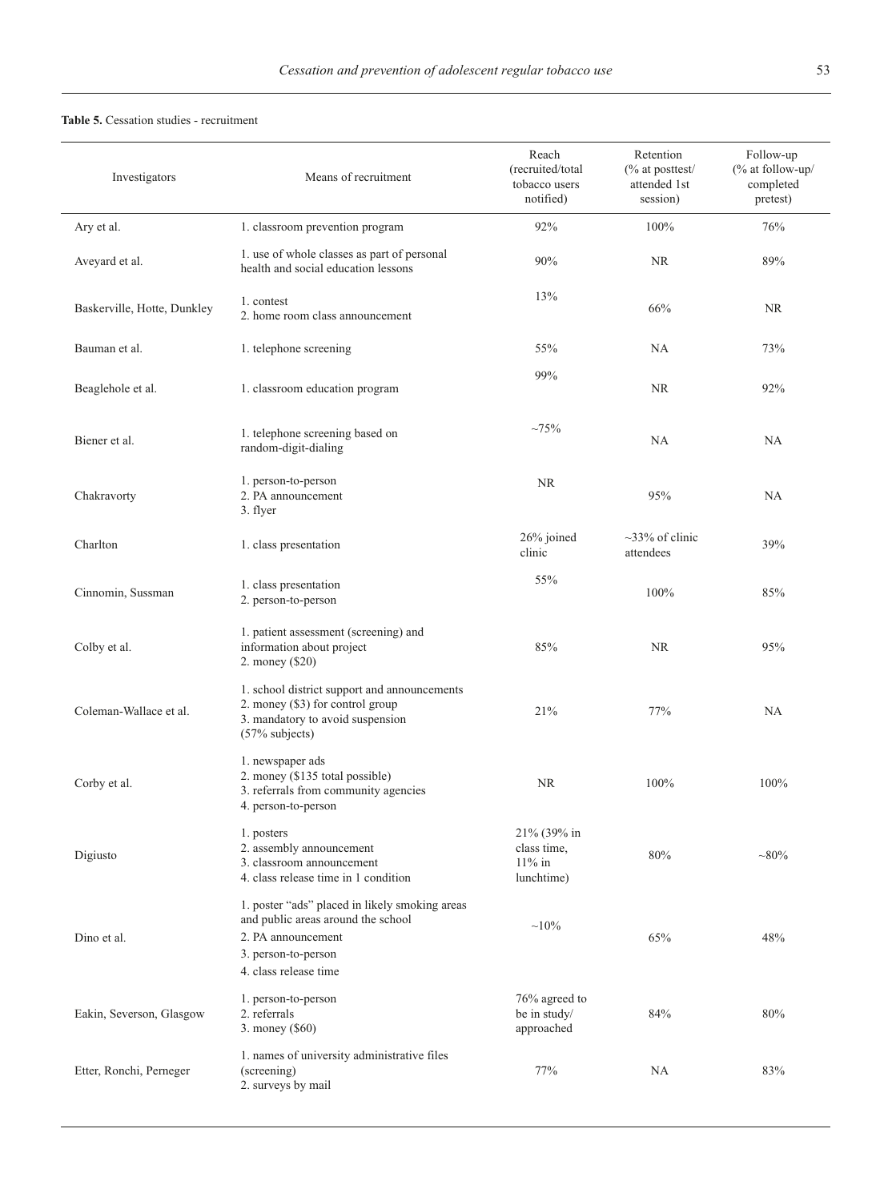**Table 5.** Cessation studies - recruitment

| Investigators | Means of recruitment | Reach (recruited/total tobacco users notified) | Retention (% at posttest/ attended 1st session) | Follow-up (% at follow-up/ completed pretest) |
|---|---|---|---|---|
| Ary et al. | 1. classroom prevention program | 92% | 100% | 76% |
| Aveyard et al. | 1. use of whole classes as part of personal health and social education lessons | 90% | NR | 89% |
| Baskerville, Hotte, Dunkley | 1. contest<br>2. home room class announcement | 13% | 66% | NR |
| Bauman et al. | 1. telephone screening | 55% | NA | 73% |
| Beaglehole et al. | 1. classroom education program | 99% | NR | 92% |
| Biener et al. | 1. telephone screening based on random-digit-dialing | ~75% | NA | NA |
| Chakravorty | 1. person-to-person<br>2. PA announcement<br>3. flyer | NR | 95% | NA |
| Charlton | 1. class presentation | 26% joined clinic | ~33% of clinic attendees | 39% |
| Cinnomin, Sussman | 1. class presentation<br>2. person-to-person | 55% | 100% | 85% |
| Colby et al. | 1. patient assessment (screening) and information about project<br>2. money ($20) | 85% | NR | 95% |
| Coleman-Wallace et al. | 1. school district support and announcements<br>2. money ($3) for control group<br>3. mandatory to avoid suspension (57% subjects) | 21% | 77% | NA |
| Corby et al. | 1. newspaper ads<br>2. money ($135 total possible)<br>3. referrals from community agencies<br>4. person-to-person | NR | 100% | 100% |
| Digiusto | 1. posters<br>2. assembly announcement<br>3. classroom announcement<br>4. class release time in 1 condition | 21% (39% in class time, 11% in lunchtime) | 80% | ~80% |
| Dino et al. | 1. poster "ads" placed in likely smoking areas and public areas around the school<br>2. PA announcement<br>3. person-to-person<br>4. class release time | ~10% | 65% | 48% |
| Eakin, Severson, Glasgow | 1. person-to-person<br>2. referrals<br>3. money ($60) | 76% agreed to be in study/ approached | 84% | 80% |
| Etter, Ronchi, Perneger | 1. names of university administrative files (screening)<br>2. surveys by mail | 77% | NA | 83% |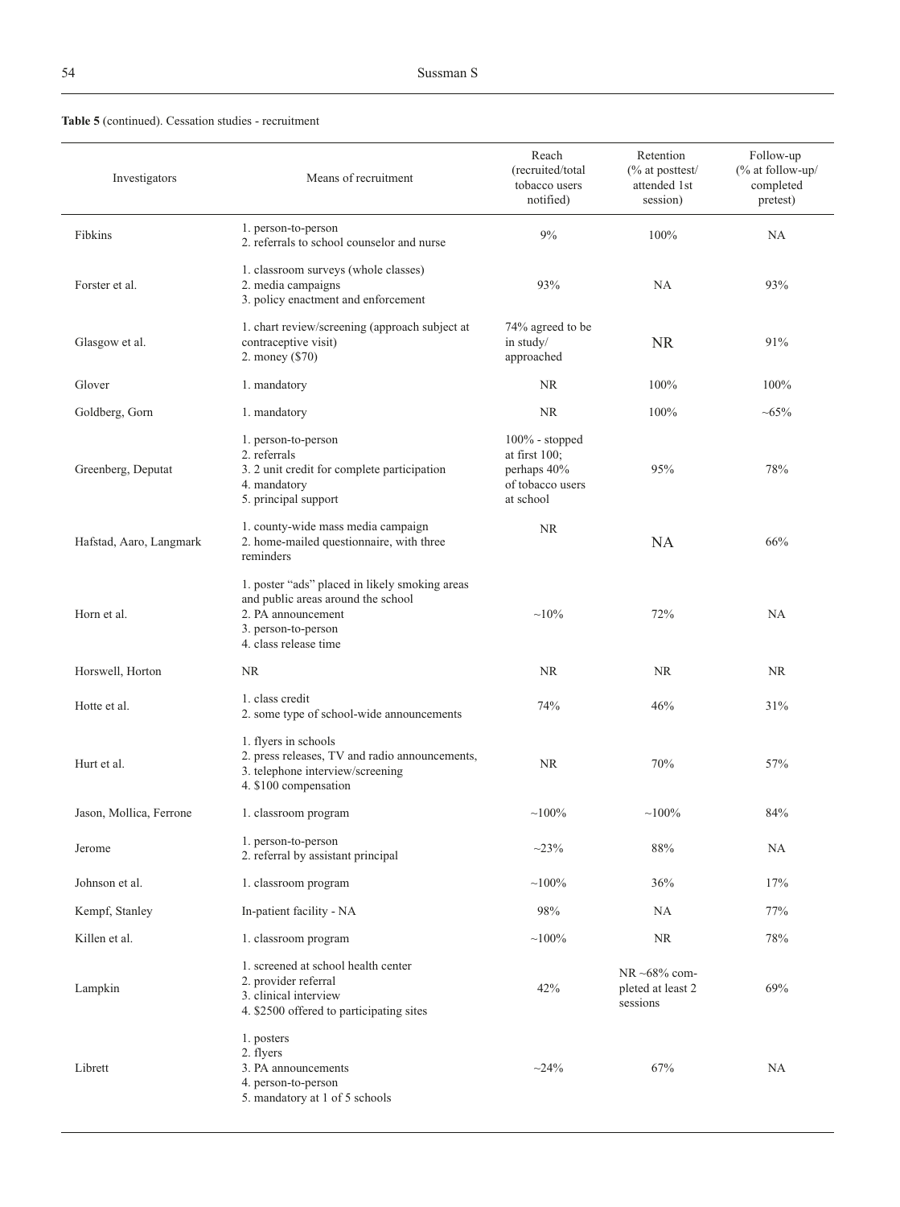**Table 5** (continued). Cessation studies - recruitment

| Investigators | Means of recruitment | Reach (recruited/total tobacco users notified) | Retention (% at posttest/ attended 1st session) | Follow-up (% at follow-up/ completed pretest) |
|---|---|---|---|---|
| Fibkins | 1. person-to-person<br>2. referrals to school counselor and nurse | 9% | 100% | NA |
| Forster et al. | 1. classroom surveys (whole classes)<br>2. media campaigns<br>3. policy enactment and enforcement | 93% | NA | 93% |
| Glasgow et al. | 1. chart review/screening (approach subject at contraceptive visit)<br>2. money ($70) | 74% agreed to be in study/ approached | NR | 91% |
| Glover | 1. mandatory | NR | 100% | 100% |
| Goldberg, Gorn | 1. mandatory | NR | 100% | ~65% |
| Greenberg, Deputat | 1. person-to-person<br>2. referrals<br>3. 2 unit credit for complete participation<br>4. mandatory<br>5. principal support | 100% - stopped at first 100; perhaps 40% of tobacco users at school | 95% | 78% |
| Hafstad, Aaro, Langmark | 1. county-wide mass media campaign<br>2. home-mailed questionnaire, with three reminders | NR | NA | 66% |
| Horn et al. | 1. poster "ads" placed in likely smoking areas and public areas around the school<br>2. PA announcement<br>3. person-to-person<br>4. class release time | ~10% | 72% | NA |
| Horswell, Horton | NR | NR | NR | NR |
| Hotte et al. | 1. class credit<br>2. some type of school-wide announcements | 74% | 46% | 31% |
| Hurt et al. | 1. flyers in schools<br>2. press releases, TV and radio announcements,<br>3. telephone interview/screening<br>4. $100 compensation | NR | 70% | 57% |
| Jason, Mollica, Ferrone | 1. classroom program | ~100% | ~100% | 84% |
| Jerome | 1. person-to-person<br>2. referral by assistant principal | ~23% | 88% | NA |
| Johnson et al. | 1. classroom program | ~100% | 36% | 17% |
| Kempf, Stanley | In-patient facility - NA | 98% | NA | 77% |
| Killen et al. | 1. classroom program | ~100% | NR | 78% |
| Lampkin | 1. screened at school health center<br>2. provider referral<br>3. clinical interview<br>4. $2500 offered to participating sites | 42% | NR ~68% completed at least 2 sessions | 69% |
| Librett | 1. posters<br>2. flyers<br>3. PA announcements<br>4. person-to-person<br>5. mandatory at 1 of 5 schools | ~24% | 67% | NA |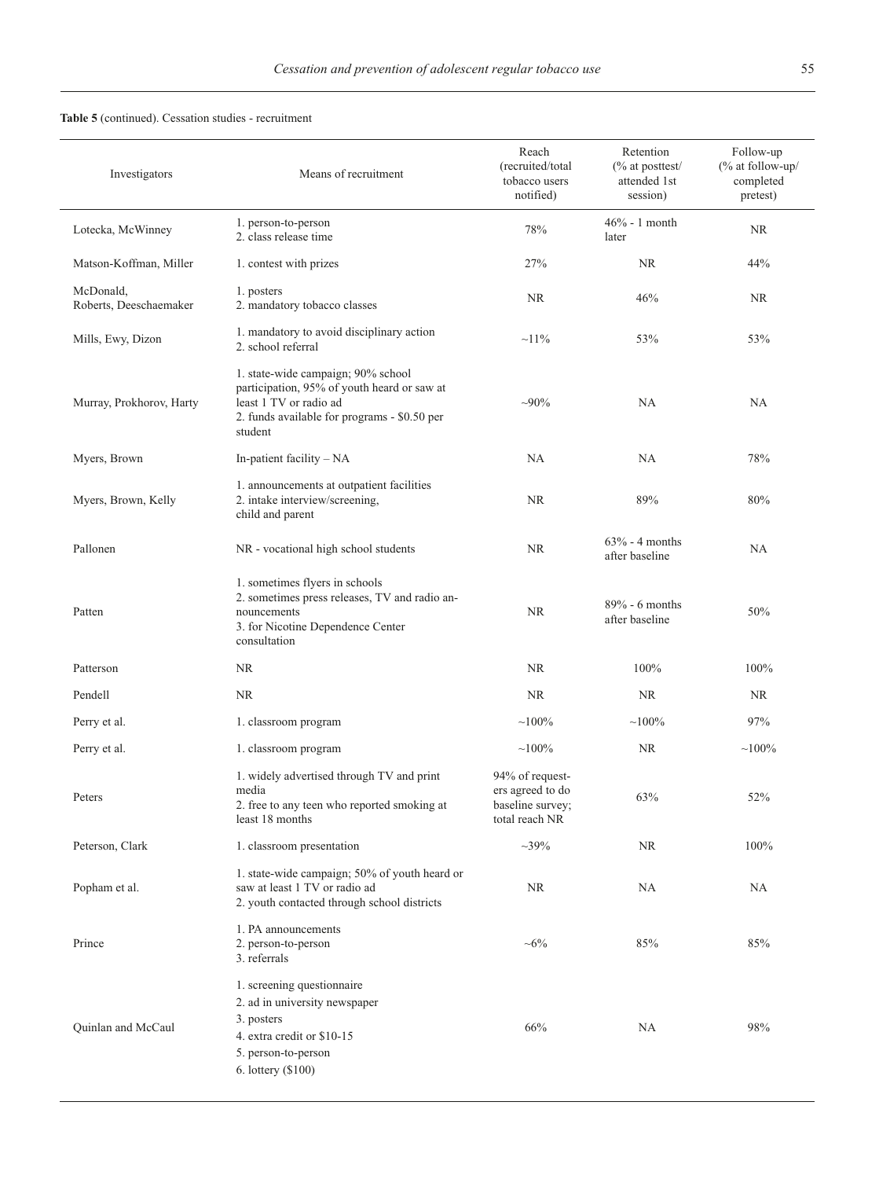**Table 5** (continued). Cessation studies - recruitment

| Investigators | Means of recruitment | Reach (recruited/total tobacco users notified) | Retention (% at posttest/ attended 1st session) | Follow-up (% at follow-up/ completed pretest) |
|---|---|---|---|---|
| Lotecka, McWinney | 1. person-to-person<br>2. class release time | 78% | 46% - 1 month later | NR |
| Matson-Koffman, Miller | 1. contest with prizes | 27% | NR | 44% |
| McDonald, Roberts, Deeschaemaker | 1. posters<br>2. mandatory tobacco classes | NR | 46% | NR |
| Mills, Ewy, Dizon | 1. mandatory to avoid disciplinary action<br>2. school referral | ~11% | 53% | 53% |
| Murray, Prokhorov, Harty | 1. state-wide campaign; 90% school participation, 95% of youth heard or saw at least 1 TV or radio ad<br>2. funds available for programs - $0.50 per student | ~90% | NA | NA |
| Myers, Brown | In-patient facility – NA | NA | NA | 78% |
| Myers, Brown, Kelly | 1. announcements at outpatient facilities<br>2. intake interview/screening, child and parent | NR | 89% | 80% |
| Pallonen | NR - vocational high school students | NR | 63% - 4 months after baseline | NA |
| Patten | 1. sometimes flyers in schools<br>2. sometimes press releases, TV and radio announcements<br>3. for Nicotine Dependence Center consultation | NR | 89% - 6 months after baseline | 50% |
| Patterson | NR | NR | 100% | 100% |
| Pendell | NR | NR | NR | NR |
| Perry et al. | 1. classroom program | ~100% | ~100% | 97% |
| Perry et al. | 1. classroom program | ~100% | NR | ~100% |
| Peters | 1. widely advertised through TV and print media<br>2. free to any teen who reported smoking at least 18 months | 94% of requesters agreed to do baseline survey; total reach NR | 63% | 52% |
| Peterson, Clark | 1. classroom presentation | ~39% | NR | 100% |
| Popham et al. | 1. state-wide campaign; 50% of youth heard or saw at least 1 TV or radio ad<br>2. youth contacted through school districts | NR | NA | NA |
| Prince | 1. PA announcements<br>2. person-to-person<br>3. referrals | ~6% | 85% | 85% |
| Quinlan and McCaul | 1. screening questionnaire<br>2. ad in university newspaper<br>3. posters<br>4. extra credit or $10-15<br>5. person-to-person<br>6. lottery ($100) | 66% | NA | 98% |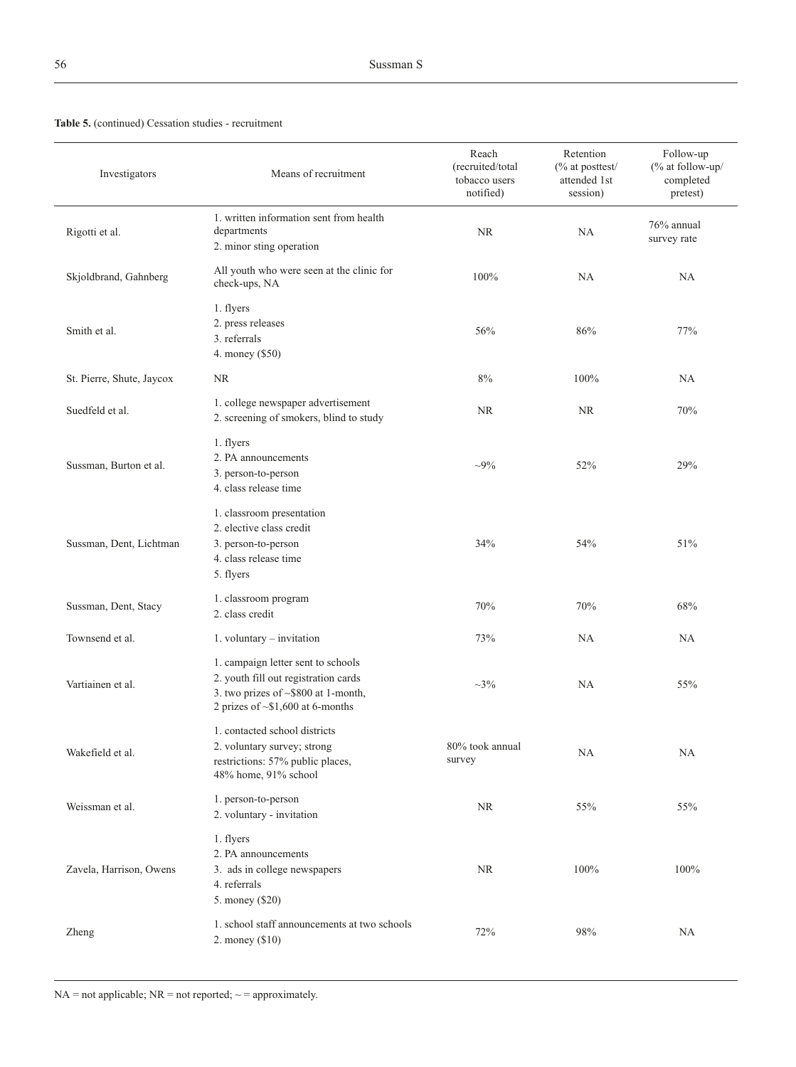**Table 5.** (continued) Cessation studies - recruitment

| Investigators | Means of recruitment | Reach (recruited/total tobacco users notified) | Retention (% at posttest/ attended 1st session) | Follow-up (% at follow-up/ completed pretest) |
|---|---|---|---|---|
| Rigotti et al. | 1. written information sent from health departments<br>2. minor sting operation | NR | NA | 76% annual survey rate |
| Skjoldbrand, Gahnberg | All youth who were seen at the clinic for check-ups, NA | 100% | NA | NA |
| Smith et al. | 1. flyers<br>2. press releases<br>3. referrals<br>4. money ($50) | 56% | 86% | 77% |
| St. Pierre, Shute, Jaycox | NR | 8% | 100% | NA |
| Suedfeld et al. | 1. college newspaper advertisement<br>2. screening of smokers, blind to study | NR | NR | 70% |
| Sussman, Burton et al. | 1. flyers<br>2. PA announcements<br>3. person-to-person<br>4. class release time | ~9% | 52% | 29% |
| Sussman, Dent, Lichtman | 1. classroom presentation<br>2. elective class credit<br>3. person-to-person<br>4. class release time<br>5. flyers | 34% | 54% | 51% |
| Sussman, Dent, Stacy | 1. classroom program<br>2. class credit | 70% | 70% | 68% |
| Townsend et al. | 1. voluntary – invitation | 73% | NA | NA |
| Vartiainen et al. | 1. campaign letter sent to schools<br>2. youth fill out registration cards<br>3. two prizes of ~$800 at 1-month, 2 prizes of ~$1,600 at 6-months | ~3% | NA | 55% |
| Wakefield et al. | 1. contacted school districts<br>2. voluntary survey; strong restrictions: 57% public places, 48% home, 91% school | 80% took annual survey | NA | NA |
| Weissman et al. | 1. person-to-person<br>2. voluntary - invitation | NR | 55% | 55% |
| Zavela, Harrison, Owens | 1. flyers<br>2. PA announcements<br>3. ads in college newspapers<br>4. referrals<br>5. money ($20) | NR | 100% | 100% |
| Zheng | 1. school staff announcements at two schools<br>2. money ($10) | 72% | 98% | NA |

NA = not applicable; NR = not reported; ~ = approximately.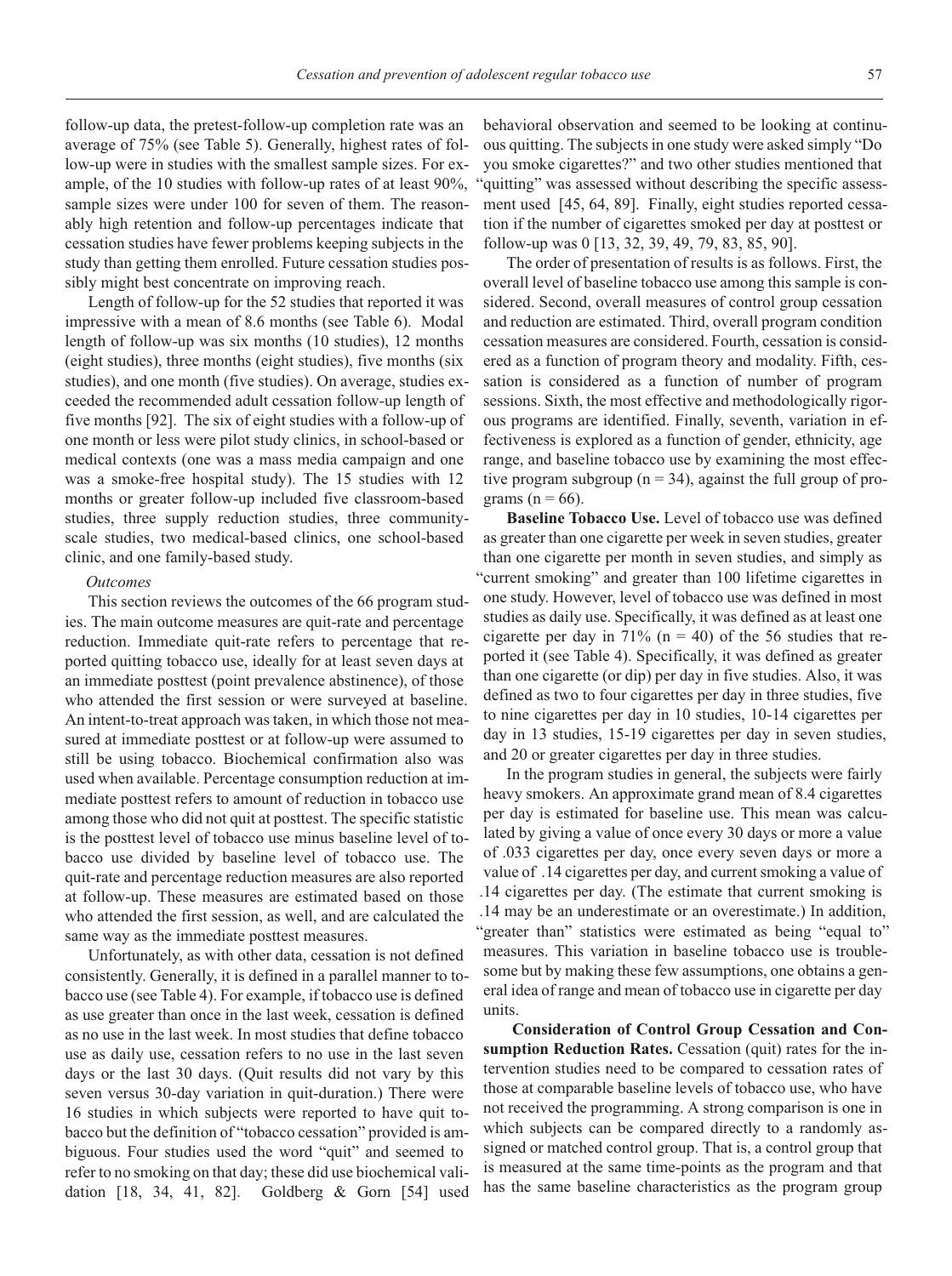follow-up data, the pretest-follow-up completion rate was an average of 75% (see Table 5). Generally, highest rates of follow-up were in studies with the smallest sample sizes. For example, of the 10 studies with follow-up rates of at least 90%, sample sizes were under 100 for seven of them. The reasonably high retention and follow-up percentages indicate that cessation studies have fewer problems keeping subjects in the study than getting them enrolled. Future cessation studies possibly might best concentrate on improving reach.

Length of follow-up for the 52 studies that reported it was impressive with a mean of 8.6 months (see Table 6). Modal length of follow-up was six months (10 studies), 12 months (eight studies), three months (eight studies), five months (six studies), and one month (five studies). On average, studies exceeded the recommended adult cessation follow-up length of five months [92]. The six of eight studies with a follow-up of one month or less were pilot study clinics, in school-based or medical contexts (one was a mass media campaign and one was a smoke-free hospital study). The 15 studies with 12 months or greater follow-up included five classroom-based studies, three supply reduction studies, three community-scale studies, two medical-based clinics, one school-based clinic, and one family-based study.

*Outcomes*

This section reviews the outcomes of the 66 program studies. The main outcome measures are quit-rate and percentage reduction. Immediate quit-rate refers to percentage that reported quitting tobacco use, ideally for at least seven days at an immediate posttest (point prevalence abstinence), of those who attended the first session or were surveyed at baseline. An intent-to-treat approach was taken, in which those not measured at immediate posttest or at follow-up were assumed to still be using tobacco. Biochemical confirmation also was used when available. Percentage consumption reduction at immediate posttest refers to amount of reduction in tobacco use among those who did not quit at posttest. The specific statistic is the posttest level of tobacco use minus baseline level of tobacco use divided by baseline level of tobacco use. The quit-rate and percentage reduction measures are also reported at follow-up. These measures are estimated based on those who attended the first session, as well, and are calculated the same way as the immediate posttest measures.

Unfortunately, as with other data, cessation is not defined consistently. Generally, it is defined in a parallel manner to tobacco use (see Table 4). For example, if tobacco use is defined as use greater than once in the last week, cessation is defined as no use in the last week. In most studies that define tobacco use as daily use, cessation refers to no use in the last seven days or the last 30 days. (Quit results did not vary by this seven versus 30-day variation in quit-duration.) There were 16 studies in which subjects were reported to have quit tobacco but the definition of "tobacco cessation" provided is ambiguous. Four studies used the word "quit" and seemed to refer to no smoking on that day; these did use biochemical validation [18, 34, 41, 82]. Goldberg & Gorn [54] used behavioral observation and seemed to be looking at continuous quitting. The subjects in one study were asked simply "Do you smoke cigarettes?" and two other studies mentioned that "quitting" was assessed without describing the specific assessment used [45, 64, 89]. Finally, eight studies reported cessation if the number of cigarettes smoked per day at posttest or follow-up was 0 [13, 32, 39, 49, 79, 83, 85, 90].

The order of presentation of results is as follows. First, the overall level of baseline tobacco use among this sample is considered. Second, overall measures of control group cessation and reduction are estimated. Third, overall program condition cessation measures are considered. Fourth, cessation is considered as a function of program theory and modality. Fifth, cessation is considered as a function of number of program sessions. Sixth, the most effective and methodologically rigorous programs are identified. Finally, seventh, variation in effectiveness is explored as a function of gender, ethnicity, age range, and baseline tobacco use by examining the most effective program subgroup (n = 34), against the full group of programs (n = 66).

**Baseline Tobacco Use.** Level of tobacco use was defined as greater than one cigarette per week in seven studies, greater than one cigarette per month in seven studies, and simply as "current smoking" and greater than 100 lifetime cigarettes in one study. However, level of tobacco use was defined in most studies as daily use. Specifically, it was defined as at least one cigarette per day in 71% (n = 40) of the 56 studies that reported it (see Table 4). Specifically, it was defined as greater than one cigarette (or dip) per day in five studies. Also, it was defined as two to four cigarettes per day in three studies, five to nine cigarettes per day in 10 studies, 10-14 cigarettes per day in 13 studies, 15-19 cigarettes per day in seven studies, and 20 or greater cigarettes per day in three studies.

In the program studies in general, the subjects were fairly heavy smokers. An approximate grand mean of 8.4 cigarettes per day is estimated for baseline use. This mean was calculated by giving a value of once every 30 days or more a value of .033 cigarettes per day, once every seven days or more a value of .14 cigarettes per day, and current smoking a value of .14 cigarettes per day. (The estimate that current smoking is .14 may be an underestimate or an overestimate.) In addition, "greater than" statistics were estimated as being "equal to" measures. This variation in baseline tobacco use is troublesome but by making these few assumptions, one obtains a general idea of range and mean of tobacco use in cigarette per day units.

**Consideration of Control Group Cessation and Consumption Reduction Rates.** Cessation (quit) rates for the intervention studies need to be compared to cessation rates of those at comparable baseline levels of tobacco use, who have not received the programming. A strong comparison is one in which subjects can be compared directly to a randomly assigned or matched control group. That is, a control group that is measured at the same time-points as the program and that has the same baseline characteristics as the program group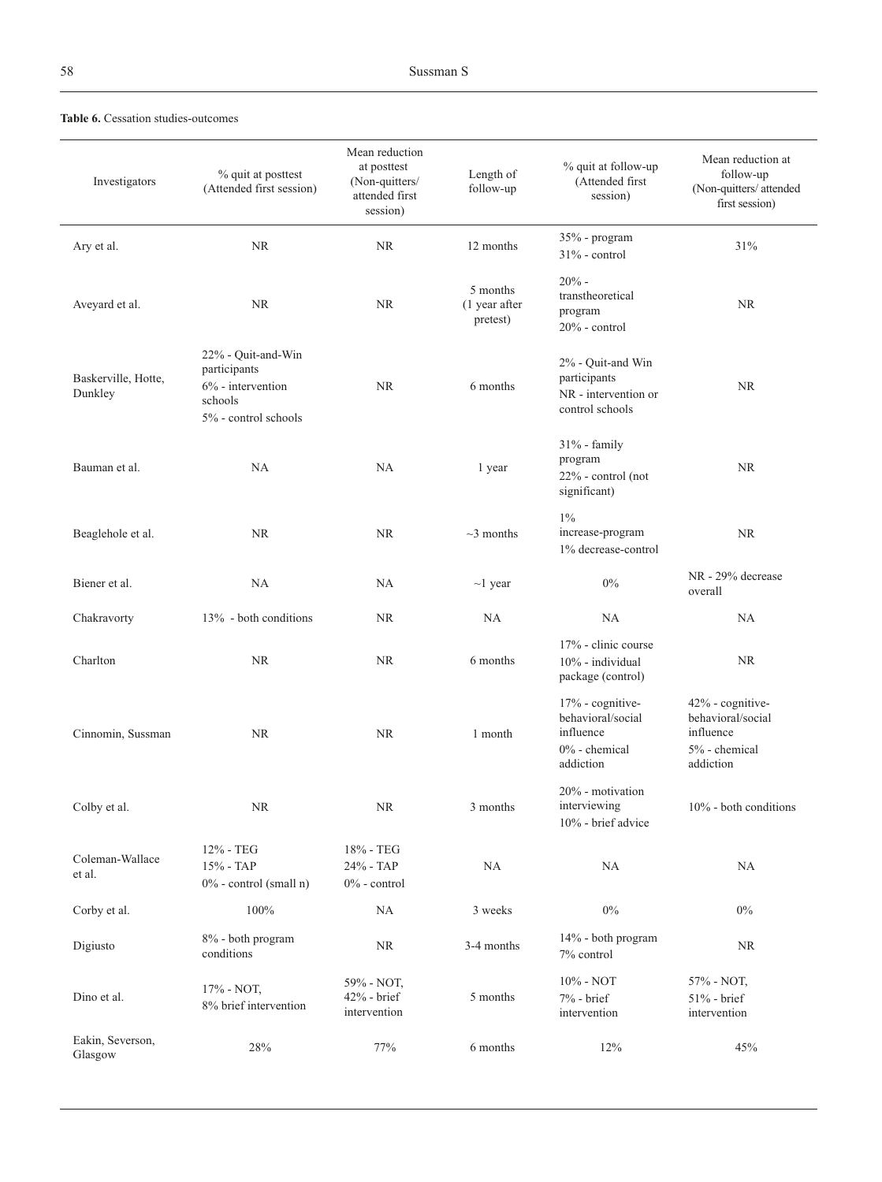**Table 6.** Cessation studies-outcomes

| Investigators | % quit at posttest (Attended first session) | Mean reduction at posttest (Non-quitters/ attended first session) | Length of follow-up | % quit at follow-up (Attended first session) | Mean reduction at follow-up (Non-quitters/ attended first session) |
|---|---|---|---|---|---|
| Ary et al. | NR | NR | 12 months | 35% - program<br>31% - control | 31% |
| Aveyard et al. | NR | NR | 5 months (1 year after pretest) | 20% - transtheoretical program<br>20% - control | NR |
| Baskerville, Hotte, Dunkley | 22% - Quit-and-Win participants<br>6% - intervention schools<br>5% - control schools | NR | 6 months | 2% - Quit-and Win participants<br>NR - intervention or control schools | NR |
| Bauman et al. | NA | NA | 1 year | 31% - family program<br>22% - control (not significant) | NR |
| Beaglehole et al. | NR | NR | ~3 months | 1% increase-program<br>1% decrease-control | NR |
| Biener et al. | NA | NA | ~1 year | 0% | NR - 29% decrease overall |
| Chakravorty | 13% - both conditions | NR | NA | NA | NA |
| Charlton | NR | NR | 6 months | 17% - clinic course<br>10% - individual package (control) | NR |
| Cinnomin, Sussman | NR | NR | 1 month | 17% - cognitive-behavioral/social influence<br>0% - chemical addiction | 42% - cognitive-behavioral/social influence<br>5% - chemical addiction |
| Colby et al. | NR | NR | 3 months | 20% - motivation interviewing<br>10% - brief advice | 10% - both conditions |
| Coleman-Wallace et al. | 12% - TEG<br>15% - TAP<br>0% - control (small n) | 18% - TEG<br>24% - TAP<br>0% - control | NA | NA | NA |
| Corby et al. | 100% | NA | 3 weeks | 0% | 0% |
| Digiusto | 8% - both program conditions | NR | 3-4 months | 14% - both program<br>7% control | NR |
| Dino et al. | 17% - NOT,<br>8% brief intervention | 59% - NOT,<br>42% - brief intervention | 5 months | 10% - NOT<br>7% - brief intervention | 57% - NOT,<br>51% - brief intervention |
| Eakin, Severson, Glasgow | 28% | 77% | 6 months | 12% | 45% |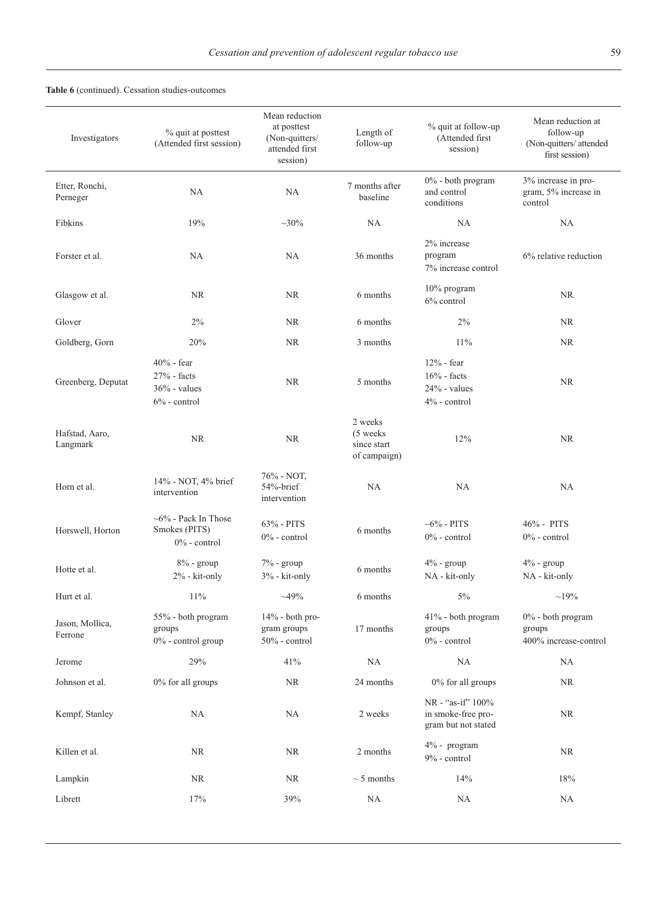**Table 6** (continued). Cessation studies-outcomes

| Investigators | % quit at posttest (Attended first session) | Mean reduction at posttest (Non-quitters/ attended first session) | Length of follow-up | % quit at follow-up (Attended first session) | Mean reduction at follow-up (Non-quitters/ attended first session) |
|---|---|---|---|---|---|
| Etter, Ronchi, Perneger | NA | NA | 7 months after baseline | 0% - both program and control conditions | 3% increase in program, 5% increase in control |
| Fibkins | 19% | ~30% | NA | NA | NA |
| Forster et al. | NA | NA | 36 months | 2% increase program<br>7% increase control | 6% relative reduction |
| Glasgow et al. | NR | NR | 6 months | 10% program<br>6% control | NR |
| Glover | 2% | NR | 6 months | 2% | NR |
| Goldberg, Gorn | 20% | NR | 3 months | 11% | NR |
| Greenberg, Deputat | 40% - fear<br>27% - facts<br>36% - values<br>6% - control | NR | 5 months | 12% - fear<br>16% - facts<br>24% - values<br>4% - control | NR |
| Hafstad, Aaro, Langmark | NR | NR | 2 weeks (5 weeks since start of campaign) | 12% | NR |
| Horn et al. | 14% - NOT, 4% brief intervention | 76% - NOT, 54%-brief intervention | NA | NA | NA |
| Horswell, Horton | ~6% - Pack In Those Smokes (PITS)<br>0% - control | 63% - PITS<br>0% - control | 6 months | ~6% - PITS<br>0% - control | 46% - PITS<br>0% - control |
| Hotte et al. | 8% - group<br>2% - kit-only | 7% - group<br>3% - kit-only | 6 months | 4% - group<br>NA - kit-only | 4% - group<br>NA - kit-only |
| Hurt et al. | 11% | ~49% | 6 months | 5% | ~19% |
| Jason, Mollica, Ferrone | 55% - both program groups<br>0% - control group | 14% - both program groups<br>50% - control | 17 months | 41% - both program groups<br>0% - control | 0% - both program groups<br>400% increase-control |
| Jerome | 29% | 41% | NA | NA | NA |
| Johnson et al. | 0% for all groups | NR | 24 months | 0% for all groups | NR |
| Kempf, Stanley | NA | NA | 2 weeks | NR - "as-if" 100% in smoke-free program but not stated | NR |
| Killen et al. | NR | NR | 2 months | 4% - program<br>9% - control | NR |
| Lampkin | NR | NR | ~ 5 months | 14% | 18% |
| Librett | 17% | 39% | NA | NA | NA |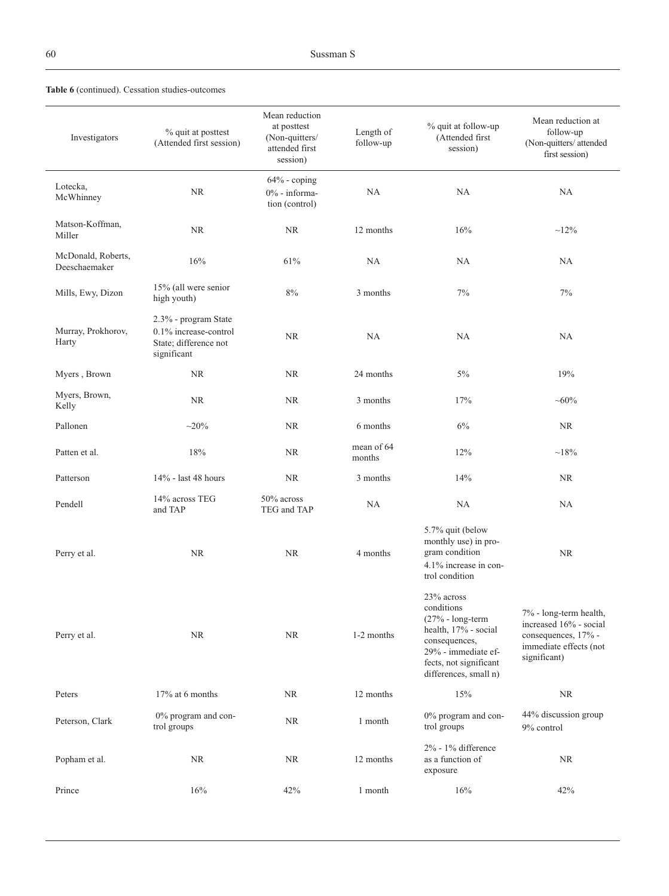**Table 6** (continued). Cessation studies-outcomes

| Investigators | % quit at posttest (Attended first session) | Mean reduction at posttest (Non-quitters/ attended first session) | Length of follow-up | % quit at follow-up (Attended first session) | Mean reduction at follow-up (Non-quitters/ attended first session) |
|---|---|---|---|---|---|
| Lotecka, McWhinney | NR | 64% - coping 0% - information (control) | NA | NA | NA |
| Matson-Koffman, Miller | NR | NR | 12 months | 16% | ~12% |
| McDonald, Roberts, Deeschaemaker | 16% | 61% | NA | NA | NA |
| Mills, Ewy, Dizon | 15% (all were senior high youth) | 8% | 3 months | 7% | 7% |
| Murray, Prokhorov, Harty | 2.3% - program State 0.1% increase-control State; difference not significant | NR | NA | NA | NA |
| Myers , Brown | NR | NR | 24 months | 5% | 19% |
| Myers, Brown, Kelly | NR | NR | 3 months | 17% | ~60% |
| Pallonen | ~20% | NR | 6 months | 6% | NR |
| Patten et al. | 18% | NR | mean of 64 months | 12% | ~18% |
| Patterson | 14% - last 48 hours | NR | 3 months | 14% | NR |
| Pendell | 14% across TEG and TAP | 50% across TEG and TAP | NA | NA | NA |
| Perry et al. | NR | NR | 4 months | 5.7% quit (below monthly use) in program condition 4.1% increase in control condition | NR |
| Perry et al. | NR | NR | 1-2 months | 23% across conditions (27% - long-term health, 17% - social consequences, 29% - immediate effects, not significant differences, small n) | 7% - long-term health, increased 16% - social consequences, 17% - immediate effects (not significant) |
| Peters | 17% at 6 months | NR | 12 months | 15% | NR |
| Peterson, Clark | 0% program and control groups | NR | 1 month | 0% program and control groups | 44% discussion group 9% control |
| Popham et al. | NR | NR | 12 months | 2% - 1% difference as a function of exposure | NR |
| Prince | 16% | 42% | 1 month | 16% | 42% |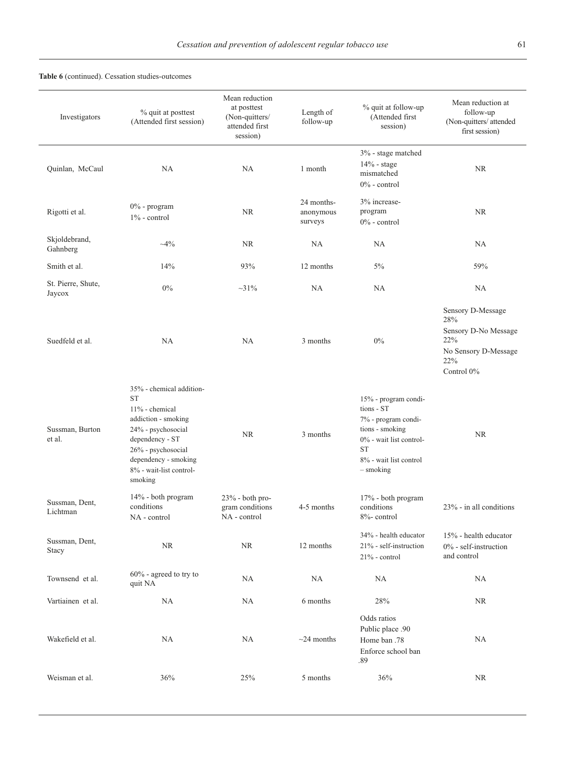**Table 6** (continued). Cessation studies-outcomes

| Investigators | % quit at posttest (Attended first session) | Mean reduction at posttest (Non-quitters/ attended first session) | Length of follow-up | % quit at follow-up (Attended first session) | Mean reduction at follow-up (Non-quitters/ attended first session) |
|---|---|---|---|---|---|
| Quinlan, McCaul | NA | NA | 1 month | 3% - stage matched<br>14% - stage mismatched<br>0% - control | NR |
| Rigotti et al. | 0% - program<br>1% - control | NR | 24 months- anonymous surveys | 3% increase- program<br>0% - control | NR |
| Skjoldebrand, Gahnberg | ~4% | NR | NA | NA | NA |
| Smith et al. | 14% | 93% | 12 months | 5% | 59% |
| St. Pierre, Shute, Jaycox | 0% | ~31% | NA | NA | NA |
| Suedfeld et al. | NA | NA | 3 months | 0% | Sensory D-Message 28%<br>Sensory D-No Message 22%<br>No Sensory D-Message 22%<br>Control 0% |
| Sussman, Burton et al. | 35% - chemical addition-ST<br>11% - chemical addiction - smoking<br>24% - psychosocial dependency - ST<br>26% - psychosocial dependency - smoking<br>8% - wait-list control-smoking | NR | 3 months | 15% - program conditions - ST<br>7% - program conditions - smoking<br>0% - wait list control-ST<br>8% - wait list control – smoking | NR |
| Sussman, Dent, Lichtman | 14% - both program conditions<br>NA - control | 23% - both program conditions<br>NA - control | 4-5 months | 17% - both program conditions<br>8%- control | 23% - in all conditions |
| Sussman, Dent, Stacy | NR | NR | 12 months | 34% - health educator<br>21% - self-instruction<br>21% - control | 15% - health educator<br>0% - self-instruction and control |
| Townsend et al. | 60% - agreed to try to quit NA | NA | NA | NA | NA |
| Vartiainen et al. | NA | NA | 6 months | 28% | NR |
| Wakefield et al. | NA | NA | ~24 months | Odds ratios<br>Public place .90<br>Home ban .78<br>Enforce school ban .89 | NA |
| Weisman et al. | 36% | 25% | 5 months | 36% | NR |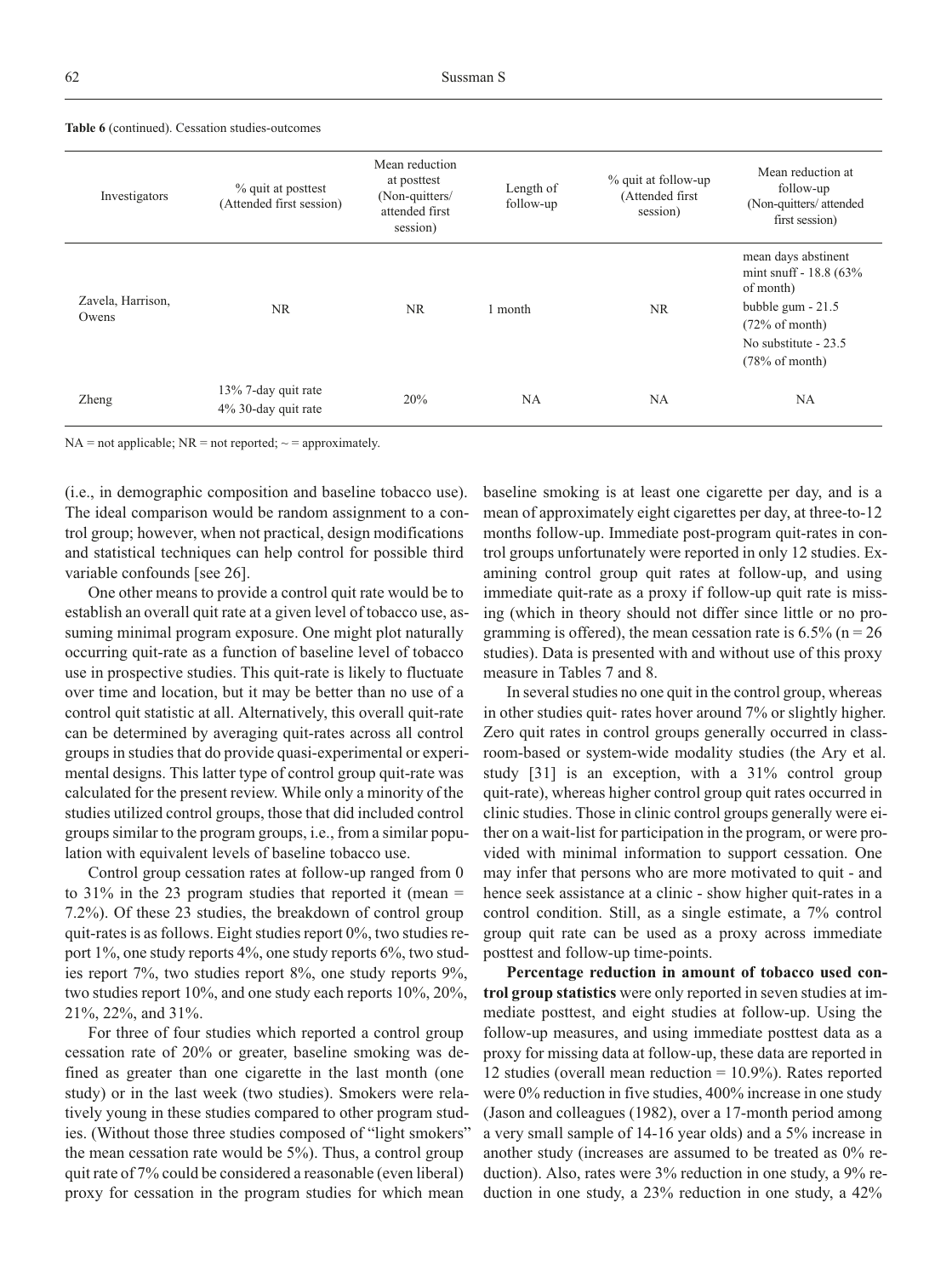**Table 6** (continued). Cessation studies-outcomes

| Investigators | % quit at posttest (Attended first session) | Mean reduction at posttest (Non-quitters/ attended first session) | Length of follow-up | % quit at follow-up (Attended first session) | Mean reduction at follow-up (Non-quitters/ attended first session) |
|---|---|---|---|---|---|
| Zavela, Harrison, Owens | NR | NR | 1 month | NR | mean days abstinent mint snuff - 18.8 (63% of month)<br>bubble gum - 21.5 (72% of month)<br>No substitute - 23.5 (78% of month) |
| Zheng | 13% 7-day quit rate<br>4% 30-day quit rate | 20% | NA | NA | NA |

NA = not applicable; NR = not reported; ~ = approximately.

(i.e., in demographic composition and baseline tobacco use). The ideal comparison would be random assignment to a control group; however, when not practical, design modifications and statistical techniques can help control for possible third variable confounds [see 26].

One other means to provide a control quit rate would be to establish an overall quit rate at a given level of tobacco use, assuming minimal program exposure. One might plot naturally occurring quit-rate as a function of baseline level of tobacco use in prospective studies. This quit-rate is likely to fluctuate over time and location, but it may be better than no use of a control quit statistic at all. Alternatively, this overall quit-rate can be determined by averaging quit-rates across all control groups in studies that do provide quasi-experimental or experimental designs. This latter type of control group quit-rate was calculated for the present review. While only a minority of the studies utilized control groups, those that did included control groups similar to the program groups, i.e., from a similar population with equivalent levels of baseline tobacco use.

Control group cessation rates at follow-up ranged from 0 to 31% in the 23 program studies that reported it (mean = 7.2%). Of these 23 studies, the breakdown of control group quit-rates is as follows. Eight studies report 0%, two studies report 1%, one study reports 4%, one study reports 6%, two studies report 7%, two studies report 8%, one study reports 9%, two studies report 10%, and one study each reports 10%, 20%, 21%, 22%, and 31%.

For three of four studies which reported a control group cessation rate of 20% or greater, baseline smoking was defined as greater than one cigarette in the last month (one study) or in the last week (two studies). Smokers were relatively young in these studies compared to other program studies. (Without those three studies composed of "light smokers" the mean cessation rate would be 5%). Thus, a control group quit rate of 7% could be considered a reasonable (even liberal) proxy for cessation in the program studies for which mean baseline smoking is at least one cigarette per day, and is a mean of approximately eight cigarettes per day, at three-to-12 months follow-up. Immediate post-program quit-rates in control groups unfortunately were reported in only 12 studies. Examining control group quit rates at follow-up, and using immediate quit-rate as a proxy if follow-up quit rate is missing (which in theory should not differ since little or no programming is offered), the mean cessation rate is 6.5% (n = 26 studies). Data is presented with and without use of this proxy measure in Tables 7 and 8.

In several studies no one quit in the control group, whereas in other studies quit- rates hover around 7% or slightly higher. Zero quit rates in control groups generally occurred in classroom-based or system-wide modality studies (the Ary et al. study [31] is an exception, with a 31% control group quit-rate), whereas higher control group quit rates occurred in clinic studies. Those in clinic control groups generally were either on a wait-list for participation in the program, or were provided with minimal information to support cessation. One may infer that persons who are more motivated to quit - and hence seek assistance at a clinic - show higher quit-rates in a control condition. Still, as a single estimate, a 7% control group quit rate can be used as a proxy across immediate posttest and follow-up time-points.

**Percentage reduction in amount of tobacco used control group statistics** were only reported in seven studies at immediate posttest, and eight studies at follow-up. Using the follow-up measures, and using immediate posttest data as a proxy for missing data at follow-up, these data are reported in 12 studies (overall mean reduction = 10.9%). Rates reported were 0% reduction in five studies, 400% increase in one study (Jason and colleagues (1982), over a 17-month period among a very small sample of 14-16 year olds) and a 5% increase in another study (increases are assumed to be treated as 0% reduction). Also, rates were 3% reduction in one study, a 9% reduction in one study, a 23% reduction in one study, a 42%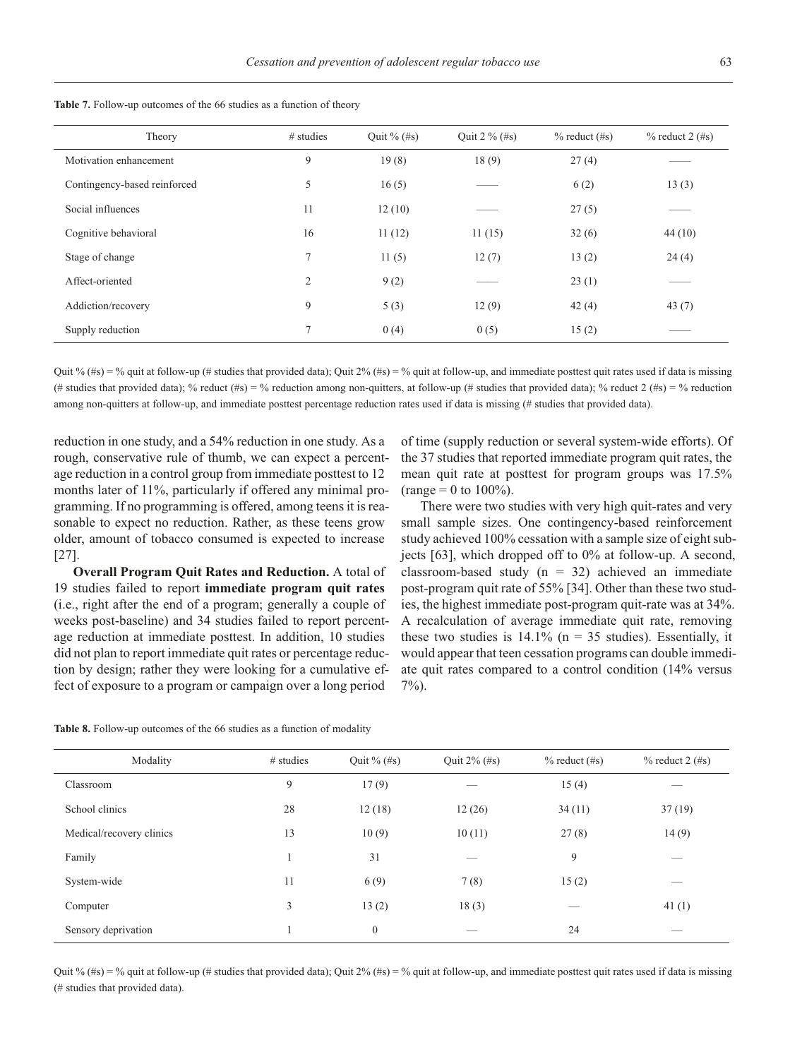**Table 7.** Follow-up outcomes of the 66 studies as a function of theory

| Theory | # studies | Quit % (#s) | Quit 2 % (#s) | % reduct (#s) | % reduct 2 (#s) |
|---|---|---|---|---|---|
| Motivation enhancement | 9 | 19 (8) | 18 (9) | 27 (4) | —— |
| Contingency-based reinforced | 5 | 16 (5) | —— | 6 (2) | 13 (3) |
| Social influences | 11 | 12 (10) | —— | 27 (5) | —— |
| Cognitive behavioral | 16 | 11 (12) | 11 (15) | 32 (6) | 44 (10) |
| Stage of change | 7 | 11 (5) | 12 (7) | 13 (2) | 24 (4) |
| Affect-oriented | 2 | 9 (2) | —— | 23 (1) | —— |
| Addiction/recovery | 9 | 5 (3) | 12 (9) | 42 (4) | 43 (7) |
| Supply reduction | 7 | 0 (4) | 0 (5) | 15 (2) | —— |

Quit % (#s) = % quit at follow-up (# studies that provided data); Quit 2% (#s) = % quit at follow-up, and immediate posttest quit rates used if data is missing (# studies that provided data); % reduct (#s) = % reduction among non-quitters, at follow-up (# studies that provided data); % reduct 2 (#s) = % reduction among non-quitters at follow-up, and immediate posttest percentage reduction rates used if data is missing (# studies that provided data).

reduction in one study, and a 54% reduction in one study. As a rough, conservative rule of thumb, we can expect a percentage reduction in a control group from immediate posttest to 12 months later of 11%, particularly if offered any minimal programming. If no programming is offered, among teens it is reasonable to expect no reduction. Rather, as these teens grow older, amount of tobacco consumed is expected to increase [27].

**Overall Program Quit Rates and Reduction.** A total of 19 studies failed to report **immediate program quit rates** (i.e., right after the end of a program; generally a couple of weeks post-baseline) and 34 studies failed to report percentage reduction at immediate posttest. In addition, 10 studies did not plan to report immediate quit rates or percentage reduction by design; rather they were looking for a cumulative effect of exposure to a program or campaign over a long period of time (supply reduction or several system-wide efforts). Of the 37 studies that reported immediate program quit rates, the mean quit rate at posttest for program groups was 17.5% (range = 0 to 100%).

There were two studies with very high quit-rates and very small sample sizes. One contingency-based reinforcement study achieved 100% cessation with a sample size of eight subjects [63], which dropped off to 0% at follow-up. A second, classroom-based study (n = 32) achieved an immediate post-program quit rate of 55% [34]. Other than these two studies, the highest immediate post-program quit-rate was at 34%. A recalculation of average immediate quit rate, removing these two studies is 14.1% (n = 35 studies). Essentially, it would appear that teen cessation programs can double immediate quit rates compared to a control condition (14% versus 7%).

**Table 8.** Follow-up outcomes of the 66 studies as a function of modality

| Modality | # studies | Quit % (#s) | Quit 2% (#s) | % reduct (#s) | % reduct 2 (#s) |
|---|---|---|---|---|---|
| Classroom | 9 | 17 (9) | — | 15 (4) | — |
| School clinics | 28 | 12 (18) | 12 (26) | 34 (11) | 37 (19) |
| Medical/recovery clinics | 13 | 10 (9) | 10 (11) | 27 (8) | 14 (9) |
| Family | 1 | 31 | — | 9 | — |
| System-wide | 11 | 6 (9) | 7 (8) | 15 (2) | — |
| Computer | 3 | 13 (2) | 18 (3) | — | 41 (1) |
| Sensory deprivation | 1 | 0 | — | 24 | — |

Quit % (#s) = % quit at follow-up (# studies that provided data); Quit 2% (#s) = % quit at follow-up, and immediate posttest quit rates used if data is missing (# studies that provided data).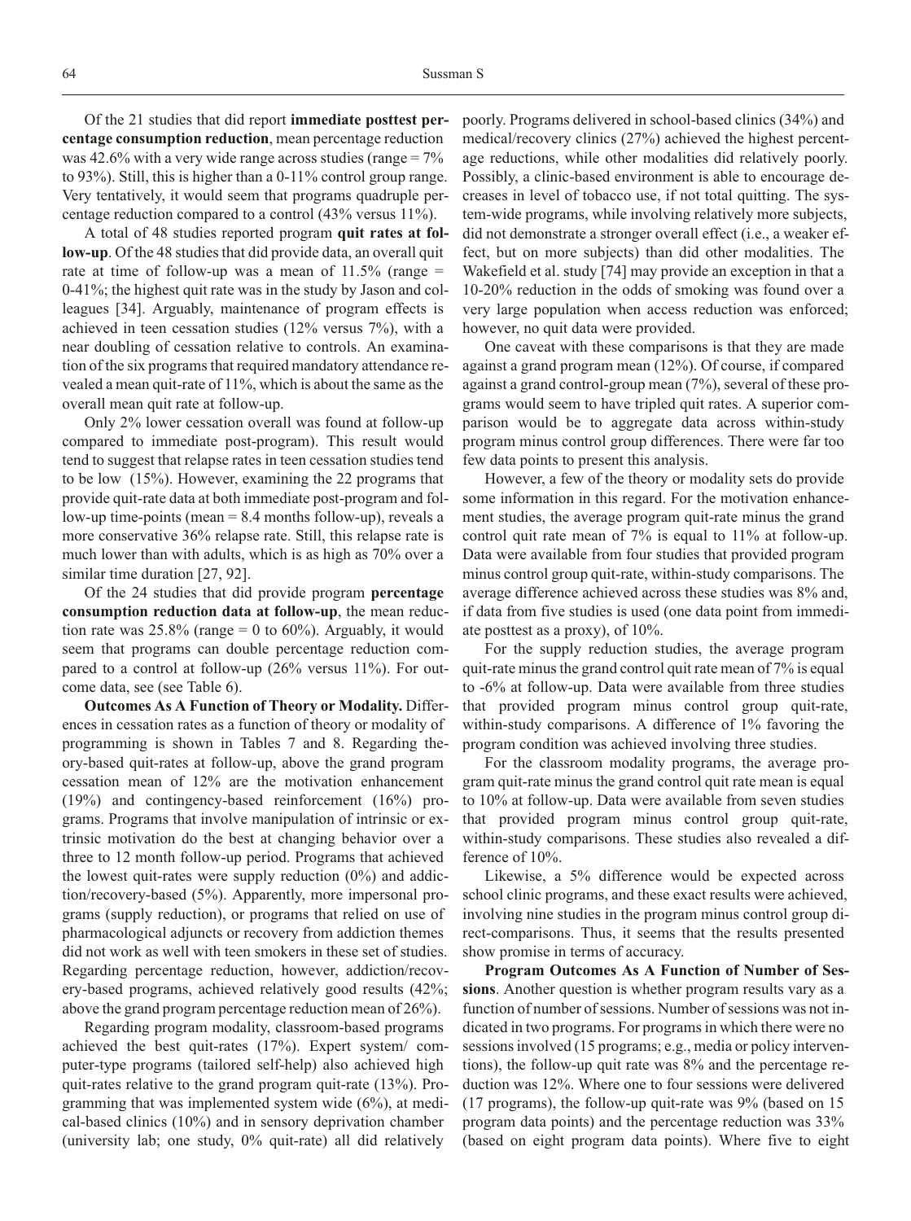Of the 21 studies that did report **immediate posttest percentage consumption reduction**, mean percentage reduction was 42.6% with a very wide range across studies (range = 7% to 93%). Still, this is higher than a 0-11% control group range. Very tentatively, it would seem that programs quadruple percentage reduction compared to a control (43% versus 11%).

A total of 48 studies reported program **quit rates at follow-up**. Of the 48 studies that did provide data, an overall quit rate at time of follow-up was a mean of 11.5% (range = 0-41%; the highest quit rate was in the study by Jason and colleagues [34]. Arguably, maintenance of program effects is achieved in teen cessation studies (12% versus 7%), with a near doubling of cessation relative to controls. An examination of the six programs that required mandatory attendance revealed a mean quit-rate of 11%, which is about the same as the overall mean quit rate at follow-up.

Only 2% lower cessation overall was found at follow-up compared to immediate post-program). This result would tend to suggest that relapse rates in teen cessation studies tend to be low (15%). However, examining the 22 programs that provide quit-rate data at both immediate post-program and follow-up time-points (mean = 8.4 months follow-up), reveals a more conservative 36% relapse rate. Still, this relapse rate is much lower than with adults, which is as high as 70% over a similar time duration [27, 92].

Of the 24 studies that did provide program **percentage consumption reduction data at follow-up**, the mean reduction rate was 25.8% (range = 0 to 60%). Arguably, it would seem that programs can double percentage reduction compared to a control at follow-up (26% versus 11%). For outcome data, see (see Table 6).

**Outcomes As A Function of Theory or Modality.** Differences in cessation rates as a function of theory or modality of programming is shown in Tables 7 and 8. Regarding theory-based quit-rates at follow-up, above the grand program cessation mean of 12% are the motivation enhancement (19%) and contingency-based reinforcement (16%) programs. Programs that involve manipulation of intrinsic or extrinsic motivation do the best at changing behavior over a three to 12 month follow-up period. Programs that achieved the lowest quit-rates were supply reduction (0%) and addiction/recovery-based (5%). Apparently, more impersonal programs (supply reduction), or programs that relied on use of pharmacological adjuncts or recovery from addiction themes did not work as well with teen smokers in these set of studies. Regarding percentage reduction, however, addiction/recovery-based programs, achieved relatively good results (42%; above the grand program percentage reduction mean of 26%).

Regarding program modality, classroom-based programs achieved the best quit-rates (17%). Expert system/ computer-type programs (tailored self-help) also achieved high quit-rates relative to the grand program quit-rate (13%). Programming that was implemented system wide (6%), at medical-based clinics (10%) and in sensory deprivation chamber (university lab; one study, 0% quit-rate) all did relatively poorly. Programs delivered in school-based clinics (34%) and medical/recovery clinics (27%) achieved the highest percentage reductions, while other modalities did relatively poorly. Possibly, a clinic-based environment is able to encourage decreases in level of tobacco use, if not total quitting. The system-wide programs, while involving relatively more subjects, did not demonstrate a stronger overall effect (i.e., a weaker effect, but on more subjects) than did other modalities. The Wakefield et al. study [74] may provide an exception in that a 10-20% reduction in the odds of smoking was found over a very large population when access reduction was enforced; however, no quit data were provided.

One caveat with these comparisons is that they are made against a grand program mean (12%). Of course, if compared against a grand control-group mean (7%), several of these programs would seem to have tripled quit rates. A superior comparison would be to aggregate data across within-study program minus control group differences. There were far too few data points to present this analysis.

However, a few of the theory or modality sets do provide some information in this regard. For the motivation enhancement studies, the average program quit-rate minus the grand control quit rate mean of 7% is equal to 11% at follow-up. Data were available from four studies that provided program minus control group quit-rate, within-study comparisons. The average difference achieved across these studies was 8% and, if data from five studies is used (one data point from immediate posttest as a proxy), of 10%.

For the supply reduction studies, the average program quit-rate minus the grand control quit rate mean of 7% is equal to -6% at follow-up. Data were available from three studies that provided program minus control group quit-rate, within-study comparisons. A difference of 1% favoring the program condition was achieved involving three studies.

For the classroom modality programs, the average program quit-rate minus the grand control quit rate mean is equal to 10% at follow-up. Data were available from seven studies that provided program minus control group quit-rate, within-study comparisons. These studies also revealed a difference of 10%.

Likewise, a 5% difference would be expected across school clinic programs, and these exact results were achieved, involving nine studies in the program minus control group direct-comparisons. Thus, it seems that the results presented show promise in terms of accuracy.

**Program Outcomes As A Function of Number of Sessions**. Another question is whether program results vary as a function of number of sessions. Number of sessions was not indicated in two programs. For programs in which there were no sessions involved (15 programs; e.g., media or policy interventions), the follow-up quit rate was 8% and the percentage reduction was 12%. Where one to four sessions were delivered (17 programs), the follow-up quit-rate was 9% (based on 15 program data points) and the percentage reduction was 33% (based on eight program data points). Where five to eight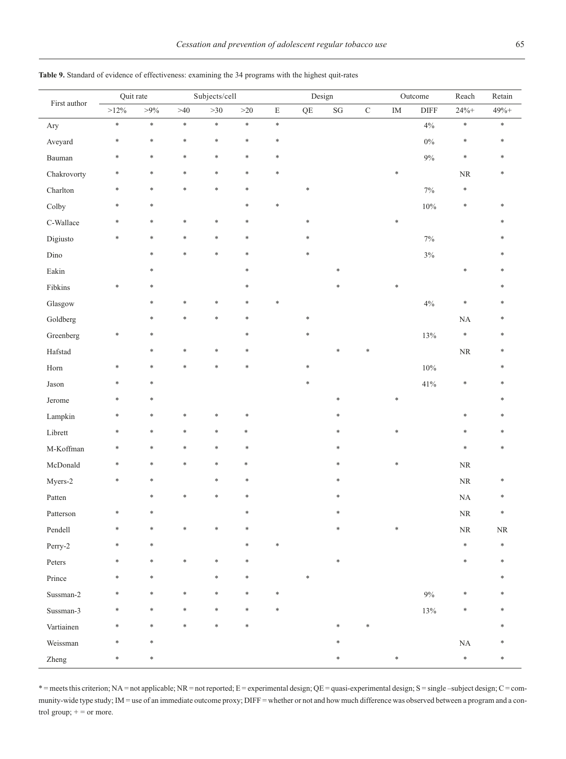**Table 9.** Standard of evidence of effectiveness: examining the 34 programs with the highest quit-rates

| First author | Quit rate | | Subjects/cell | | | Design | | | | Outcome | | Reach | Retain |
|---|---|---|---|---|---|---|---|---|---|---|---|---|---|
| | >12% | >9% | >40 | >30 | >20 | E | QE | SG | C | IM | DIFF | 24%+ | 49%+ |
| Ary | * | * | * | * | * | * | | | | | 4% | * | * |
| Aveyard | * | * | * | * | * | * | | | | | 0% | * | * |
| Bauman | * | * | * | * | * | * | | | | | 9% | * | * |
| Chakrovorty | * | * | * | * | * | * | | | | * | | NR | * |
| Charlton | * | * | * | * | * | | * | | | | 7% | * | |
| Colby | * | * | | | * | * | | | | | 10% | * | * |
| C-Wallace | * | * | * | * | * | | * | | | * | | | * |
| Digiusto | * | * | * | * | * | | * | | | | 7% | | * |
| Dino | | * | * | * | * | | * | | | | 3% | | * |
| Eakin | | * | | | * | | | * | | | | * | * |
| Fibkins | * | * | | | * | | | * | | * | | | * |
| Glasgow | | * | * | * | * | * | | | | | 4% | * | * |
| Goldberg | | * | * | * | * | | * | | | | | NA | * |
| Greenberg | * | * | | | * | | * | | | | 13% | * | * |
| Hafstad | | * | * | * | * | | | * | * | | | NR | * |
| Horn | * | * | * | * | * | | * | | | | 10% | | * |
| Jason | * | * | | | | | * | | | | 41% | * | * |
| Jerome | * | * | | | | | | * | | * | | | * |
| Lampkin | * | * | * | * | * | | | * | | | | * | * |
| Librett | * | * | * | * | * | | | * | | * | | * | * |
| M-Koffman | * | * | * | * | * | | | * | | | | * | * |
| McDonald | * | * | * | * | * | | | * | | * | | NR | |
| Myers-2 | * | * | | * | * | | | * | | | | NR | * |
| Patten | | * | * | * | * | | | * | | | | NA | * |
| Patterson | * | * | | | * | | | * | | | | NR | * |
| Pendell | * | * | * | * | * | | | * | | * | | NR | NR |
| Perry-2 | * | * | | | * | * | | | | | | * | * |
| Peters | * | * | * | * | * | | | * | | | | * | * |
| Prince | * | * | | * | * | | * | | | | | | * |
| Sussman-2 | * | * | * | * | * | * | | | | | 9% | * | * |
| Sussman-3 | * | * | * | * | * | * | | | | | 13% | * | * |
| Vartiainen | * | * | * | * | * | | | * | * | | | | * |
| Weissman | * | * | | | | | | * | | | | NA | * |
| Zheng | * | * | | | | | | * | | * | | * | * |

* = meets this criterion; NA = not applicable; NR = not reported; E = experimental design; QE = quasi-experimental design; S = single –subject design; C = community-wide type study; IM = use of an immediate outcome proxy; DIFF = whether or not and how much difference was observed between a program and a control group; + = or more.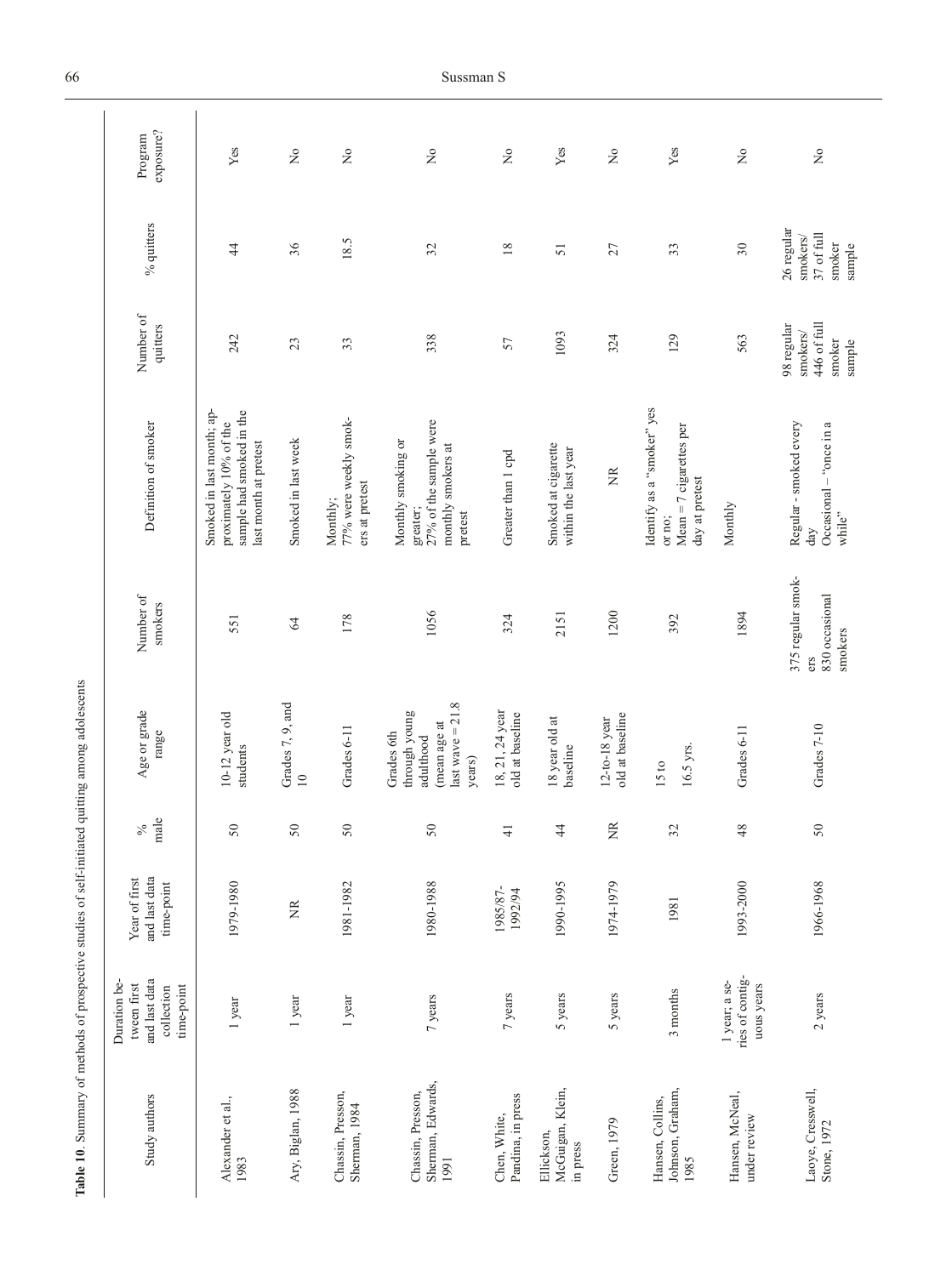**Table 10**. Summary of methods of prospective studies of self-initiated quitting among adolescents

| Study authors | Duration between first and last data collection time-point | Year of first and last data time-point | % male | Age or grade range | Number of smokers | Definition of smoker | Number of quitters | % quitters | Program exposure? |
|---|---|---|---|---|---|---|---|---|---|
| Alexander et al., 1983 | 1 year | 1979-1980 | 50 | 10-12 year old students | 551 | Smoked in last month; approximately 10% of the sample had smoked in the last month at pretest | 242 | 44 | Yes |
| Ary, Biglan, 1988 | 1 year | NR | 50 | Grades 7, 9, and 10 | 64 | Smoked in last week | 23 | 36 | No |
| Chassin, Presson, Sherman, 1984 | 1 year | 1981-1982 | 50 | Grades 6-11 | 178 | Monthly; 77% were weekly smokers at pretest | 33 | 18.5 | No |
| Chassin, Presson, Sherman, Edwards, 1991 | 7 years | 1980-1988 | 50 | Grades 6th through young adulthood (mean age at last wave = 21.8 years) | 1056 | Monthly smoking or greater; 27% of the sample were monthly smokers at pretest | 338 | 32 | No |
| Chen, White, Pandina, in press | 7 years | 1985/87-1992/94 | 41 | 18, 21, 24 year old at baseline | 324 | Greater than 1 cpd | 57 | 18 | No |
| Ellickson, McGuigan, Klein, in press | 5 years | 1990-1995 | 44 | 18 year old at baseline | 2151 | Smoked at cigarette within the last year | 1093 | 51 | Yes |
| Green, 1979 | 5 years | 1974-1979 | NR | 12-to-18 year old at baseline | 1200 | NR | 324 | 27 | No |
| Hansen, Collins, Johnson, Graham, 1985 | 3 months | 1981 | 32 | 15 to 16.5 yrs. | 392 | Identify as a "smoker" yes or no; Mean = 7 cigarettes per day at pretest | 129 | 33 | Yes |
| Hansen, McNeal, under review | 1 year; a series of contiguous years | 1993-2000 | 48 | Grades 6-11 | 1894 | Monthly | 563 | 30 | No |
| Laoye, Cresswell, Stone, 1972 | 2 years | 1966-1968 | 50 | Grades 7-10 | 375 regular smokers 830 occasional smokers | Regular - smoked every day Occasional – "once in a while" | 98 regular smokers/ 446 of full smoker sample | 26 regular smokers/ 37 of full smoker sample | No |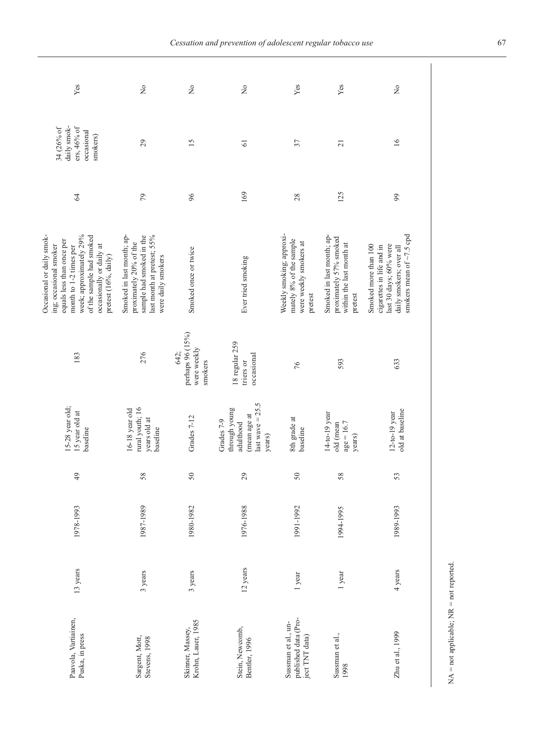| | | | | | | | | | |
|---|---|---|---|---|---|---|---|---|---|
| Paavola, Vartiainen, Puska, in press | 13 years | 1978-1993 | 49 | 15-28 year old; 15 year old at baseline | 183 | Occasional or daily smoking; occasional smoker equals less than once per month to 1-2 times per week; approximately 29% of the sample had smoked occasionally or daily at pretest (16%, daily) | 64 | 34 (26% of daily smokers, 46% of occasional smokers) | Yes |
| Sargent, Mott, Stevens, 1998 | 3 years | 1987-1989 | 58 | 16-18 year old rural youth; 16 years old at baseline | 276 | Smoked in last month; approximately 20% of the sample had smoked in the last month at pretest; 55% were daily smokers | 79 | 29 | No |
| Skinner, Massey, Krohn, Lauer, 1985 | 3 years | 1980-1982 | 50 | Grades 7-12 | 642; perhaps 96 (15%) were weekly smokers | Smoked once or twice | 96 | 15 | No |
| Stein, Newcomb, Bentler, 1996 | 12 years | 1976-1988 | 29 | Grades 7-9 through young adulthood (mean age at last wave = 25.5 years) | 18 regular 259 triers or occasional | Ever tried smoking | 169 | 61 | No |
| Sussman et al., unpublished data (Project TNT data) | 1 year | 1991-1992 | 50 | 8th grade at baseline | 76 | Weekly smoking; approximately 8% of the sample were weekly smokers at pretest | 28 | 37 | Yes |
| Sussman et al., 1998 | 1 year | 1994-1995 | 58 | 14-to-19 year old (mean age = 16.7 years) | 593 | Smoked in last month; approximately 57% smoked within the last month at pretest | 125 | 21 | Yes |
| Zhu et al., 1999 | 4 years | 1989-1993 | 53 | 12-to-19 year old at baseline | 633 | Smoked more than 100 cigarettes in life and in last 30 days; 60% were daily smokers; over all smokers mean of ~7.5 cpd | 99 | 16 | No |

NA = not applicable; NR = not reported.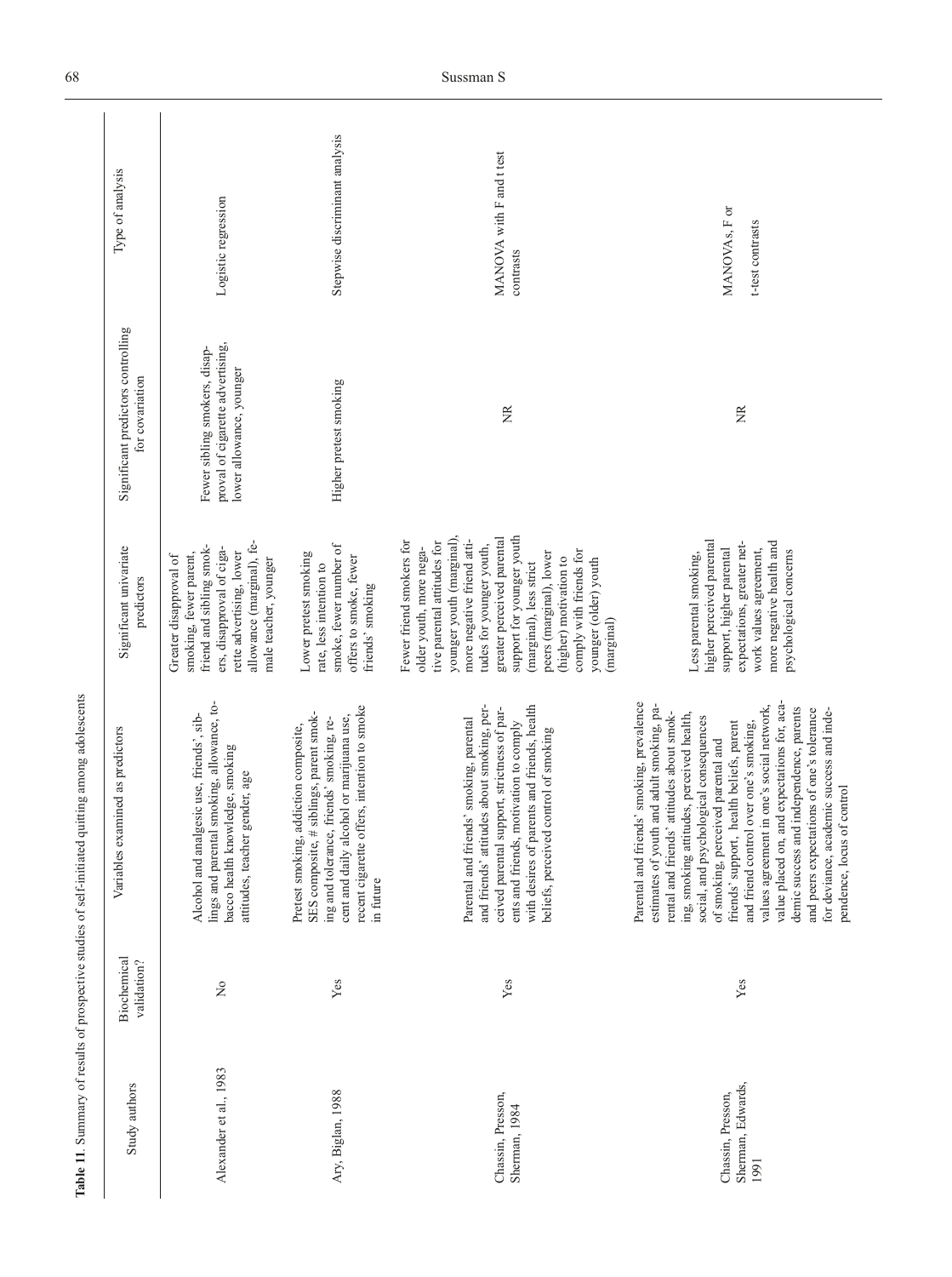**Table 11**. Summary of results of prospective studies of self-initiated quitting among adolescents

| Study authors | Biochemical validation? | Variables examined as predictors | Significant univariate predictors | Significant predictors controlling for covariation | Type of analysis |
|---|---|---|---|---|---|
| Alexander et al., 1983 | No | Alcohol and analgesic use, friends', siblings and parental smoking, allowance, tobacco health knowledge, smoking attitudes, teacher gender, age | Greater disapproval of smoking, fewer parent, friend and sibling smokers, disapproval of cigarette advertising, lower allowance (marginal), female teacher, younger | Fewer sibling smokers, disapproval of cigarette advertising, lower allowance, younger | Logistic regression |
| Ary, Biglan, 1988 | Yes | Pretest smoking, addiction composite, SES composite, # siblings, parent smoking and tolerance, friends' smoking, recent and daily alcohol or marijuana use, recent cigarette offers, intention to smoke in future | Lower pretest smoking rate, less intention to smoke, fewer number of offers to smoke, fewer friends' smoking | Higher pretest smoking | Stepwise discriminant analysis |
| Chassin, Presson, Sherman, 1984 | Yes | Parental and friends' smoking, parental and friends' attitudes about smoking, perceived parental support, strictness of parents and friends, motivation to comply with desires of parents and friends, health beliefs, perceived control of smoking | Fewer friend smokers for older youth, more negative parental attitudes for younger youth (marginal), more negative friend attitudes for younger youth, greater perceived parental support for younger youth (marginal), less strict peers (marginal), lower (higher) motivation to comply with friends for younger (older) youth (marginal) | NR | MANOVA with F and t test contrasts |
| Chassin, Presson, Sherman, Edwards, 1991 | Yes | Parental and friends' smoking, prevalence estimates of youth and adult smoking, parental and friends' attitudes about smoking, smoking attitudes, perceived health, social, and psychological consequences of smoking, perceived parental and friends' support, health beliefs, parent and friend control over one's smoking, values agreement in one's social network, value placed on, and expectations for, academic success and independence, parents and peers expectations of one's tolerance for deviance, academic success and independence, locus of control | Less parental smoking, higher perceived parental support, higher parental expectations, greater network values agreement, more negative health and psychological concerns | NR | MANOVAs, F or t-test contrasts |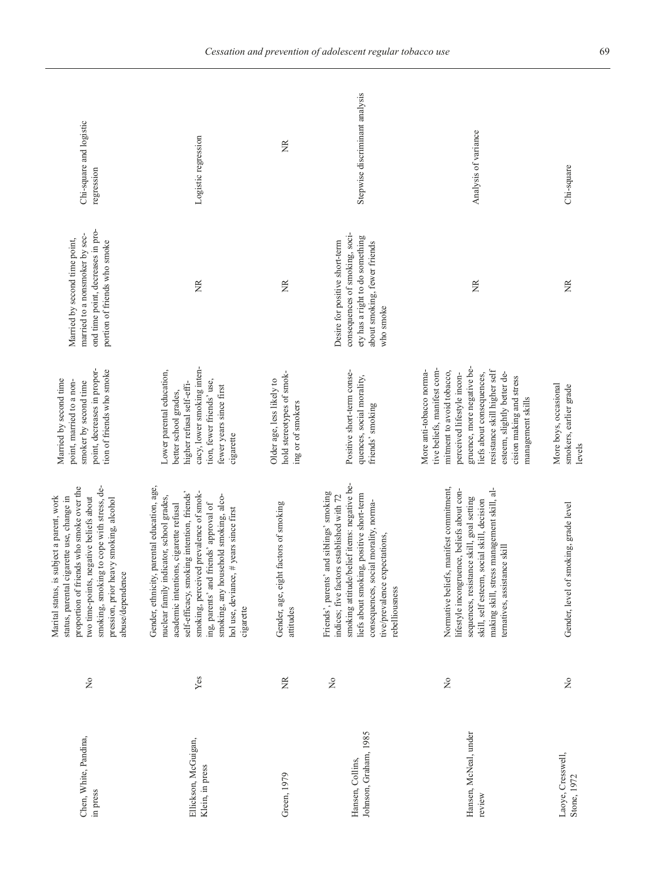| | | | | | |
|---|---|---|---|---|---|
| Chen, White, Pandina, in press | No | Marital status, is subject a parent, work status, parental cigarette use, change in proportion of friends who smoke over the two time-points, negative beliefs about smoking, smoking to cope with stress, depression, prior heavy smoking, alcohol abuse/dependence | Married by second time point, married to a non-smoker by second time point, decreases in proportion of friends who smoke | Married by second time point, married to a nonsmoker by second time point, decreases in proportion of friends who smoke | Chi-square and logistic regression |
| Ellickson, McGuigan, Klein, in press | Yes | Gender, ethnicity, parental education, age, nuclear family indicator, school grades, academic intentions, cigarette refusal self-efficacy, smoking intention, friends' smoking, perceived prevalence of smoking, parents' and friends' approval of smoking, any household smoking, alcohol use, deviance, # years since first cigarette | Lower parental education, better school grades, higher refusal self-efficacy, lower smoking intention, fewer friends' use, fewer years since first cigarette | NR | Logistic regression |
| Green, 1979 | NR | Gender, age, eight factors of smoking attitudes | Older age, less likely to hold stereotypes of smoking or of smokers | NR | NR |
| Hansen, Collins, Johnson, Graham, 1985 | No | Friends', parents' and siblings' smoking indices; five factors established with 72 smoking attitude/belief items: negative beliefs about smoking, positive short-term consequences, social morality, normative/prevalence expectations, rebelliousness | Positive short-term consequences, social morality, friends' smoking | Desire for positive short-term consequences of smoking, society has a right to do something about smoking, fewer friends who smoke | Stepwise discriminant analysis |
| Hansen, McNeal, under review | No | Normative beliefs, manifest commitment, lifestyle incongruence, beliefs about consequences, resistance skill, goal setting skill, self esteem, social skill, decision making skill, stress management skill, alternatives, assistance skill | More anti-tobacco normative beliefs, manifest commitment to avoid tobacco, perceived lifestyle incongruence, more negative beliefs about consequences, resistance skill higher self esteem, slightly better decision making and stress management skills | NR | Analysis of variance |
| Laoye, Cresswell, Stone, 1972 | No | Gender, level of smoking, grade level | More boys, occasional smokers, earlier grade levels | NR | Chi-square |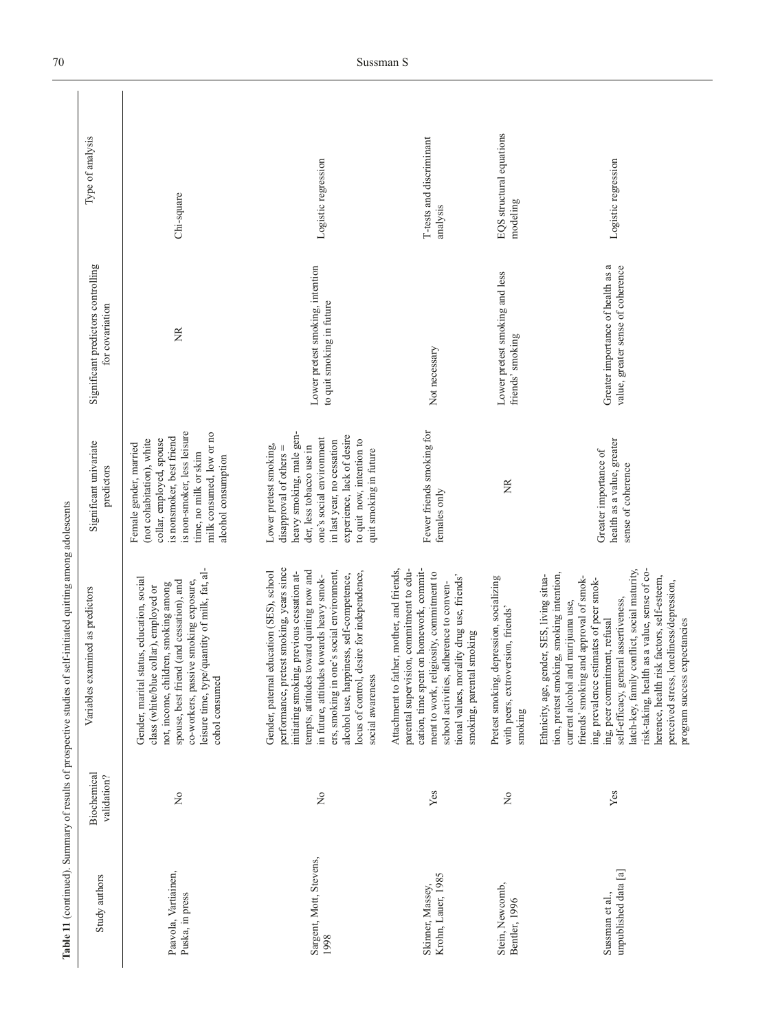**Table 11** (continued). Summary of results of prospective studies of self-initiated quitting among adolescents

| Study authors | Biochemical validation? | Variables examined as predictors | Significant univariate predictors | Significant predictors controlling for covariation | Type of analysis |
|---|---|---|---|---|---|
| Paavola, Vartiainen, Puska, in press | No | Gender, marital status, education, social class (white/blue collar), employed or not, income, children, smoking among spouse, best friend (and cessation), and co-workers, passive smoking exposure, leisure time, type/quantity of milk, fat, alcohol consumed | Female gender, married (not cohabitation), white collar, employed, spouse is nonsmoker, best friend is non-smoker, less leisure time, no milk or skim milk consumed, low or no alcohol consumption | NR | Chi-square |
| Sargent, Mott, Stevens, 1998 | No | Gender, paternal education (SES), school performance, pretest smoking, years since initiating smoking, previous cessation attempts, attitudes toward quitting now and in future, attitudes towards heavy smokers, smoking in one's social environment, alcohol use, happiness, self-competence, locus of control, desire for independence, social awareness | Lower pretest smoking, disapproval of others = heavy smoking, male gender, less tobacco use in one's social environment in last year, no cessation experience, lack of desire to quit now, intention to quit smoking in future | Lower pretest smoking, intention to quit smoking in future | Logistic regression |
| Skinner, Massey, Krohn, Lauer, 1985 | Yes | Attachment to father, mother, and friends, parental supervision, commitment to education, time spent on homework, commitment to work, religiosity, commitment to school activities, adherence to conventional values, morality drug use, friends' smoking, parental smoking | Fewer friends smoking for females only | Not necessary | T-tests and discriminant analysis |
| Stein, Newcomb, Bentler, 1996 | No | Pretest smoking, depression, socializing with peers, extroversion, friends' smoking | NR | Lower pretest smoking and less friends' smoking | EQS structural equations modeling |
| Sussman et al., unpublished data [a] | Yes | Ethnicity, age, gender, SES, living situation, pretest smoking, smoking intention, current alcohol and marijuana use, friends' smoking and approval of smoking, prevalence estimates of peer smoking, peer commitment, refusal self-efficacy, general assertiveness, latch-key, family conflict, social maturity, risk-taking, health as a value, sense of coherence, health risk factors, self-esteem, perceived stress, loneliness/depression, program success expectancies | Greater importance of health as a value, greater sense of coherence | Greater importance of health as a value, greater sense of coherence | Logistic regression |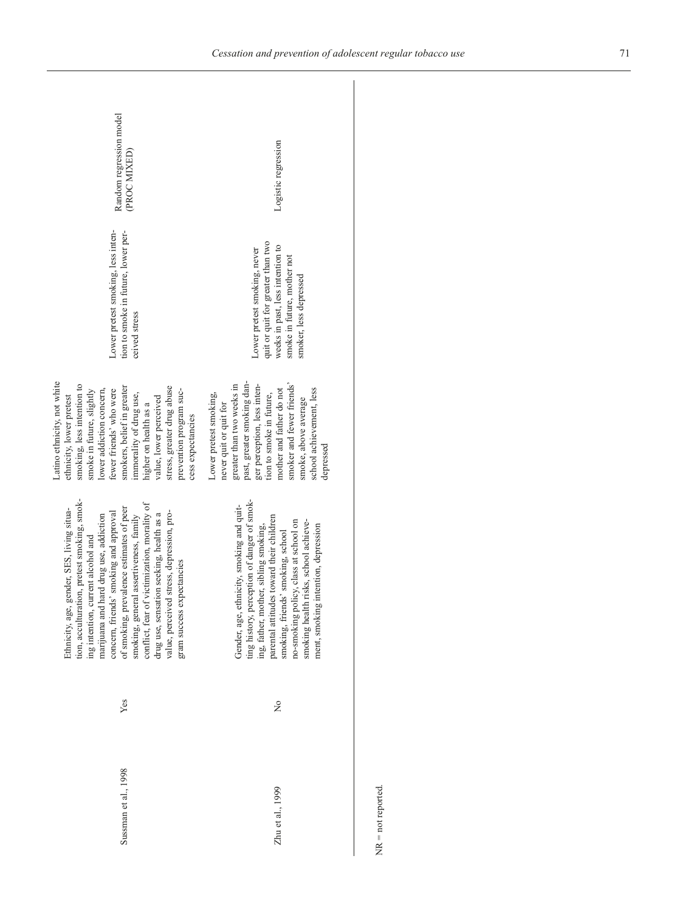| | | | | | |
|---|---|---|---|---|---|
| Sussman et al., 1998 | Yes | Ethnicity, age, gender, SES, living situation, acculturation, pretest smoking, smoking intention, current alcohol and marijuana and hard drug use, addiction concern, friends' smoking and approval of smoking, prevalence estimates of peer smoking, general assertiveness, family conflict, fear of victimization, morality of drug use, sensation seeking, health as a value, perceived stress, depression, program success expectancies | Latino ethnicity, not white ethnicity, lower pretest smoking, less intention to smoke in future, slightly lower addiction concern, fewer friends' who were smokers, belief in greater immorality of drug use, higher on health as a value, lower perceived stress, greater drug abuse prevention program success expectancies | Lower pretest smoking, less intention to smoke in future, lower perceived stress | Random regression model (PROC MIXED) |
| Zhu et al., 1999 | No | Gender, age, ethnicity, smoking and quitting history, perception of danger of smoking, father, mother, sibling smoking, parental attitudes toward their children smoking, friends' smoking, school no-smoking policy, class at school on smoking health risks, school achievement, smoking intention, depression | Lower pretest smoking, never quit or quit for greater than two weeks in past, greater smoking danger perception, less intention to smoke in future, mother and father do not smoker and fewer friends' smoke, above average school achievement, less depressed | Lower pretest smoking, never quit or quit for greater than two weeks in past, less intention to smoke in future, mother not smoker, less depressed | Logistic regression |

NR = not reported.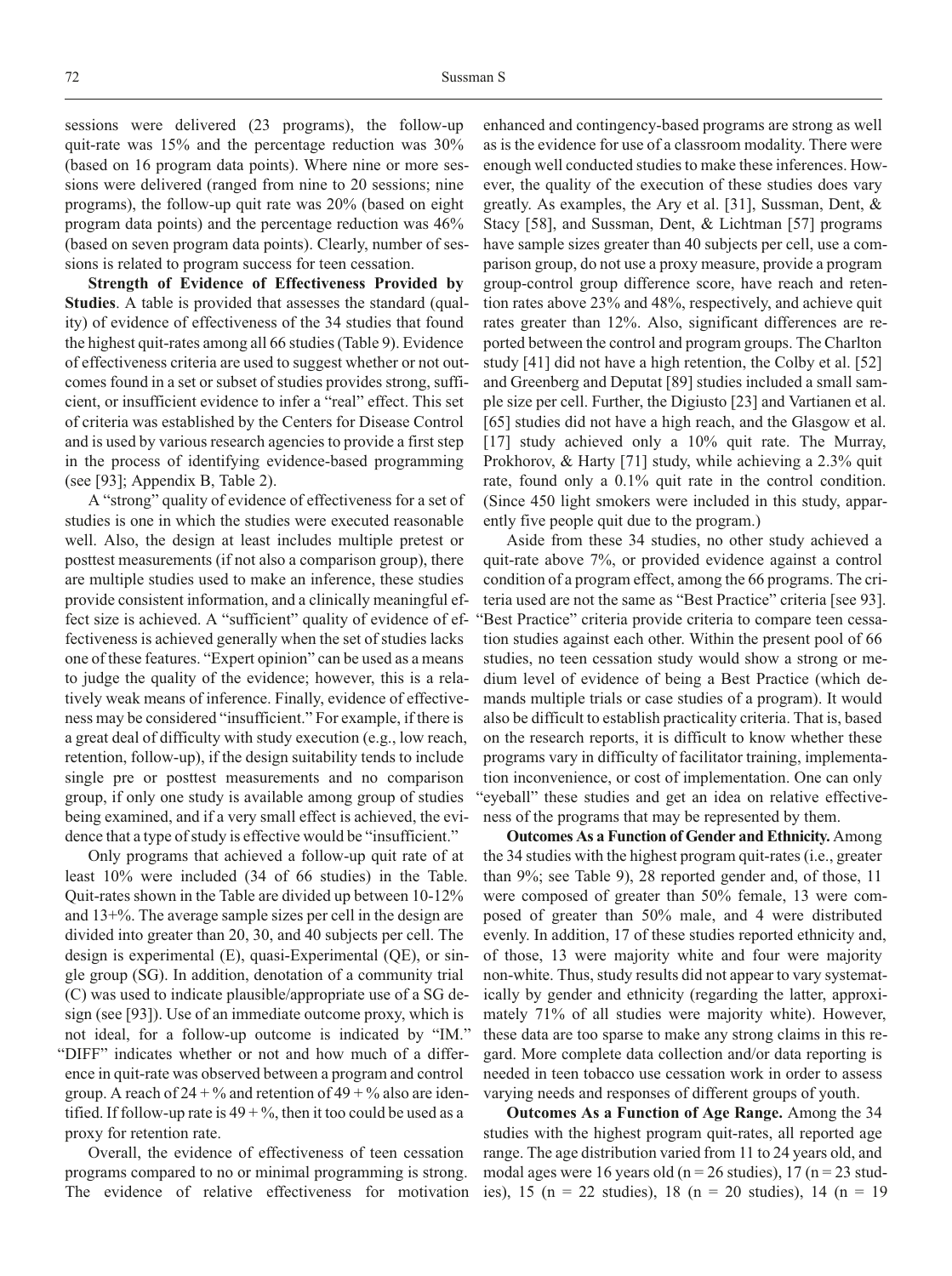sessions were delivered (23 programs), the follow-up quit-rate was 15% and the percentage reduction was 30% (based on 16 program data points). Where nine or more sessions were delivered (ranged from nine to 20 sessions; nine programs), the follow-up quit rate was 20% (based on eight program data points) and the percentage reduction was 46% (based on seven program data points). Clearly, number of sessions is related to program success for teen cessation.

**Strength of Evidence of Effectiveness Provided by Studies**. A table is provided that assesses the standard (quality) of evidence of effectiveness of the 34 studies that found the highest quit-rates among all 66 studies (Table 9). Evidence of effectiveness criteria are used to suggest whether or not outcomes found in a set or subset of studies provides strong, sufficient, or insufficient evidence to infer a "real" effect. This set of criteria was established by the Centers for Disease Control and is used by various research agencies to provide a first step in the process of identifying evidence-based programming (see [93]; Appendix B, Table 2).

A "strong" quality of evidence of effectiveness for a set of studies is one in which the studies were executed reasonable well. Also, the design at least includes multiple pretest or posttest measurements (if not also a comparison group), there are multiple studies used to make an inference, these studies provide consistent information, and a clinically meaningful effect size is achieved. A "sufficient" quality of evidence of effectiveness is achieved generally when the set of studies lacks one of these features. "Expert opinion" can be used as a means to judge the quality of the evidence; however, this is a relatively weak means of inference. Finally, evidence of effectiveness may be considered "insufficient." For example, if there is a great deal of difficulty with study execution (e.g., low reach, retention, follow-up), if the design suitability tends to include single pre or posttest measurements and no comparison group, if only one study is available among group of studies being examined, and if a very small effect is achieved, the evidence that a type of study is effective would be "insufficient."

Only programs that achieved a follow-up quit rate of at least 10% were included (34 of 66 studies) in the Table. Quit-rates shown in the Table are divided up between 10-12% and 13+%. The average sample sizes per cell in the design are divided into greater than 20, 30, and 40 subjects per cell. The design is experimental (E), quasi-Experimental (QE), or single group (SG). In addition, denotation of a community trial (C) was used to indicate plausible/appropriate use of a SG design (see [93]). Use of an immediate outcome proxy, which is not ideal, for a follow-up outcome is indicated by "IM." "DIFF" indicates whether or not and how much of a difference in quit-rate was observed between a program and control group. A reach of 24 + % and retention of 49 + % also are identified. If follow-up rate is 49 + %, then it too could be used as a proxy for retention rate.

Overall, the evidence of effectiveness of teen cessation programs compared to no or minimal programming is strong. The evidence of relative effectiveness for motivation enhanced and contingency-based programs are strong as well as is the evidence for use of a classroom modality. There were enough well conducted studies to make these inferences. However, the quality of the execution of these studies does vary greatly. As examples, the Ary et al. [31], Sussman, Dent, & Stacy [58], and Sussman, Dent, & Lichtman [57] programs have sample sizes greater than 40 subjects per cell, use a comparison group, do not use a proxy measure, provide a program group-control group difference score, have reach and retention rates above 23% and 48%, respectively, and achieve quit rates greater than 12%. Also, significant differences are reported between the control and program groups. The Charlton study [41] did not have a high retention, the Colby et al. [52] and Greenberg and Deputat [89] studies included a small sample size per cell. Further, the Digiusto [23] and Vartianen et al. [65] studies did not have a high reach, and the Glasgow et al. [17] study achieved only a 10% quit rate. The Murray, Prokhorov, & Harty [71] study, while achieving a 2.3% quit rate, found only a 0.1% quit rate in the control condition. (Since 450 light smokers were included in this study, apparently five people quit due to the program.)

Aside from these 34 studies, no other study achieved a quit-rate above 7%, or provided evidence against a control condition of a program effect, among the 66 programs. The criteria used are not the same as "Best Practice" criteria [see 93]. "Best Practice" criteria provide criteria to compare teen cessation studies against each other. Within the present pool of 66 studies, no teen cessation study would show a strong or medium level of evidence of being a Best Practice (which demands multiple trials or case studies of a program). It would also be difficult to establish practicality criteria. That is, based on the research reports, it is difficult to know whether these programs vary in difficulty of facilitator training, implementation inconvenience, or cost of implementation. One can only "eyeball" these studies and get an idea on relative effectiveness of the programs that may be represented by them.

**Outcomes As a Function of Gender and Ethnicity.** Among the 34 studies with the highest program quit-rates (i.e., greater than 9%; see Table 9), 28 reported gender and, of those, 11 were composed of greater than 50% female, 13 were composed of greater than 50% male, and 4 were distributed evenly. In addition, 17 of these studies reported ethnicity and, of those, 13 were majority white and four were majority non-white. Thus, study results did not appear to vary systematically by gender and ethnicity (regarding the latter, approximately 71% of all studies were majority white). However, these data are too sparse to make any strong claims in this regard. More complete data collection and/or data reporting is needed in teen tobacco use cessation work in order to assess varying needs and responses of different groups of youth.

**Outcomes As a Function of Age Range.** Among the 34 studies with the highest program quit-rates, all reported age range. The age distribution varied from 11 to 24 years old, and modal ages were 16 years old (n = 26 studies), 17 (n = 23 studies), 15 (n = 22 studies), 18 (n = 20 studies), 14 (n = 19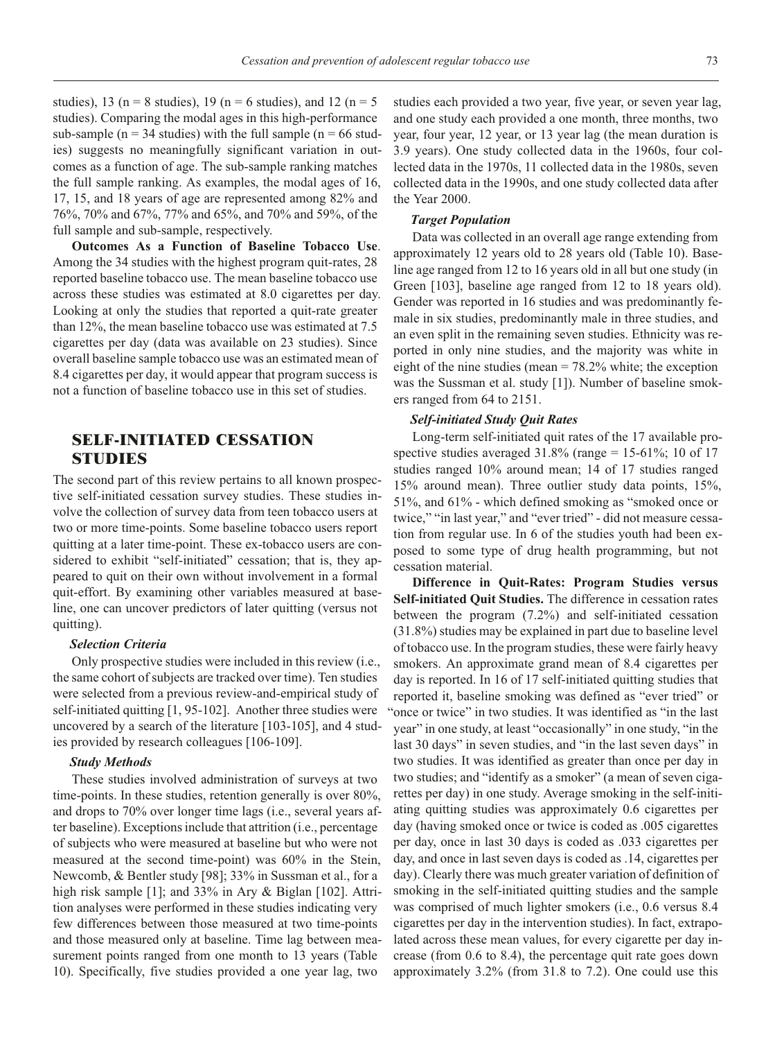studies), 13 (n = 8 studies), 19 (n = 6 studies), and 12 (n = 5 studies). Comparing the modal ages in this high-performance sub-sample (n = 34 studies) with the full sample (n = 66 studies) suggests no meaningfully significant variation in outcomes as a function of age. The sub-sample ranking matches the full sample ranking. As examples, the modal ages of 16, 17, 15, and 18 years of age are represented among 82% and 76%, 70% and 67%, 77% and 65%, and 70% and 59%, of the full sample and sub-sample, respectively.

**Outcomes As a Function of Baseline Tobacco Use**. Among the 34 studies with the highest program quit-rates, 28 reported baseline tobacco use. The mean baseline tobacco use across these studies was estimated at 8.0 cigarettes per day. Looking at only the studies that reported a quit-rate greater than 12%, the mean baseline tobacco use was estimated at 7.5 cigarettes per day (data was available on 23 studies). Since overall baseline sample tobacco use was an estimated mean of 8.4 cigarettes per day, it would appear that program success is not a function of baseline tobacco use in this set of studies.

## SELF-INITIATED CESSATION STUDIES

The second part of this review pertains to all known prospective self-initiated cessation survey studies. These studies involve the collection of survey data from teen tobacco users at two or more time-points. Some baseline tobacco users report quitting at a later time-point. These ex-tobacco users are considered to exhibit "self-initiated" cessation; that is, they appeared to quit on their own without involvement in a formal quit-effort. By examining other variables measured at baseline, one can uncover predictors of later quitting (versus not quitting).

### *Selection Criteria*

Only prospective studies were included in this review (i.e., the same cohort of subjects are tracked over time). Ten studies were selected from a previous review-and-empirical study of self-initiated quitting [1, 95-102]. Another three studies were uncovered by a search of the literature [103-105], and 4 studies provided by research colleagues [106-109].

### *Study Methods*

These studies involved administration of surveys at two time-points. In these studies, retention generally is over 80%, and drops to 70% over longer time lags (i.e., several years after baseline). Exceptions include that attrition (i.e., percentage of subjects who were measured at baseline but who were not measured at the second time-point) was 60% in the Stein, Newcomb, & Bentler study [98]; 33% in Sussman et al., for a high risk sample [1]; and 33% in Ary & Biglan [102]. Attrition analyses were performed in these studies indicating very few differences between those measured at two time-points and those measured only at baseline. Time lag between measurement points ranged from one month to 13 years (Table 10). Specifically, five studies provided a one year lag, two studies each provided a two year, five year, or seven year lag, and one study each provided a one month, three months, two year, four year, 12 year, or 13 year lag (the mean duration is 3.9 years). One study collected data in the 1960s, four collected data in the 1970s, 11 collected data in the 1980s, seven collected data in the 1990s, and one study collected data after the Year 2000.

### *Target Population*

Data was collected in an overall age range extending from approximately 12 years old to 28 years old (Table 10). Baseline age ranged from 12 to 16 years old in all but one study (in Green [103], baseline age ranged from 12 to 18 years old). Gender was reported in 16 studies and was predominantly female in six studies, predominantly male in three studies, and an even split in the remaining seven studies. Ethnicity was reported in only nine studies, and the majority was white in eight of the nine studies (mean = 78.2% white; the exception was the Sussman et al. study [1]). Number of baseline smokers ranged from 64 to 2151.

### *Self-initiated Study Quit Rates*

Long-term self-initiated quit rates of the 17 available prospective studies averaged 31.8% (range = 15-61%; 10 of 17 studies ranged 10% around mean; 14 of 17 studies ranged 15% around mean). Three outlier study data points, 15%, 51%, and 61% - which defined smoking as "smoked once or twice," "in last year," and "ever tried" - did not measure cessation from regular use. In 6 of the studies youth had been exposed to some type of drug health programming, but not cessation material.

**Difference in Quit-Rates: Program Studies versus Self-initiated Quit Studies.** The difference in cessation rates between the program (7.2%) and self-initiated cessation (31.8%) studies may be explained in part due to baseline level of tobacco use. In the program studies, these were fairly heavy smokers. An approximate grand mean of 8.4 cigarettes per day is reported. In 16 of 17 self-initiated quitting studies that reported it, baseline smoking was defined as "ever tried" or "once or twice" in two studies. It was identified as "in the last year" in one study, at least "occasionally" in one study, "in the last 30 days" in seven studies, and "in the last seven days" in two studies. It was identified as greater than once per day in two studies; and "identify as a smoker" (a mean of seven cigarettes per day) in one study. Average smoking in the self-initiating quitting studies was approximately 0.6 cigarettes per day (having smoked once or twice is coded as .005 cigarettes per day, once in last 30 days is coded as .033 cigarettes per day, and once in last seven days is coded as .14, cigarettes per day). Clearly there was much greater variation of definition of smoking in the self-initiated quitting studies and the sample was comprised of much lighter smokers (i.e., 0.6 versus 8.4 cigarettes per day in the intervention studies). In fact, extrapolated across these mean values, for every cigarette per day increase (from 0.6 to 8.4), the percentage quit rate goes down approximately 3.2% (from 31.8 to 7.2). One could use this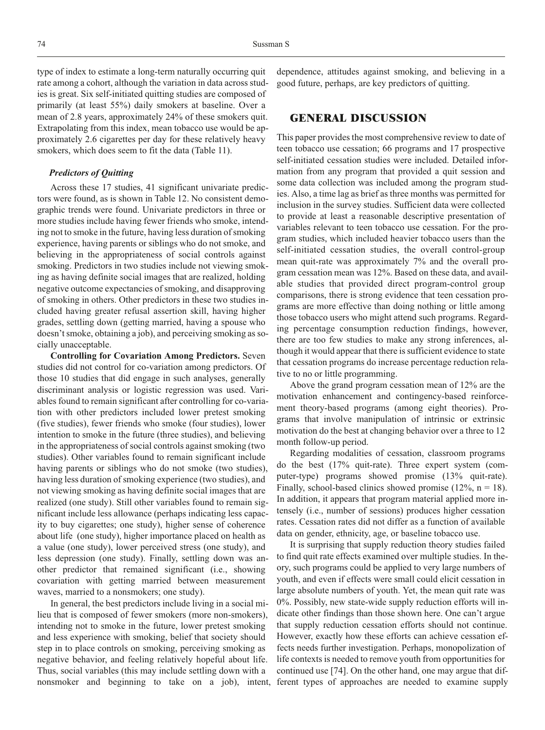type of index to estimate a long-term naturally occurring quit rate among a cohort, although the variation in data across studies is great. Six self-initiated quitting studies are composed of primarily (at least 55%) daily smokers at baseline. Over a mean of 2.8 years, approximately 24% of these smokers quit. Extrapolating from this index, mean tobacco use would be approximately 2.6 cigarettes per day for these relatively heavy smokers, which does seem to fit the data (Table 11).

### *Predictors of Quitting*

Across these 17 studies, 41 significant univariate predictors were found, as is shown in Table 12. No consistent demographic trends were found. Univariate predictors in three or more studies include having fewer friends who smoke, intending not to smoke in the future, having less duration of smoking experience, having parents or siblings who do not smoke, and believing in the appropriateness of social controls against smoking. Predictors in two studies include not viewing smoking as having definite social images that are realized, holding negative outcome expectancies of smoking, and disapproving of smoking in others. Other predictors in these two studies included having greater refusal assertion skill, having higher grades, settling down (getting married, having a spouse who doesn't smoke, obtaining a job), and perceiving smoking as socially unacceptable.

**Controlling for Covariation Among Predictors.** Seven studies did not control for co-variation among predictors. Of those 10 studies that did engage in such analyses, generally discriminant analysis or logistic regression was used. Variables found to remain significant after controlling for co-variation with other predictors included lower pretest smoking (five studies), fewer friends who smoke (four studies), lower intention to smoke in the future (three studies), and believing in the appropriateness of social controls against smoking (two studies). Other variables found to remain significant include having parents or siblings who do not smoke (two studies), having less duration of smoking experience (two studies), and not viewing smoking as having definite social images that are realized (one study). Still other variables found to remain significant include less allowance (perhaps indicating less capacity to buy cigarettes; one study), higher sense of coherence about life (one study), higher importance placed on health as a value (one study), lower perceived stress (one study), and less depression (one study). Finally, settling down was another predictor that remained significant (i.e., showing covariation with getting married between measurement waves, married to a nonsmokers; one study).

In general, the best predictors include living in a social milieu that is composed of fewer smokers (more non-smokers), intending not to smoke in the future, lower pretest smoking and less experience with smoking, belief that society should step in to place controls on smoking, perceiving smoking as negative behavior, and feeling relatively hopeful about life. Thus, social variables (this may include settling down with a nonsmoker and beginning to take on a job), intent, dependence, attitudes against smoking, and believing in a good future, perhaps, are key predictors of quitting.

## GENERAL DISCUSSION

This paper provides the most comprehensive review to date of teen tobacco use cessation; 66 programs and 17 prospective self-initiated cessation studies were included. Detailed information from any program that provided a quit session and some data collection was included among the program studies. Also, a time lag as brief as three months was permitted for inclusion in the survey studies. Sufficient data were collected to provide at least a reasonable descriptive presentation of variables relevant to teen tobacco use cessation. For the program studies, which included heavier tobacco users than the self-initiated cessation studies, the overall control-group mean quit-rate was approximately 7% and the overall program cessation mean was 12%. Based on these data, and available studies that provided direct program-control group comparisons, there is strong evidence that teen cessation programs are more effective than doing nothing or little among those tobacco users who might attend such programs. Regarding percentage consumption reduction findings, however, there are too few studies to make any strong inferences, although it would appear that there is sufficient evidence to state that cessation programs do increase percentage reduction relative to no or little programming.

Above the grand program cessation mean of 12% are the motivation enhancement and contingency-based reinforcement theory-based programs (among eight theories). Programs that involve manipulation of intrinsic or extrinsic motivation do the best at changing behavior over a three to 12 month follow-up period.

Regarding modalities of cessation, classroom programs do the best (17% quit-rate). Three expert system (computer-type) programs showed promise (13% quit-rate). Finally, school-based clinics showed promise (12%, n = 18). In addition, it appears that program material applied more intensely (i.e., number of sessions) produces higher cessation rates. Cessation rates did not differ as a function of available data on gender, ethnicity, age, or baseline tobacco use.

It is surprising that supply reduction theory studies failed to find quit rate effects examined over multiple studies. In theory, such programs could be applied to very large numbers of youth, and even if effects were small could elicit cessation in large absolute numbers of youth. Yet, the mean quit rate was 0%. Possibly, new state-wide supply reduction efforts will indicate other findings than those shown here. One can't argue that supply reduction cessation efforts should not continue. However, exactly how these efforts can achieve cessation effects needs further investigation. Perhaps, monopolization of life contexts is needed to remove youth from opportunities for continued use [74]. On the other hand, one may argue that different types of approaches are needed to examine supply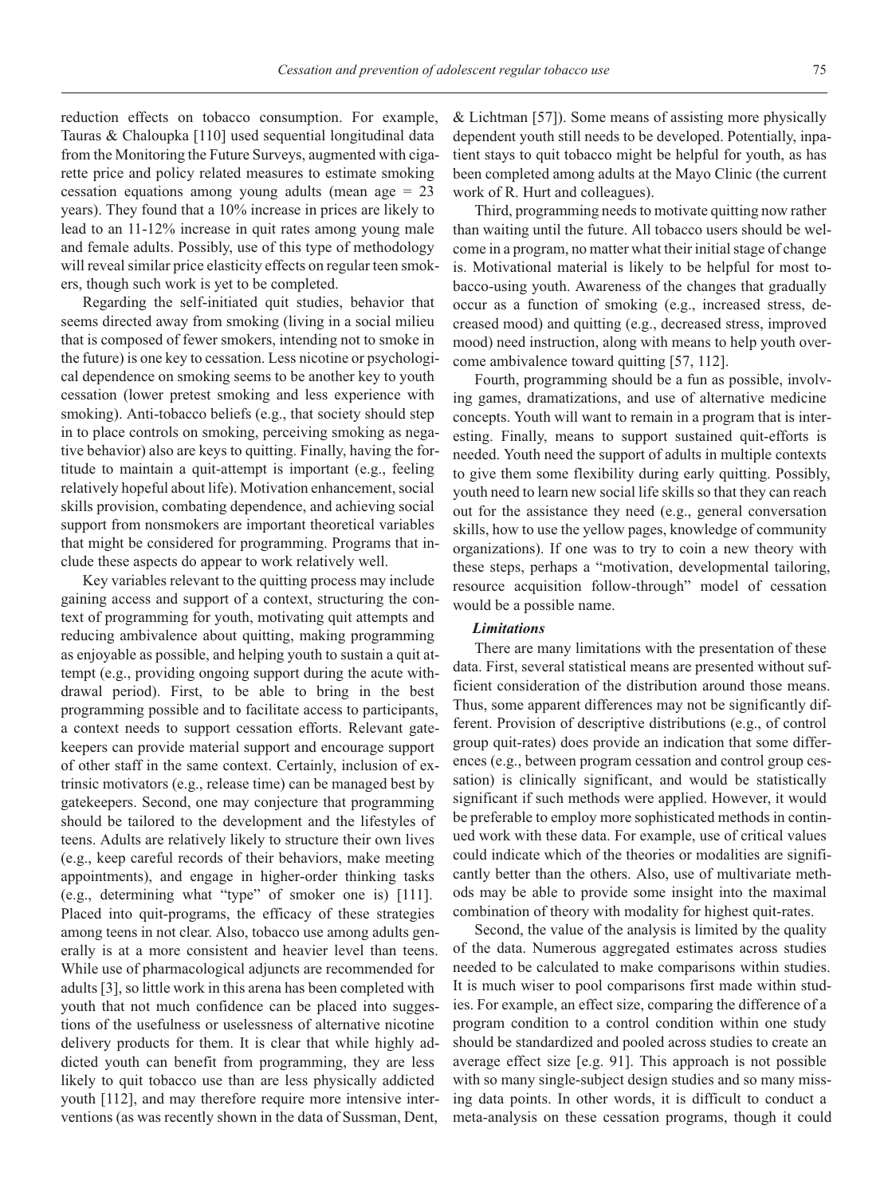reduction effects on tobacco consumption. For example, Tauras & Chaloupka [110] used sequential longitudinal data from the Monitoring the Future Surveys, augmented with cigarette price and policy related measures to estimate smoking cessation equations among young adults (mean age = 23 years). They found that a 10% increase in prices are likely to lead to an 11-12% increase in quit rates among young male and female adults. Possibly, use of this type of methodology will reveal similar price elasticity effects on regular teen smokers, though such work is yet to be completed.

Regarding the self-initiated quit studies, behavior that seems directed away from smoking (living in a social milieu that is composed of fewer smokers, intending not to smoke in the future) is one key to cessation. Less nicotine or psychological dependence on smoking seems to be another key to youth cessation (lower pretest smoking and less experience with smoking). Anti-tobacco beliefs (e.g., that society should step in to place controls on smoking, perceiving smoking as negative behavior) also are keys to quitting. Finally, having the fortitude to maintain a quit-attempt is important (e.g., feeling relatively hopeful about life). Motivation enhancement, social skills provision, combating dependence, and achieving social support from nonsmokers are important theoretical variables that might be considered for programming. Programs that include these aspects do appear to work relatively well.

Key variables relevant to the quitting process may include gaining access and support of a context, structuring the context of programming for youth, motivating quit attempts and reducing ambivalence about quitting, making programming as enjoyable as possible, and helping youth to sustain a quit attempt (e.g., providing ongoing support during the acute withdrawal period). First, to be able to bring in the best programming possible and to facilitate access to participants, a context needs to support cessation efforts. Relevant gatekeepers can provide material support and encourage support of other staff in the same context. Certainly, inclusion of extrinsic motivators (e.g., release time) can be managed best by gatekeepers. Second, one may conjecture that programming should be tailored to the development and the lifestyles of teens. Adults are relatively likely to structure their own lives (e.g., keep careful records of their behaviors, make meeting appointments), and engage in higher-order thinking tasks (e.g., determining what "type" of smoker one is) [111]. Placed into quit-programs, the efficacy of these strategies among teens in not clear. Also, tobacco use among adults generally is at a more consistent and heavier level than teens. While use of pharmacological adjuncts are recommended for adults [3], so little work in this arena has been completed with youth that not much confidence can be placed into suggestions of the usefulness or uselessness of alternative nicotine delivery products for them. It is clear that while highly addicted youth can benefit from programming, they are less likely to quit tobacco use than are less physically addicted youth [112], and may therefore require more intensive interventions (as was recently shown in the data of Sussman, Dent, & Lichtman [57]). Some means of assisting more physically dependent youth still needs to be developed. Potentially, inpatient stays to quit tobacco might be helpful for youth, as has been completed among adults at the Mayo Clinic (the current work of R. Hurt and colleagues).

Third, programming needs to motivate quitting now rather than waiting until the future. All tobacco users should be welcome in a program, no matter what their initial stage of change is. Motivational material is likely to be helpful for most tobacco-using youth. Awareness of the changes that gradually occur as a function of smoking (e.g., increased stress, decreased mood) and quitting (e.g., decreased stress, improved mood) need instruction, along with means to help youth overcome ambivalence toward quitting [57, 112].

Fourth, programming should be a fun as possible, involving games, dramatizations, and use of alternative medicine concepts. Youth will want to remain in a program that is interesting. Finally, means to support sustained quit-efforts is needed. Youth need the support of adults in multiple contexts to give them some flexibility during early quitting. Possibly, youth need to learn new social life skills so that they can reach out for the assistance they need (e.g., general conversation skills, how to use the yellow pages, knowledge of community organizations). If one was to try to coin a new theory with these steps, perhaps a "motivation, developmental tailoring, resource acquisition follow-through" model of cessation would be a possible name.

### *Limitations*

There are many limitations with the presentation of these data. First, several statistical means are presented without sufficient consideration of the distribution around those means. Thus, some apparent differences may not be significantly different. Provision of descriptive distributions (e.g., of control group quit-rates) does provide an indication that some differences (e.g., between program cessation and control group cessation) is clinically significant, and would be statistically significant if such methods were applied. However, it would be preferable to employ more sophisticated methods in continued work with these data. For example, use of critical values could indicate which of the theories or modalities are significantly better than the others. Also, use of multivariate methods may be able to provide some insight into the maximal combination of theory with modality for highest quit-rates.

Second, the value of the analysis is limited by the quality of the data. Numerous aggregated estimates across studies needed to be calculated to make comparisons within studies. It is much wiser to pool comparisons first made within studies. For example, an effect size, comparing the difference of a program condition to a control condition within one study should be standardized and pooled across studies to create an average effect size [e.g. 91]. This approach is not possible with so many single-subject design studies and so many missing data points. In other words, it is difficult to conduct a meta-analysis on these cessation programs, though it could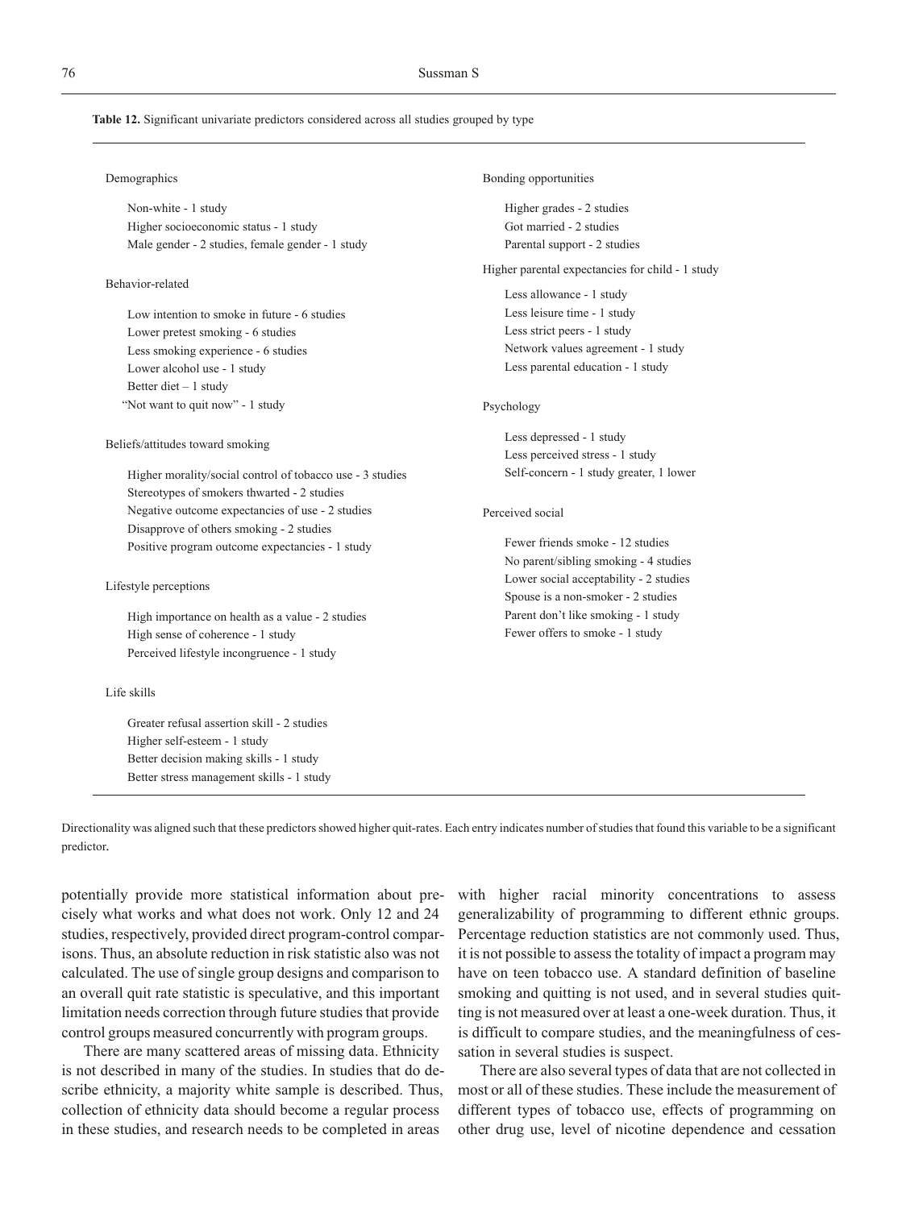**Table 12.** Significant univariate predictors considered across all studies grouped by type

Demographics

- Non-white - 1 study
- Higher socioeconomic status - 1 study
- Male gender - 2 studies, female gender - 1 study

Behavior-related

- Low intention to smoke in future - 6 studies
- Lower pretest smoking - 6 studies
- Less smoking experience - 6 studies
- Lower alcohol use - 1 study
- Better diet – 1 study
- "Not want to quit now" - 1 study

Beliefs/attitudes toward smoking

- Higher morality/social control of tobacco use - 3 studies
- Stereotypes of smokers thwarted - 2 studies
- Negative outcome expectancies of use - 2 studies
- Disapprove of others smoking - 2 studies
- Positive program outcome expectancies - 1 study

Lifestyle perceptions

- High importance on health as a value - 2 studies
- High sense of coherence - 1 study
- Perceived lifestyle incongruence - 1 study

Life skills

- Greater refusal assertion skill - 2 studies
- Higher self-esteem - 1 study
- Better decision making skills - 1 study
- Better stress management skills - 1 study

Bonding opportunities

- Higher grades - 2 studies
- Got married - 2 studies
- Parental support - 2 studies

Higher parental expectancies for child - 1 study

- Less allowance - 1 study
- Less leisure time - 1 study
- Less strict peers - 1 study
- Network values agreement - 1 study
- Less parental education - 1 study

Psychology

- Less depressed - 1 study
- Less perceived stress - 1 study
- Self-concern - 1 study greater, 1 lower

Perceived social

- Fewer friends smoke - 12 studies
- No parent/sibling smoking - 4 studies
- Lower social acceptability - 2 studies
- Spouse is a non-smoker - 2 studies
- Parent don't like smoking - 1 study
- Fewer offers to smoke - 1 study

Directionality was aligned such that these predictors showed higher quit-rates. Each entry indicates number of studies that found this variable to be a significant predictor.

potentially provide more statistical information about precisely what works and what does not work. Only 12 and 24 studies, respectively, provided direct program-control comparisons. Thus, an absolute reduction in risk statistic also was not calculated. The use of single group designs and comparison to an overall quit rate statistic is speculative, and this important limitation needs correction through future studies that provide control groups measured concurrently with program groups.

There are many scattered areas of missing data. Ethnicity is not described in many of the studies. In studies that do describe ethnicity, a majority white sample is described. Thus, collection of ethnicity data should become a regular process in these studies, and research needs to be completed in areas with higher racial minority concentrations to assess generalizability of programming to different ethnic groups. Percentage reduction statistics are not commonly used. Thus, it is not possible to assess the totality of impact a program may have on teen tobacco use. A standard definition of baseline smoking and quitting is not used, and in several studies quitting is not measured over at least a one-week duration. Thus, it is difficult to compare studies, and the meaningfulness of cessation in several studies is suspect.

There are also several types of data that are not collected in most or all of these studies. These include the measurement of different types of tobacco use, effects of programming on other drug use, level of nicotine dependence and cessation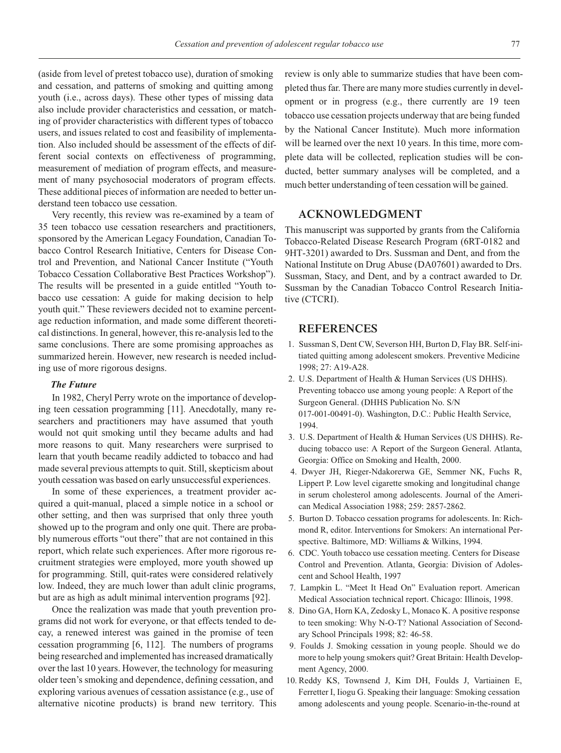(aside from level of pretest tobacco use), duration of smoking and cessation, and patterns of smoking and quitting among youth (i.e., across days). These other types of missing data also include provider characteristics and cessation, or matching of provider characteristics with different types of tobacco users, and issues related to cost and feasibility of implementation. Also included should be assessment of the effects of different social contexts on effectiveness of programming, measurement of mediation of program effects, and measurement of many psychosocial moderators of program effects. These additional pieces of information are needed to better understand teen tobacco use cessation.

Very recently, this review was re-examined by a team of 35 teen tobacco use cessation researchers and practitioners, sponsored by the American Legacy Foundation, Canadian Tobacco Control Research Initiative, Centers for Disease Control and Prevention, and National Cancer Institute ("Youth Tobacco Cessation Collaborative Best Practices Workshop"). The results will be presented in a guide entitled "Youth tobacco use cessation: A guide for making decision to help youth quit." These reviewers decided not to examine percentage reduction information, and made some different theoretical distinctions. In general, however, this re-analysis led to the same conclusions. There are some promising approaches as summarized herein. However, new research is needed including use of more rigorous designs.

### *The Future*

In 1982, Cheryl Perry wrote on the importance of developing teen cessation programming [11]. Anecdotally, many researchers and practitioners may have assumed that youth would not quit smoking until they became adults and had more reasons to quit. Many researchers were surprised to learn that youth became readily addicted to tobacco and had made several previous attempts to quit. Still, skepticism about youth cessation was based on early unsuccessful experiences.

In some of these experiences, a treatment provider acquired a quit-manual, placed a simple notice in a school or other setting, and then was surprised that only three youth showed up to the program and only one quit. There are probably numerous efforts "out there" that are not contained in this report, which relate such experiences. After more rigorous recruitment strategies were employed, more youth showed up for programming. Still, quit-rates were considered relatively low. Indeed, they are much lower than adult clinic programs, but are as high as adult minimal intervention programs [92].

Once the realization was made that youth prevention programs did not work for everyone, or that effects tended to decay, a renewed interest was gained in the promise of teen cessation programming [6, 112]. The numbers of programs being researched and implemented has increased dramatically over the last 10 years. However, the technology for measuring older teen's smoking and dependence, defining cessation, and exploring various avenues of cessation assistance (e.g., use of alternative nicotine products) is brand new territory. This review is only able to summarize studies that have been completed thus far. There are many more studies currently in development or in progress (e.g., there currently are 19 teen tobacco use cessation projects underway that are being funded by the National Cancer Institute). Much more information will be learned over the next 10 years. In this time, more complete data will be collected, replication studies will be conducted, better summary analyses will be completed, and a much better understanding of teen cessation will be gained.

## ACKNOWLEDGMENT

This manuscript was supported by grants from the California Tobacco-Related Disease Research Program (6RT-0182 and 9HT-3201) awarded to Drs. Sussman and Dent, and from the National Institute on Drug Abuse (DA07601) awarded to Drs. Sussman, Stacy, and Dent, and by a contract awarded to Dr. Sussman by the Canadian Tobacco Control Research Initiative (CTCRI).

## REFERENCES

1. Sussman S, Dent CW, Severson HH, Burton D, Flay BR. Self-initiated quitting among adolescent smokers. Preventive Medicine 1998; 27: A19-A28.
2. U.S. Department of Health & Human Services (US DHHS). Preventing tobacco use among young people: A Report of the Surgeon General. (DHHS Publication No. S/N 017-001-00491-0). Washington, D.C.: Public Health Service, 1994.
3. U.S. Department of Health & Human Services (US DHHS). Reducing tobacco use: A Report of the Surgeon General. Atlanta, Georgia: Office on Smoking and Health, 2000.
4. Dwyer JH, Rieger-Ndakorerwa GE, Semmer NK, Fuchs R, Lippert P. Low level cigarette smoking and longitudinal change in serum cholesterol among adolescents. Journal of the American Medical Association 1988; 259: 2857-2862.
5. Burton D. Tobacco cessation programs for adolescents. In: Richmond R, editor. Interventions for Smokers: An international Perspective. Baltimore, MD: Williams & Wilkins, 1994.
6. CDC. Youth tobacco use cessation meeting. Centers for Disease Control and Prevention. Atlanta, Georgia: Division of Adolescent and School Health, 1997
7. Lampkin L. "Meet It Head On" Evaluation report. American Medical Association technical report. Chicago: Illinois, 1998.
8. Dino GA, Horn KA, Zedosky L, Monaco K. A positive response to teen smoking: Why N-O-T? National Association of Secondary School Principals 1998; 82: 46-58.
9. Foulds J. Smoking cessation in young people. Should we do more to help young smokers quit? Great Britain: Health Development Agency, 2000.
10. Reddy KS, Townsend J, Kim DH, Foulds J, Vartiainen E, Ferretter I, Iiogu G. Speaking their language: Smoking cessation among adolescents and young people. Scenario-in-the-round at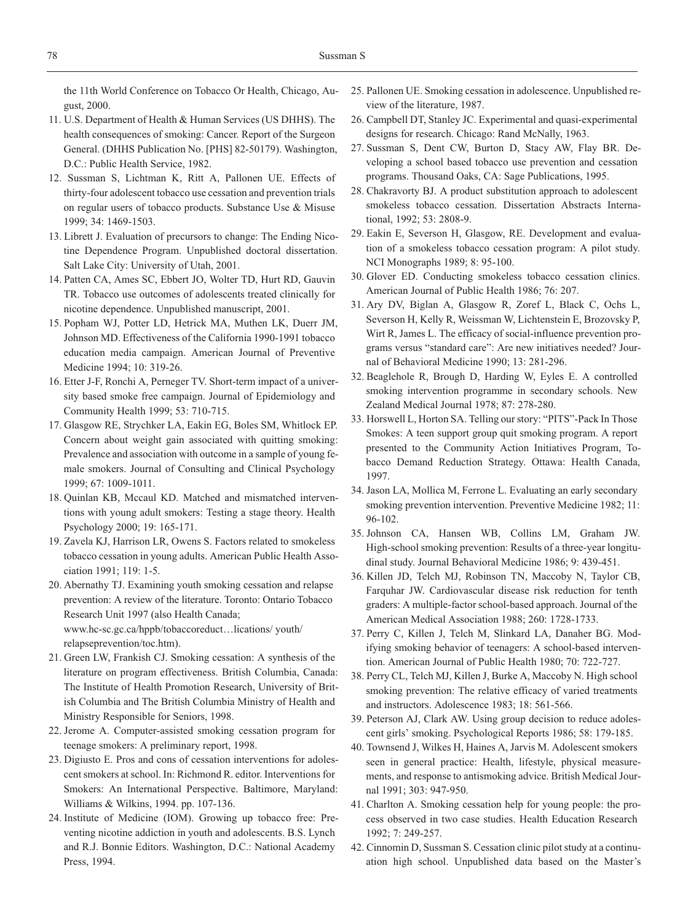the 11th World Conference on Tobacco Or Health, Chicago, August, 2000.

11. U.S. Department of Health & Human Services (US DHHS). The health consequences of smoking: Cancer. Report of the Surgeon General. (DHHS Publication No. [PHS] 82-50179). Washington, D.C.: Public Health Service, 1982.
12. Sussman S, Lichtman K, Ritt A, Pallonen UE. Effects of thirty-four adolescent tobacco use cessation and prevention trials on regular users of tobacco products. Substance Use & Misuse 1999; 34: 1469-1503.
13. Librett J. Evaluation of precursors to change: The Ending Nicotine Dependence Program. Unpublished doctoral dissertation. Salt Lake City: University of Utah, 2001.
14. Patten CA, Ames SC, Ebbert JO, Wolter TD, Hurt RD, Gauvin TR. Tobacco use outcomes of adolescents treated clinically for nicotine dependence. Unpublished manuscript, 2001.
15. Popham WJ, Potter LD, Hetrick MA, Muthen LK, Duerr JM, Johnson MD. Effectiveness of the California 1990-1991 tobacco education media campaign. American Journal of Preventive Medicine 1994; 10: 319-26.
16. Etter J-F, Ronchi A, Perneger TV. Short-term impact of a university based smoke free campaign. Journal of Epidemiology and Community Health 1999; 53: 710-715.
17. Glasgow RE, Strychker LA, Eakin EG, Boles SM, Whitlock EP. Concern about weight gain associated with quitting smoking: Prevalence and association with outcome in a sample of young female smokers. Journal of Consulting and Clinical Psychology 1999; 67: 1009-1011.
18. Quinlan KB, Mccaul KD. Matched and mismatched interventions with young adult smokers: Testing a stage theory. Health Psychology 2000; 19: 165-171.
19. Zavela KJ, Harrison LR, Owens S. Factors related to smokeless tobacco cessation in young adults. American Public Health Association 1991; 119: 1-5.
20. Abernathy TJ. Examining youth smoking cessation and relapse prevention: A review of the literature. Toronto: Ontario Tobacco Research Unit 1997 (also Health Canada; www.hc-sc.gc.ca/hppb/tobaccoreduct…lications/ youth/ relapseprevention/toc.htm).
21. Green LW, Frankish CJ. Smoking cessation: A synthesis of the literature on program effectiveness. British Columbia, Canada: The Institute of Health Promotion Research, University of British Columbia and The British Columbia Ministry of Health and Ministry Responsible for Seniors, 1998.
22. Jerome A. Computer-assisted smoking cessation program for teenage smokers: A preliminary report, 1998.
23. Digiusto E. Pros and cons of cessation interventions for adolescent smokers at school. In: Richmond R. editor. Interventions for Smokers: An International Perspective. Baltimore, Maryland: Williams & Wilkins, 1994. pp. 107-136.
24. Institute of Medicine (IOM). Growing up tobacco free: Preventing nicotine addiction in youth and adolescents. B.S. Lynch and R.J. Bonnie Editors. Washington, D.C.: National Academy Press, 1994.
25. Pallonen UE. Smoking cessation in adolescence. Unpublished review of the literature, 1987.
26. Campbell DT, Stanley JC. Experimental and quasi-experimental designs for research. Chicago: Rand McNally, 1963.
27. Sussman S, Dent CW, Burton D, Stacy AW, Flay BR. Developing a school based tobacco use prevention and cessation programs. Thousand Oaks, CA: Sage Publications, 1995.
28. Chakravorty BJ. A product substitution approach to adolescent smokeless tobacco cessation. Dissertation Abstracts International, 1992; 53: 2808-9.
29. Eakin E, Severson H, Glasgow, RE. Development and evaluation of a smokeless tobacco cessation program: A pilot study. NCI Monographs 1989; 8: 95-100.
30. Glover ED. Conducting smokeless tobacco cessation clinics. American Journal of Public Health 1986; 76: 207.
31. Ary DV, Biglan A, Glasgow R, Zoref L, Black C, Ochs L, Severson H, Kelly R, Weissman W, Lichtenstein E, Brozovsky P, Wirt R, James L. The efficacy of social-influence prevention programs versus "standard care": Are new initiatives needed? Journal of Behavioral Medicine 1990; 13: 281-296.
32. Beaglehole R, Brough D, Harding W, Eyles E. A controlled smoking intervention programme in secondary schools. New Zealand Medical Journal 1978; 87: 278-280.
33. Horswell L, Horton SA. Telling our story: "PITS"-Pack In Those Smokes: A teen support group quit smoking program. A report presented to the Community Action Initiatives Program, Tobacco Demand Reduction Strategy. Ottawa: Health Canada, 1997.
34. Jason LA, Mollica M, Ferrone L. Evaluating an early secondary smoking prevention intervention. Preventive Medicine 1982; 11: 96-102.
35. Johnson CA, Hansen WB, Collins LM, Graham JW. High-school smoking prevention: Results of a three-year longitudinal study. Journal Behavioral Medicine 1986; 9: 439-451.
36. Killen JD, Telch MJ, Robinson TN, Maccoby N, Taylor CB, Farquhar JW. Cardiovascular disease risk reduction for tenth graders: A multiple-factor school-based approach. Journal of the American Medical Association 1988; 260: 1728-1733.
37. Perry C, Killen J, Telch M, Slinkard LA, Danaher BG. Modifying smoking behavior of teenagers: A school-based intervention. American Journal of Public Health 1980; 70: 722-727.
38. Perry CL, Telch MJ, Killen J, Burke A, Maccoby N. High school smoking prevention: The relative efficacy of varied treatments and instructors. Adolescence 1983; 18: 561-566.
39. Peterson AJ, Clark AW. Using group decision to reduce adolescent girls' smoking. Psychological Reports 1986; 58: 179-185.
40. Townsend J, Wilkes H, Haines A, Jarvis M. Adolescent smokers seen in general practice: Health, lifestyle, physical measurements, and response to antismoking advice. British Medical Journal 1991; 303: 947-950.
41. Charlton A. Smoking cessation help for young people: the process observed in two case studies. Health Education Research 1992; 7: 249-257.
42. Cinnomin D, Sussman S. Cessation clinic pilot study at a continuation high school. Unpublished data based on the Master's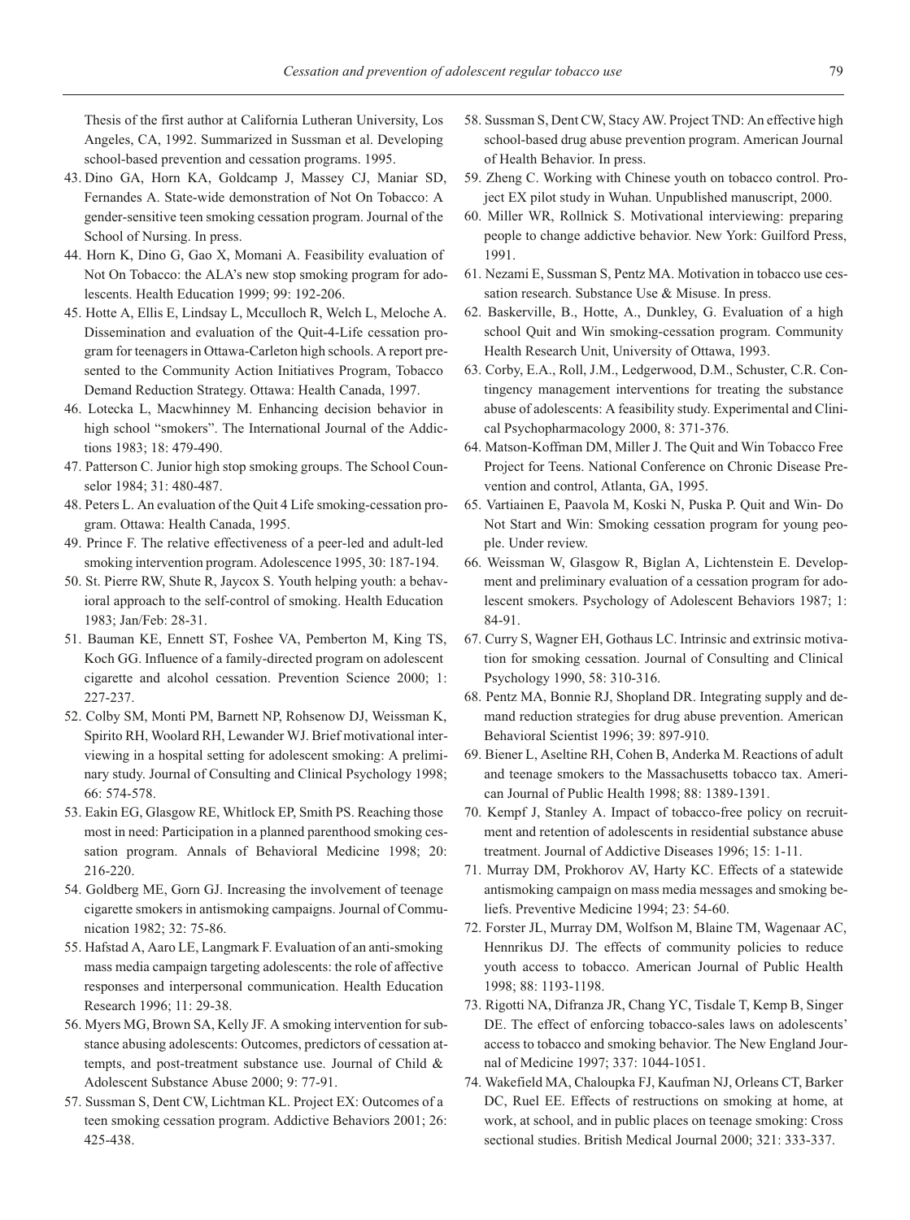Thesis of the first author at California Lutheran University, Los Angeles, CA, 1992. Summarized in Sussman et al. Developing school-based prevention and cessation programs. 1995.

43. Dino GA, Horn KA, Goldcamp J, Massey CJ, Maniar SD, Fernandes A. State-wide demonstration of Not On Tobacco: A gender-sensitive teen smoking cessation program. Journal of the School of Nursing. In press.
44. Horn K, Dino G, Gao X, Momani A. Feasibility evaluation of Not On Tobacco: the ALA's new stop smoking program for adolescents. Health Education 1999; 99: 192-206.
45. Hotte A, Ellis E, Lindsay L, Mcculloch R, Welch L, Meloche A. Dissemination and evaluation of the Quit-4-Life cessation program for teenagers in Ottawa-Carleton high schools. A report presented to the Community Action Initiatives Program, Tobacco Demand Reduction Strategy. Ottawa: Health Canada, 1997.
46. Lotecka L, Macwhinney M. Enhancing decision behavior in high school "smokers". The International Journal of the Addictions 1983; 18: 479-490.
47. Patterson C. Junior high stop smoking groups. The School Counselor 1984; 31: 480-487.
48. Peters L. An evaluation of the Quit 4 Life smoking-cessation program. Ottawa: Health Canada, 1995.
49. Prince F. The relative effectiveness of a peer-led and adult-led smoking intervention program. Adolescence 1995, 30: 187-194.
50. St. Pierre RW, Shute R, Jaycox S. Youth helping youth: a behavioral approach to the self-control of smoking. Health Education 1983; Jan/Feb: 28-31.
51. Bauman KE, Ennett ST, Foshee VA, Pemberton M, King TS, Koch GG. Influence of a family-directed program on adolescent cigarette and alcohol cessation. Prevention Science 2000; 1: 227-237.
52. Colby SM, Monti PM, Barnett NP, Rohsenow DJ, Weissman K, Spirito RH, Woolard RH, Lewander WJ. Brief motivational interviewing in a hospital setting for adolescent smoking: A preliminary study. Journal of Consulting and Clinical Psychology 1998; 66: 574-578.
53. Eakin EG, Glasgow RE, Whitlock EP, Smith PS. Reaching those most in need: Participation in a planned parenthood smoking cessation program. Annals of Behavioral Medicine 1998; 20: 216-220.
54. Goldberg ME, Gorn GJ. Increasing the involvement of teenage cigarette smokers in antismoking campaigns. Journal of Communication 1982; 32: 75-86.
55. Hafstad A, Aaro LE, Langmark F. Evaluation of an anti-smoking mass media campaign targeting adolescents: the role of affective responses and interpersonal communication. Health Education Research 1996; 11: 29-38.
56. Myers MG, Brown SA, Kelly JF. A smoking intervention for substance abusing adolescents: Outcomes, predictors of cessation attempts, and post-treatment substance use. Journal of Child & Adolescent Substance Abuse 2000; 9: 77-91.
57. Sussman S, Dent CW, Lichtman KL. Project EX: Outcomes of a teen smoking cessation program. Addictive Behaviors 2001; 26: 425-438.
58. Sussman S, Dent CW, Stacy AW. Project TND: An effective high school-based drug abuse prevention program. American Journal of Health Behavior. In press.
59. Zheng C. Working with Chinese youth on tobacco control. Project EX pilot study in Wuhan. Unpublished manuscript, 2000.
60. Miller WR, Rollnick S. Motivational interviewing: preparing people to change addictive behavior. New York: Guilford Press, 1991.
61. Nezami E, Sussman S, Pentz MA. Motivation in tobacco use cessation research. Substance Use & Misuse. In press.
62. Baskerville, B., Hotte, A., Dunkley, G. Evaluation of a high school Quit and Win smoking-cessation program. Community Health Research Unit, University of Ottawa, 1993.
63. Corby, E.A., Roll, J.M., Ledgerwood, D.M., Schuster, C.R. Contingency management interventions for treating the substance abuse of adolescents: A feasibility study. Experimental and Clinical Psychopharmacology 2000, 8: 371-376.
64. Matson-Koffman DM, Miller J. The Quit and Win Tobacco Free Project for Teens. National Conference on Chronic Disease Prevention and control, Atlanta, GA, 1995.
65. Vartiainen E, Paavola M, Koski N, Puska P. Quit and Win- Do Not Start and Win: Smoking cessation program for young people. Under review.
66. Weissman W, Glasgow R, Biglan A, Lichtenstein E. Development and preliminary evaluation of a cessation program for adolescent smokers. Psychology of Adolescent Behaviors 1987; 1: 84-91.
67. Curry S, Wagner EH, Gothaus LC. Intrinsic and extrinsic motivation for smoking cessation. Journal of Consulting and Clinical Psychology 1990, 58: 310-316.
68. Pentz MA, Bonnie RJ, Shopland DR. Integrating supply and demand reduction strategies for drug abuse prevention. American Behavioral Scientist 1996; 39: 897-910.
69. Biener L, Aseltine RH, Cohen B, Anderka M. Reactions of adult and teenage smokers to the Massachusetts tobacco tax. American Journal of Public Health 1998; 88: 1389-1391.
70. Kempf J, Stanley A. Impact of tobacco-free policy on recruitment and retention of adolescents in residential substance abuse treatment. Journal of Addictive Diseases 1996; 15: 1-11.
71. Murray DM, Prokhorov AV, Harty KC. Effects of a statewide antismoking campaign on mass media messages and smoking beliefs. Preventive Medicine 1994; 23: 54-60.
72. Forster JL, Murray DM, Wolfson M, Blaine TM, Wagenaar AC, Hennrikus DJ. The effects of community policies to reduce youth access to tobacco. American Journal of Public Health 1998; 88: 1193-1198.
73. Rigotti NA, Difranza JR, Chang YC, Tisdale T, Kemp B, Singer DE. The effect of enforcing tobacco-sales laws on adolescents' access to tobacco and smoking behavior. The New England Journal of Medicine 1997; 337: 1044-1051.
74. Wakefield MA, Chaloupka FJ, Kaufman NJ, Orleans CT, Barker DC, Ruel EE. Effects of restructions on smoking at home, at work, at school, and in public places on teenage smoking: Cross sectional studies. British Medical Journal 2000; 321: 333-337.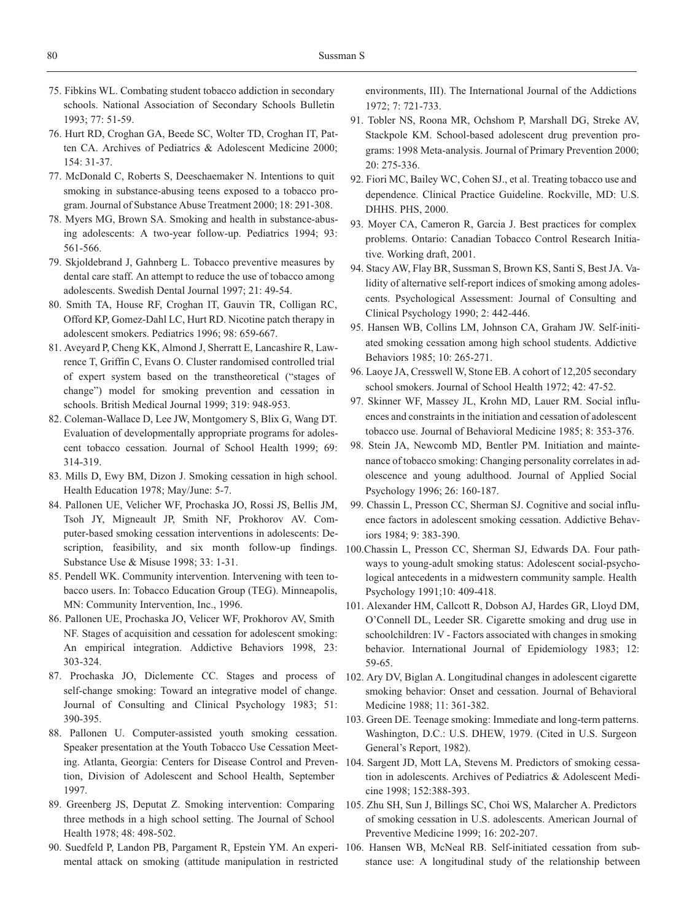75. Fibkins WL. Combating student tobacco addiction in secondary schools. National Association of Secondary Schools Bulletin 1993; 77: 51-59.
76. Hurt RD, Croghan GA, Beede SC, Wolter TD, Croghan IT, Patten CA. Archives of Pediatrics & Adolescent Medicine 2000; 154: 31-37.
77. McDonald C, Roberts S, Deschaemaker N. Intentions to quit smoking in substance-abusing teens exposed to a tobacco program. Journal of Substance Abuse Treatment 2000; 18: 291-308.
78. Myers MG, Brown SA. Smoking and health in substance-abusing adolescents: A two-year follow-up. Pediatrics 1994; 93: 561-566.
79. Skjoldebrand J, Gahnberg L. Tobacco preventive measures by dental care staff. An attempt to reduce the use of tobacco among adolescents. Swedish Dental Journal 1997; 21: 49-54.
80. Smith TA, House RF, Croghan IT, Gauvin TR, Colligan RC, Offord KP, Gomez-Dahl LC, Hurt RD. Nicotine patch therapy in adolescent smokers. Pediatrics 1996; 98: 659-667.
81. Aveyard P, Cheng KK, Almond J, Sherratt E, Lancashire R, Lawrence T, Griffin C, Evans O. Cluster randomised controlled trial of expert system based on the transtheoretical ("stages of change") model for smoking prevention and cessation in schools. British Medical Journal 1999; 319: 948-953.
82. Coleman-Wallace D, Lee JW, Montgomery S, Blix G, Wang DT. Evaluation of developmentally appropriate programs for adolescent tobacco cessation. Journal of School Health 1999; 69: 314-319.
83. Mills D, Ewy BM, Dizon J. Smoking cessation in high school. Health Education 1978; May/June: 5-7.
84. Pallonen UE, Velicher WF, Prochaska JO, Rossi JS, Bellis JM, Tsoh JY, Migneault JP, Smith NF, Prokhorov AV. Computer-based smoking cessation interventions in adolescents: Description, feasibility, and six month follow-up findings. Substance Use & Misuse 1998; 33: 1-31.
85. Pendell WK. Community intervention. Intervening with teen tobacco users. In: Tobacco Education Group (TEG). Minneapolis, MN: Community Intervention, Inc., 1996.
86. Pallonen UE, Prochaska JO, Velicer WF, Prokhorov AV, Smith NF. Stages of acquisition and cessation for adolescent smoking: An empirical integration. Addictive Behaviors 1998, 23: 303-324.
87. Prochaska JO, Diclemente CC. Stages and process of self-change smoking: Toward an integrative model of change. Journal of Consulting and Clinical Psychology 1983; 51: 390-395.
88. Pallonen U. Computer-assisted youth smoking cessation. Speaker presentation at the Youth Tobacco Use Cessation Meeting. Atlanta, Georgia: Centers for Disease Control and Prevention, Division of Adolescent and School Health, September 1997.
89. Greenberg JS, Deputat Z. Smoking intervention: Comparing three methods in a high school setting. The Journal of School Health 1978; 48: 498-502.
90. Suedfeld P, Landon PB, Pargament R, Epstein YM. An experimental attack on smoking (attitude manipulation in restricted environments, III). The International Journal of the Addictions 1972; 7: 721-733.
91. Tobler NS, Roona MR, Ochshom P, Marshall DG, Streke AV, Stackpole KM. School-based adolescent drug prevention programs: 1998 Meta-analysis. Journal of Primary Prevention 2000; 20: 275-336.
92. Fiori MC, Bailey WC, Cohen SJ., et al. Treating tobacco use and dependence. Clinical Practice Guideline. Rockville, MD: U.S. DHHS. PHS, 2000.
93. Moyer CA, Cameron R, Garcia J. Best practices for complex problems. Ontario: Canadian Tobacco Control Research Initiative. Working draft, 2001.
94. Stacy AW, Flay BR, Sussman S, Brown KS, Santi S, Best JA. Validity of alternative self-report indices of smoking among adolescents. Psychological Assessment: Journal of Consulting and Clinical Psychology 1990; 2: 442-446.
95. Hansen WB, Collins LM, Johnson CA, Graham JW. Self-initiated smoking cessation among high school students. Addictive Behaviors 1985; 10: 265-271.
96. Laoye JA, Cresswell W, Stone EB. A cohort of 12,205 secondary school smokers. Journal of School Health 1972; 42: 47-52.
97. Skinner WF, Massey JL, Krohn MD, Lauer RM. Social influences and constraints in the initiation and cessation of adolescent tobacco use. Journal of Behavioral Medicine 1985; 8: 353-376.
98. Stein JA, Newcomb MD, Bentler PM. Initiation and maintenance of tobacco smoking: Changing personality correlates in adolescence and young adulthood. Journal of Applied Social Psychology 1996; 26: 160-187.
99. Chassin L, Presson CC, Sherman SJ. Cognitive and social influence factors in adolescent smoking cessation. Addictive Behaviors 1984; 9: 383-390.
100. Chassin L, Presson CC, Sherman SJ, Edwards DA. Four pathways to young-adult smoking status: Adolescent social-psychological antecedents in a midwestern community sample. Health Psychology 1991;10: 409-418.
101. Alexander HM, Callcott R, Dobson AJ, Hardes GR, Lloyd DM, O'Connell DL, Leeder SR. Cigarette smoking and drug use in schoolchildren: IV - Factors associated with changes in smoking behavior. International Journal of Epidemiology 1983; 12: 59-65.
102. Ary DV, Biglan A. Longitudinal changes in adolescent cigarette smoking behavior: Onset and cessation. Journal of Behavioral Medicine 1988; 11: 361-382.
103. Green DE. Teenage smoking: Immediate and long-term patterns. Washington, D.C.: U.S. DHEW, 1979. (Cited in U.S. Surgeon General's Report, 1982).
104. Sargent JD, Mott LA, Stevens M. Predictors of smoking cessation in adolescents. Archives of Pediatrics & Adolescent Medicine 1998; 152:388-393.
105. Zhu SH, Sun J, Billings SC, Choi WS, Malarcher A. Predictors of smoking cessation in U.S. adolescents. American Journal of Preventive Medicine 1999; 16: 202-207.
106. Hansen WB, McNeal RB. Self-initiated cessation from substance use: A longitudinal study of the relationship between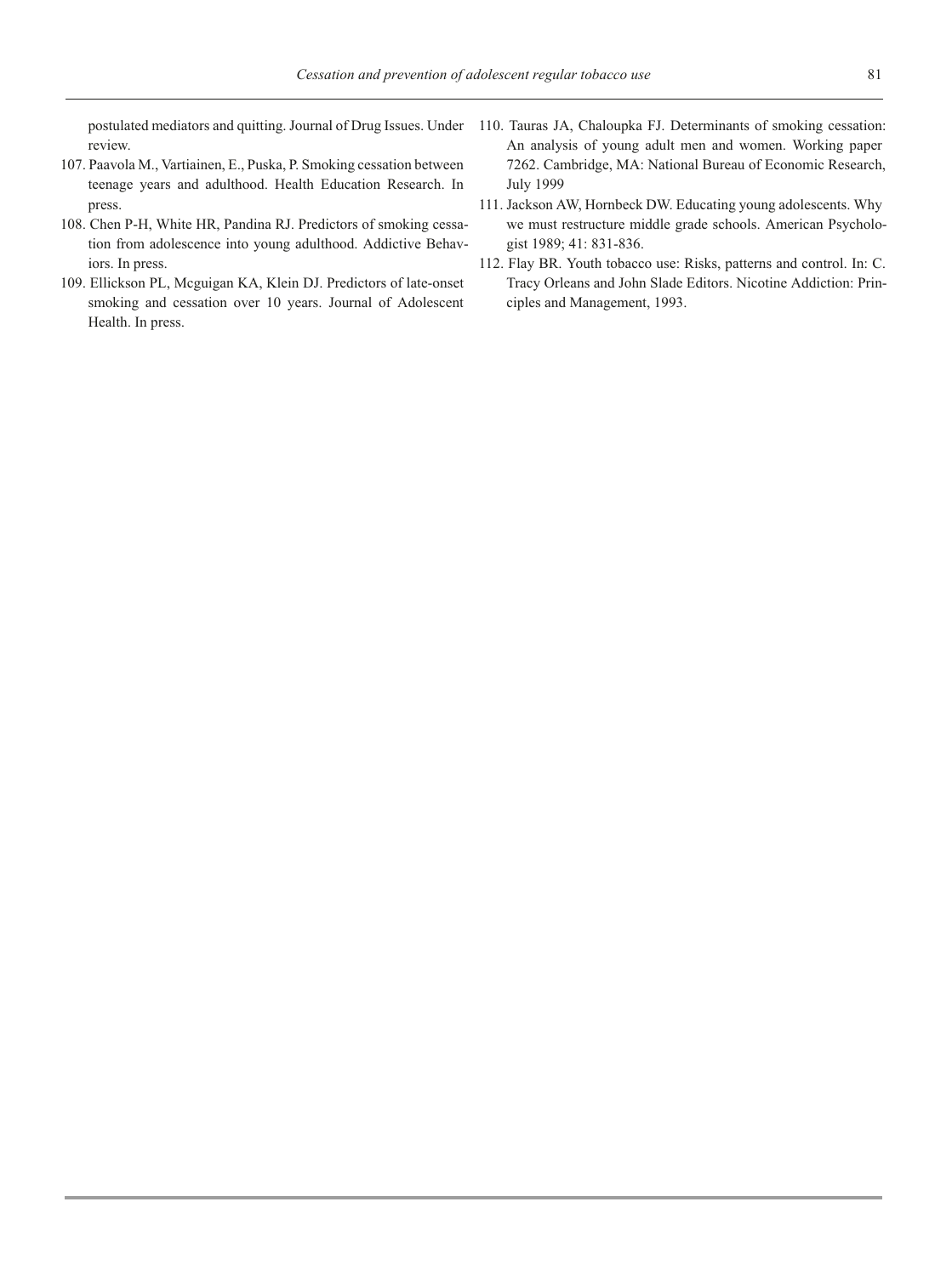postulated mediators and quitting. Journal of Drug Issues. Under review.

107. Paavola M., Vartiainen, E., Puska, P. Smoking cessation between teenage years and adulthood. Health Education Research. In press.
108. Chen P-H, White HR, Pandina RJ. Predictors of smoking cessation from adolescence into young adulthood. Addictive Behaviors. In press.
109. Ellickson PL, Mcguigan KA, Klein DJ. Predictors of late-onset smoking and cessation over 10 years. Journal of Adolescent Health. In press.
110. Tauras JA, Chaloupka FJ. Determinants of smoking cessation: An analysis of young adult men and women. Working paper 7262. Cambridge, MA: National Bureau of Economic Research, July 1999
111. Jackson AW, Hornbeck DW. Educating young adolescents. Why we must restructure middle grade schools. American Psychologist 1989; 41: 831-836.
112. Flay BR. Youth tobacco use: Risks, patterns and control. In: C. Tracy Orleans and John Slade Editors. Nicotine Addiction: Principles and Management, 1993.